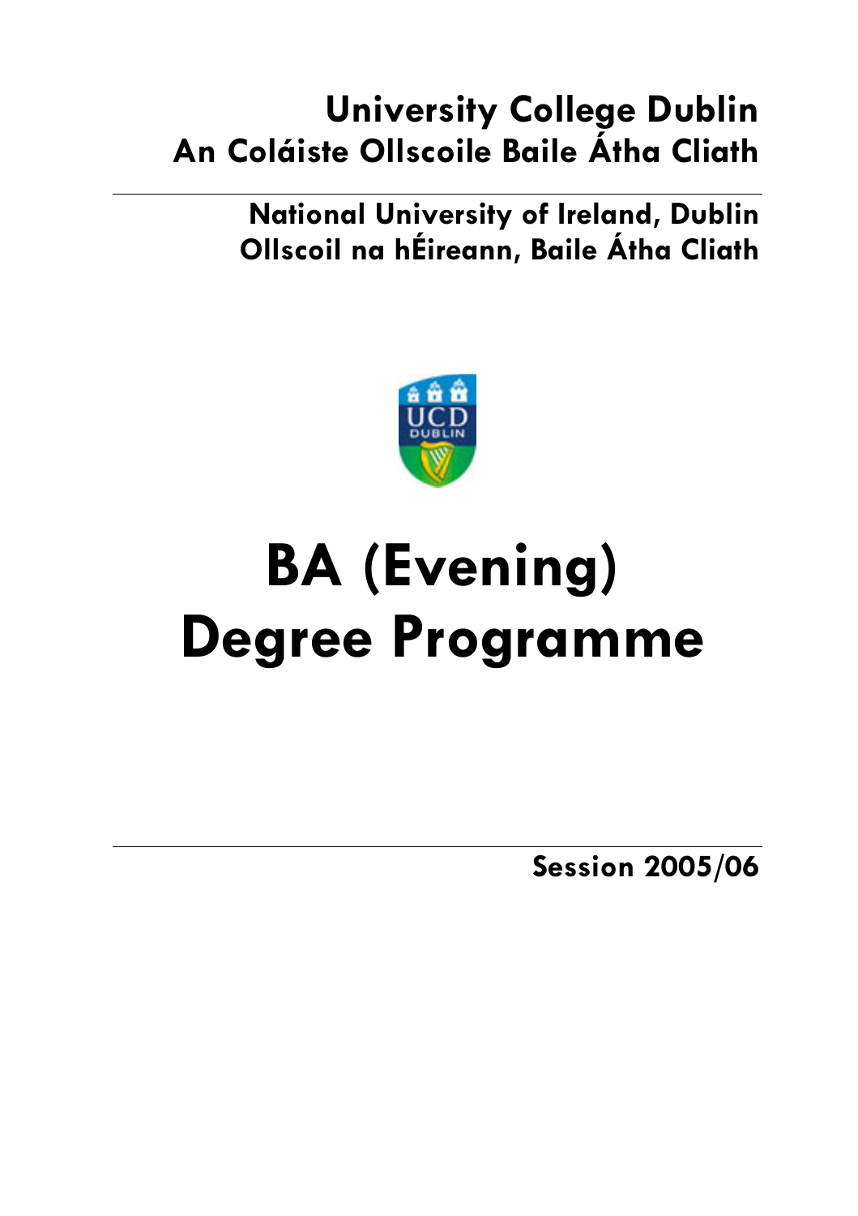**University College Dublin**
**An Coláiste Ollscoile Baile Átha Cliath**

---

**National University of Ireland, Dublin**
**Ollscoil na hÉireann, Baile Átha Cliath**

# BA (Evening) Degree Programme

---

**Session 2005/06**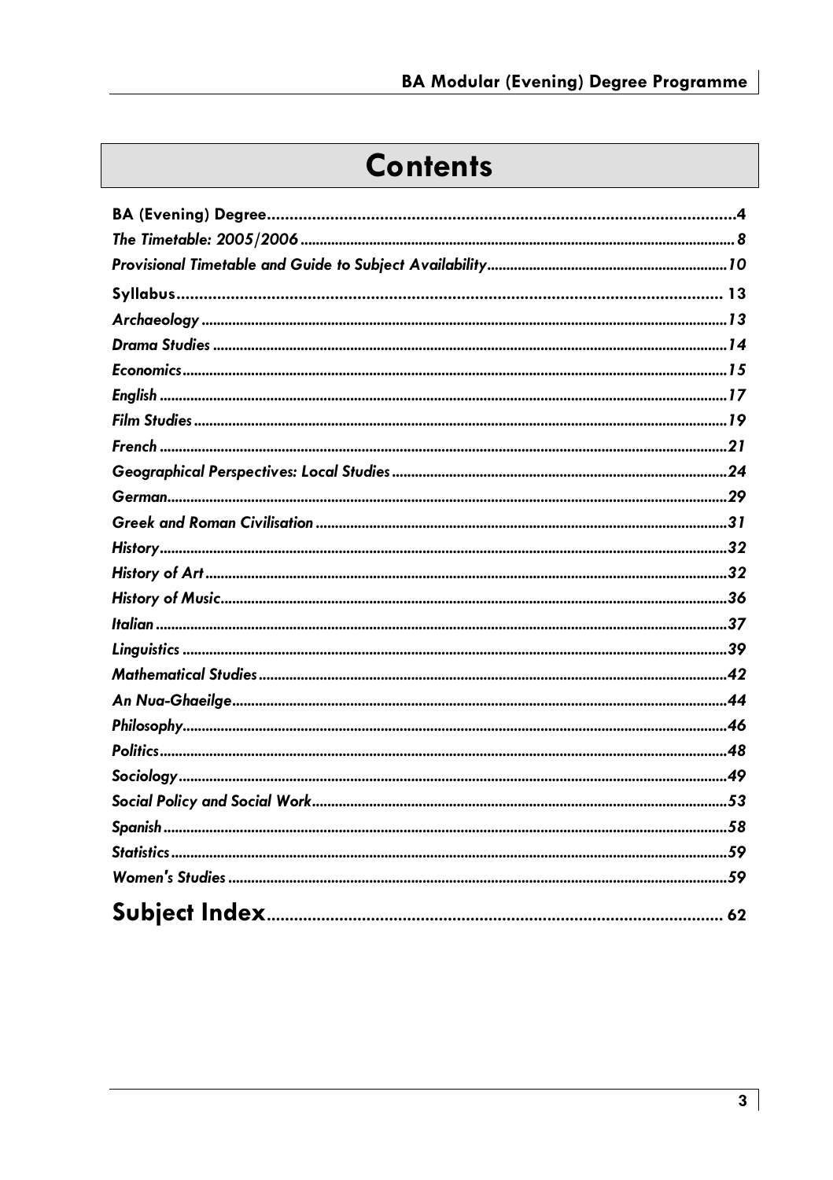# Contents

**BA (Evening) Degree** ........ 4

*The Timetable: 2005/2006* ........ 8

*Provisional Timetable and Guide to Subject Availability* ........ 10

**Syllabus** ........ 13

*Archaeology* ........ 13

*Drama Studies* ........ 14

*Economics* ........ 15

*English* ........ 17

*Film Studies* ........ 19

*French* ........ 21

*Geographical Perspectives: Local Studies* ........ 24

*German* ........ 29

*Greek and Roman Civilisation* ........ 31

*History* ........ 32

*History of Art* ........ 32

*History of Music* ........ 36

*Italian* ........ 37

*Linguistics* ........ 39

*Mathematical Studies* ........ 42

*An Nua-Ghaeilge* ........ 44

*Philosophy* ........ 46

*Politics* ........ 48

*Sociology* ........ 49

*Social Policy and Social Work* ........ 53

*Spanish* ........ 58

*Statistics* ........ 59

*Women's Studies* ........ 59

**Subject Index** ........ 62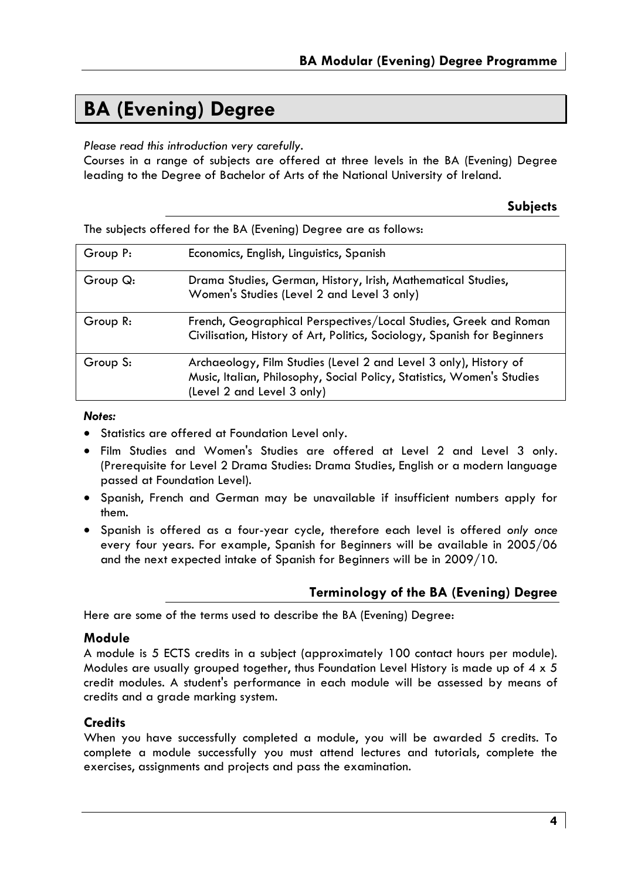# BA (Evening) Degree

*Please read this introduction very carefully.*

Courses in a range of subjects are offered at three levels in the BA (Evening) Degree leading to the Degree of Bachelor of Arts of the National University of Ireland.

## Subjects

The subjects offered for the BA (Evening) Degree are as follows:

| Group | Subjects |
|---|---|
| Group P: | Economics, English, Linguistics, Spanish |
| Group Q: | Drama Studies, German, History, Irish, Mathematical Studies, Women's Studies (Level 2 and Level 3 only) |
| Group R: | French, Geographical Perspectives/Local Studies, Greek and Roman Civilisation, History of Art, Politics, Sociology, Spanish for Beginners |
| Group S: | Archaeology, Film Studies (Level 2 and Level 3 only), History of Music, Italian, Philosophy, Social Policy, Statistics, Women's Studies (Level 2 and Level 3 only) |

***Notes:***

- Statistics are offered at Foundation Level only.
- Film Studies and Women's Studies are offered at Level 2 and Level 3 only. (Prerequisite for Level 2 Drama Studies: Drama Studies, English or a modern language passed at Foundation Level).
- Spanish, French and German may be unavailable if insufficient numbers apply for them.
- Spanish is offered as a four-year cycle, therefore each level is offered *only once* every four years. For example, Spanish for Beginners will be available in 2005/06 and the next expected intake of Spanish for Beginners will be in 2009/10.

## Terminology of the BA (Evening) Degree

Here are some of the terms used to describe the BA (Evening) Degree:

### Module

A module is 5 ECTS credits in a subject (approximately 100 contact hours per module). Modules are usually grouped together, thus Foundation Level History is made up of 4 x 5 credit modules. A student's performance in each module will be assessed by means of credits and a grade marking system.

### Credits

When you have successfully completed a module, you will be awarded 5 credits. To complete a module successfully you must attend lectures and tutorials, complete the exercises, assignments and projects and pass the examination.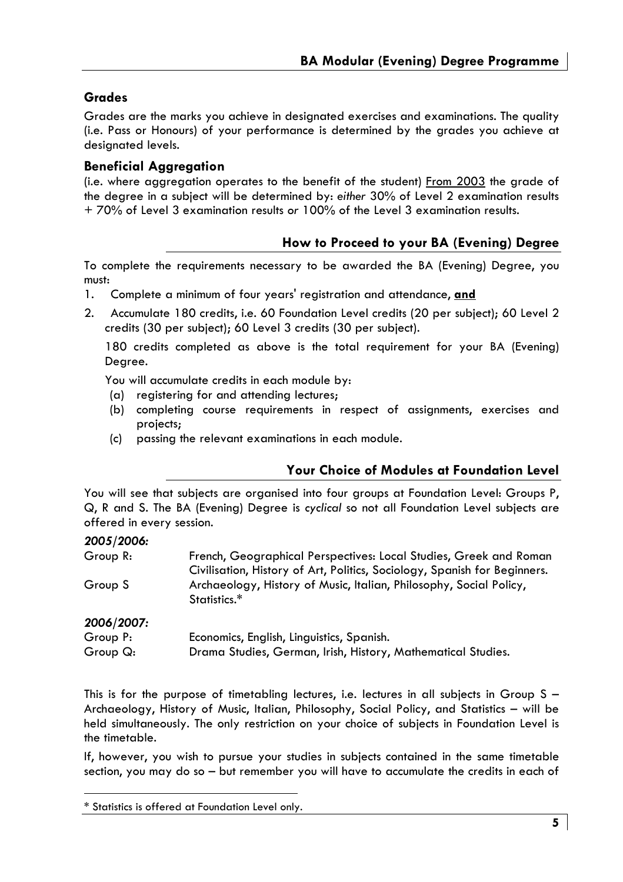## Grades

Grades are the marks you achieve in designated exercises and examinations. The quality (i.e. Pass or Honours) of your performance is determined by the grades you achieve at designated levels.

## Beneficial Aggregation

(i.e. where aggregation operates to the benefit of the student) From 2003 the grade of the degree in a subject will be determined by: *either* 30% of Level 2 examination results + 70% of Level 3 examination results *or* 100% of the Level 3 examination results.

## How to Proceed to your BA (Evening) Degree

To complete the requirements necessary to be awarded the BA (Evening) Degree, you must:

1. Complete a minimum of four years' registration and attendance, **and**
2. Accumulate 180 credits, i.e. 60 Foundation Level credits (20 per subject); 60 Level 2 credits (30 per subject); 60 Level 3 credits (30 per subject).

   180 credits completed as above is the total requirement for your BA (Evening) Degree.

   You will accumulate credits in each module by:

   (a) registering for and attending lectures;
   (b) completing course requirements in respect of assignments, exercises and projects;
   (c) passing the relevant examinations in each module.

## Your Choice of Modules at Foundation Level

You will see that subjects are organised into four groups at Foundation Level: Groups P, Q, R and S. The BA (Evening) Degree is *cyclical* so not all Foundation Level subjects are offered in every session.

***2005/2006:***

| | |
|---|---|
| Group R: | French, Geographical Perspectives: Local Studies, Greek and Roman Civilisation, History of Art, Politics, Sociology, Spanish for Beginners. |
| Group S | Archaeology, History of Music, Italian, Philosophy, Social Policy, Statistics.* |

***2006/2007:***

| | |
|---|---|
| Group P: | Economics, English, Linguistics, Spanish. |
| Group Q: | Drama Studies, German, Irish, History, Mathematical Studies. |

This is for the purpose of timetabling lectures, i.e. lectures in all subjects in Group S – Archaeology, History of Music, Italian, Philosophy, Social Policy, and Statistics – will be held simultaneously. The only restriction on your choice of subjects in Foundation Level is the timetable.

If, however, you wish to pursue your studies in subjects contained in the same timetable section, you may do so – but remember you will have to accumulate the credits in each of

* Statistics is offered at Foundation Level only.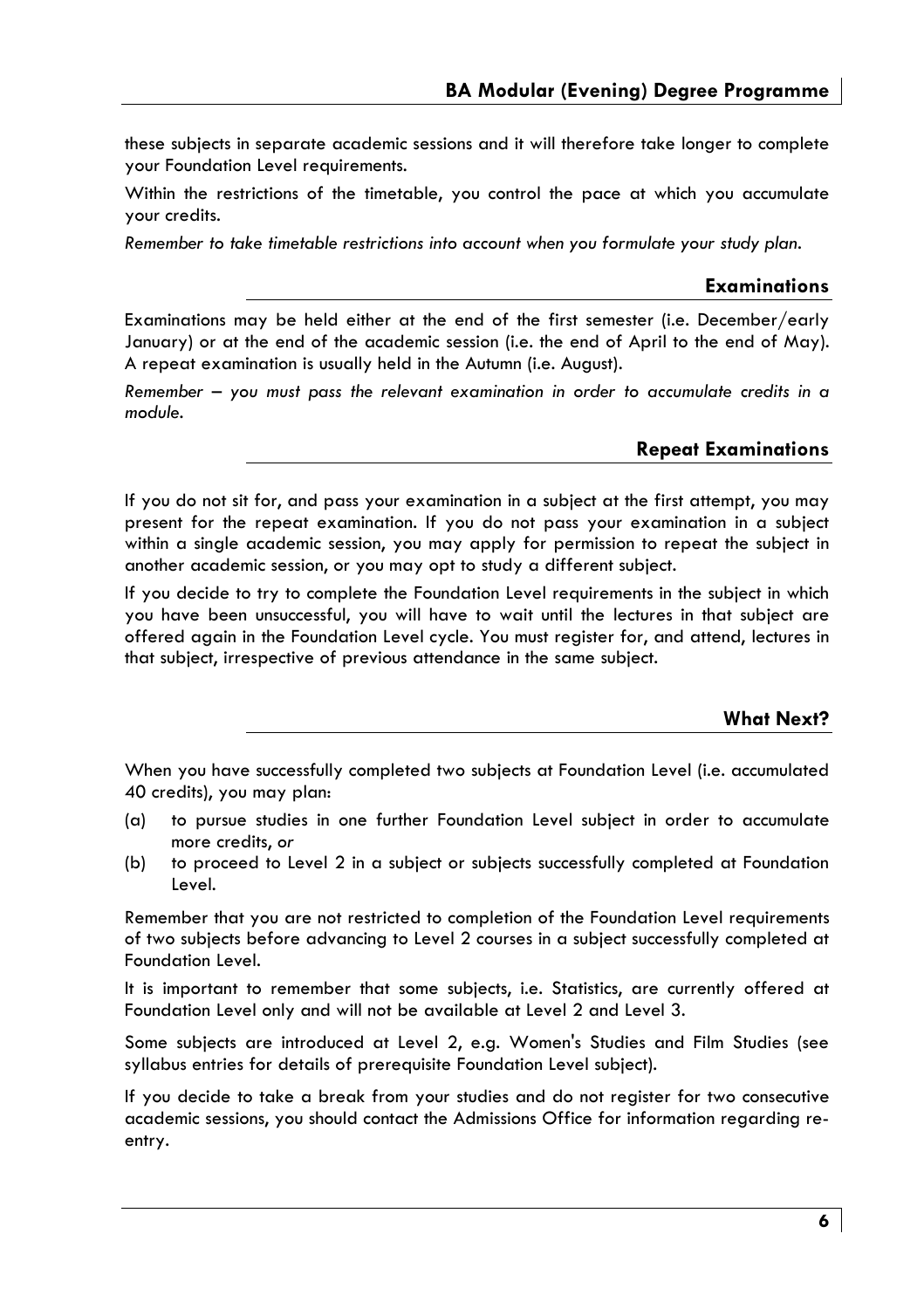these subjects in separate academic sessions and it will therefore take longer to complete your Foundation Level requirements.

Within the restrictions of the timetable, you control the pace at which you accumulate your credits.

*Remember to take timetable restrictions into account when you formulate your study plan.*

## Examinations

Examinations may be held either at the end of the first semester (i.e. December/early January) or at the end of the academic session (i.e. the end of April to the end of May). A repeat examination is usually held in the Autumn (i.e. August).

*Remember – you must pass the relevant examination in order to accumulate credits in a module.*

## Repeat Examinations

If you do not sit for, and pass your examination in a subject at the first attempt, you may present for the repeat examination. If you do not pass your examination in a subject within a single academic session, you may apply for permission to repeat the subject in another academic session, or you may opt to study a different subject.

If you decide to try to complete the Foundation Level requirements in the subject in which you have been unsuccessful, you will have to wait until the lectures in that subject are offered again in the Foundation Level cycle. You must register for, and attend, lectures in that subject, irrespective of previous attendance in the same subject.

## What Next?

When you have successfully completed two subjects at Foundation Level (i.e. accumulated 40 credits), you may plan:

(a) to pursue studies in one further Foundation Level subject in order to accumulate more credits, *or*

(b) to proceed to Level 2 in a subject or subjects successfully completed at Foundation Level.

Remember that you are not restricted to completion of the Foundation Level requirements of two subjects before advancing to Level 2 courses in a subject successfully completed at Foundation Level.

It is important to remember that some subjects, i.e. Statistics, are currently offered at Foundation Level only and will not be available at Level 2 and Level 3.

Some subjects are introduced at Level 2, e.g. Women's Studies and Film Studies (see syllabus entries for details of prerequisite Foundation Level subject).

If you decide to take a break from your studies and do not register for two consecutive academic sessions, you should contact the Admissions Office for information regarding re-entry.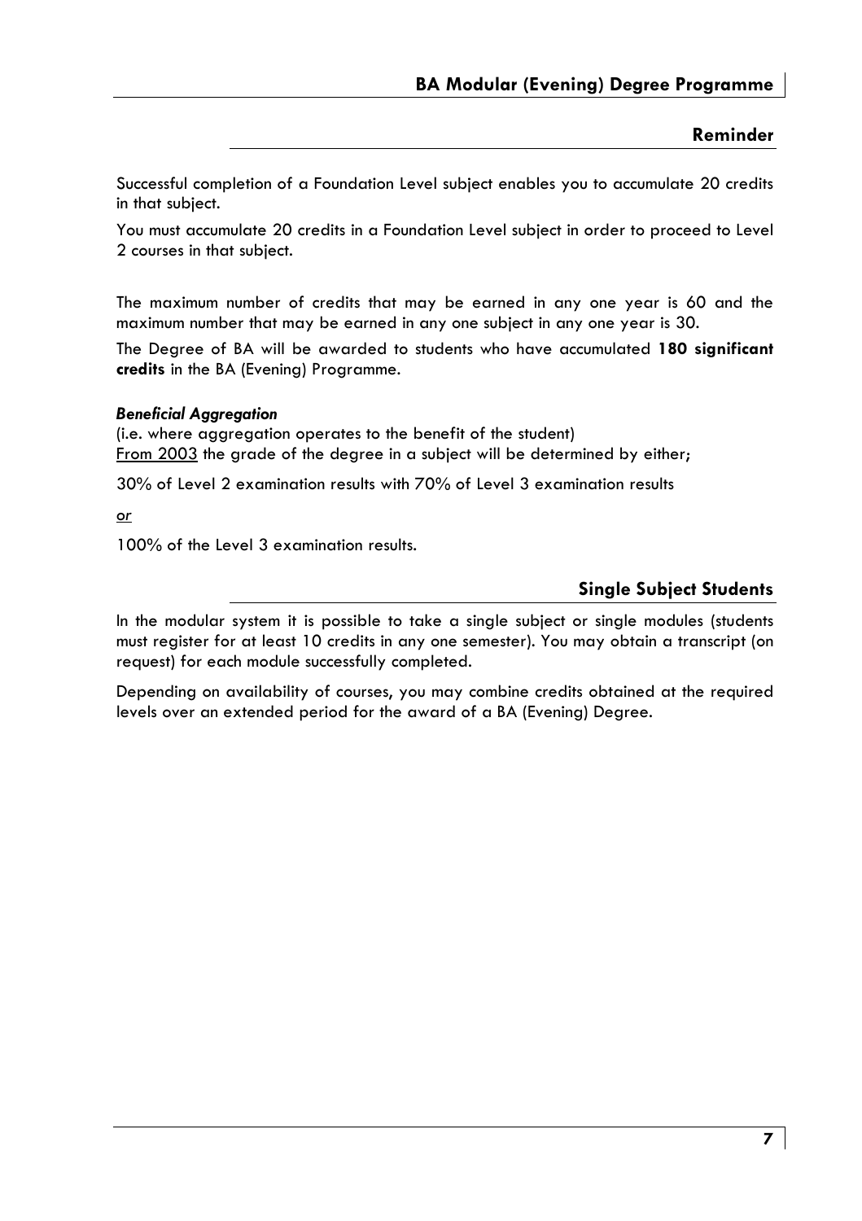## Reminder

Successful completion of a Foundation Level subject enables you to accumulate 20 credits in that subject.

You must accumulate 20 credits in a Foundation Level subject in order to proceed to Level 2 courses in that subject.

The maximum number of credits that may be earned in any one year is 60 and the maximum number that may be earned in any one subject in any one year is 30.

The Degree of BA will be awarded to students who have accumulated **180 significant credits** in the BA (Evening) Programme.

***Beneficial Aggregation***

(i.e. where aggregation operates to the benefit of the student)
From 2003 the grade of the degree in a subject will be determined by either;

30% of Level 2 examination results with 70% of Level 3 examination results

*or*

100% of the Level 3 examination results.

## Single Subject Students

In the modular system it is possible to take a single subject or single modules (students must register for at least 10 credits in any one semester). You may obtain a transcript (on request) for each module successfully completed.

Depending on availability of courses, you may combine credits obtained at the required levels over an extended period for the award of a BA (Evening) Degree.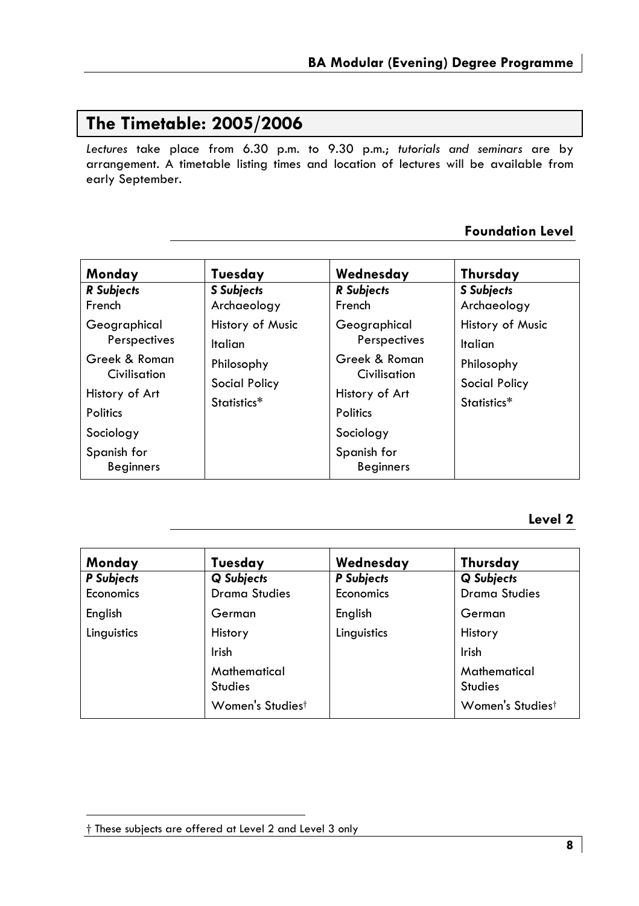## The Timetable: 2005/2006

*Lectures* take place from 6.30 p.m. to 9.30 p.m.; *tutorials and seminars* are by arrangement. A timetable listing times and location of lectures will be available from early September.

### Foundation Level

| Monday | Tuesday | Wednesday | Thursday |
|---|---|---|---|
| ***R Subjects*** | ***S Subjects*** | ***R Subjects*** | ***S Subjects*** |
| French | Archaeology | French | Archaeology |
| Geographical Perspectives | History of Music | Geographical Perspectives | History of Music |
| Greek & Roman Civilisation | Italian | Greek & Roman Civilisation | Italian |
| History of Art | Philosophy | History of Art | Philosophy |
| Politics | Social Policy | Politics | Social Policy |
| Sociology | Statistics* | Sociology | Statistics* |
| Spanish for Beginners | | Spanish for Beginners | |

### Level 2

| Monday | Tuesday | Wednesday | Thursday |
|---|---|---|---|
| ***P Subjects*** | ***Q Subjects*** | ***P Subjects*** | ***Q Subjects*** |
| Economics | Drama Studies | Economics | Drama Studies |
| English | German | English | German |
| Linguistics | History | Linguistics | History |
| | Irish | | Irish |
| | Mathematical Studies | | Mathematical Studies |
| | Women's Studies† | | Women's Studies† |

† These subjects are offered at Level 2 and Level 3 only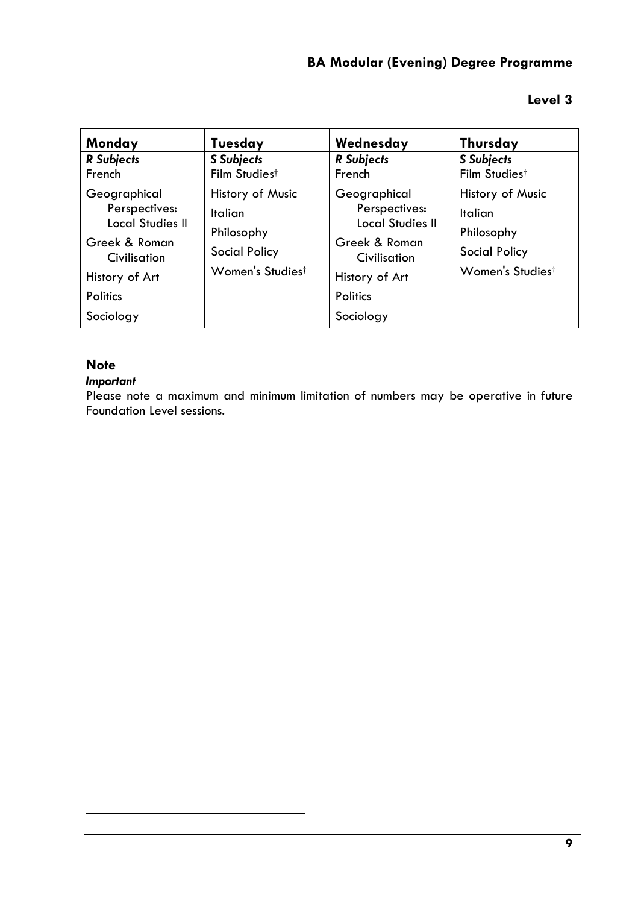## Level 3

| Monday | Tuesday | Wednesday | Thursday |
|---|---|---|---|
| ***R Subjects*** | ***S Subjects*** | ***R Subjects*** | ***S Subjects*** |
| French | Film Studies† | French | Film Studies† |
| Geographical Perspectives: Local Studies II | History of Music | Geographical Perspectives: Local Studies II | History of Music |
| Greek & Roman Civilisation | Italian | Greek & Roman Civilisation | Italian |
| History of Art | Philosophy | History of Art | Philosophy |
| Politics | Social Policy | Politics | Social Policy |
| Sociology | Women's Studies† | Sociology | Women's Studies† |

### Note

***Important***

Please note a maximum and minimum limitation of numbers may be operative in future Foundation Level sessions.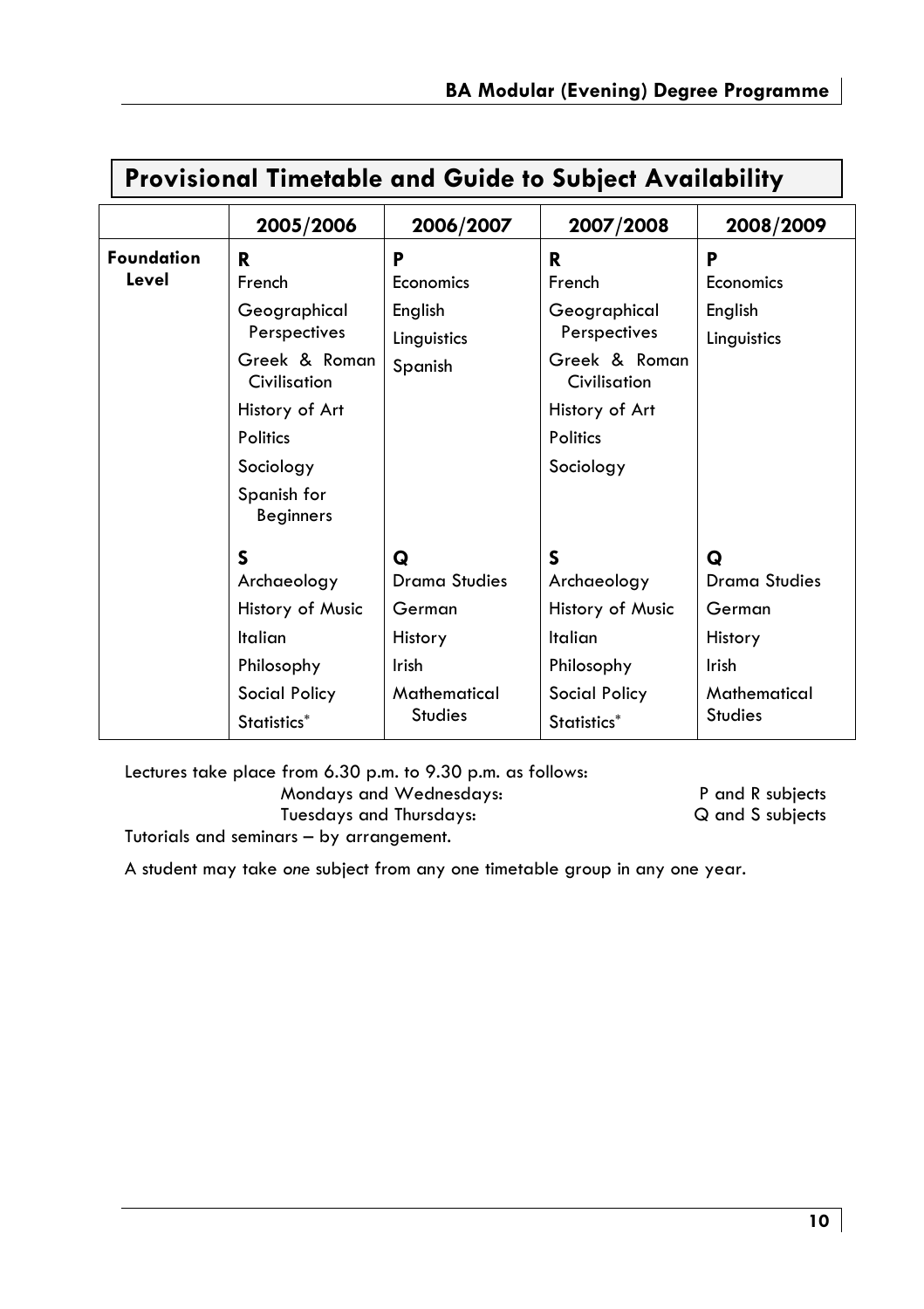## Provisional Timetable and Guide to Subject Availability

| | 2005/2006 | 2006/2007 | 2007/2008 | 2008/2009 |
|---|---|---|---|---|
| **Foundation Level** | **R**<br>French<br>Geographical Perspectives<br>Greek & Roman Civilisation<br>History of Art<br>Politics<br>Sociology<br>Spanish for Beginners | **P**<br>Economics<br>English<br>Linguistics<br>Spanish | **R**<br>French<br>Geographical Perspectives<br>Greek & Roman Civilisation<br>History of Art<br>Politics<br>Sociology | **P**<br>Economics<br>English<br>Linguistics |
| | **S**<br>Archaeology<br>History of Music<br>Italian<br>Philosophy<br>Social Policy<br>Statistics* | **Q**<br>Drama Studies<br>German<br>History<br>Irish<br>Mathematical Studies | **S**<br>Archaeology<br>History of Music<br>Italian<br>Philosophy<br>Social Policy<br>Statistics* | **Q**<br>Drama Studies<br>German<br>History<br>Irish<br>Mathematical Studies |

Lectures take place from 6.30 p.m. to 9.30 p.m. as follows:

Mondays and Wednesdays: P and R subjects
Tuesdays and Thursdays: Q and S subjects

Tutorials and seminars – by arrangement.

A student may take *one* subject from any one timetable group in any one year.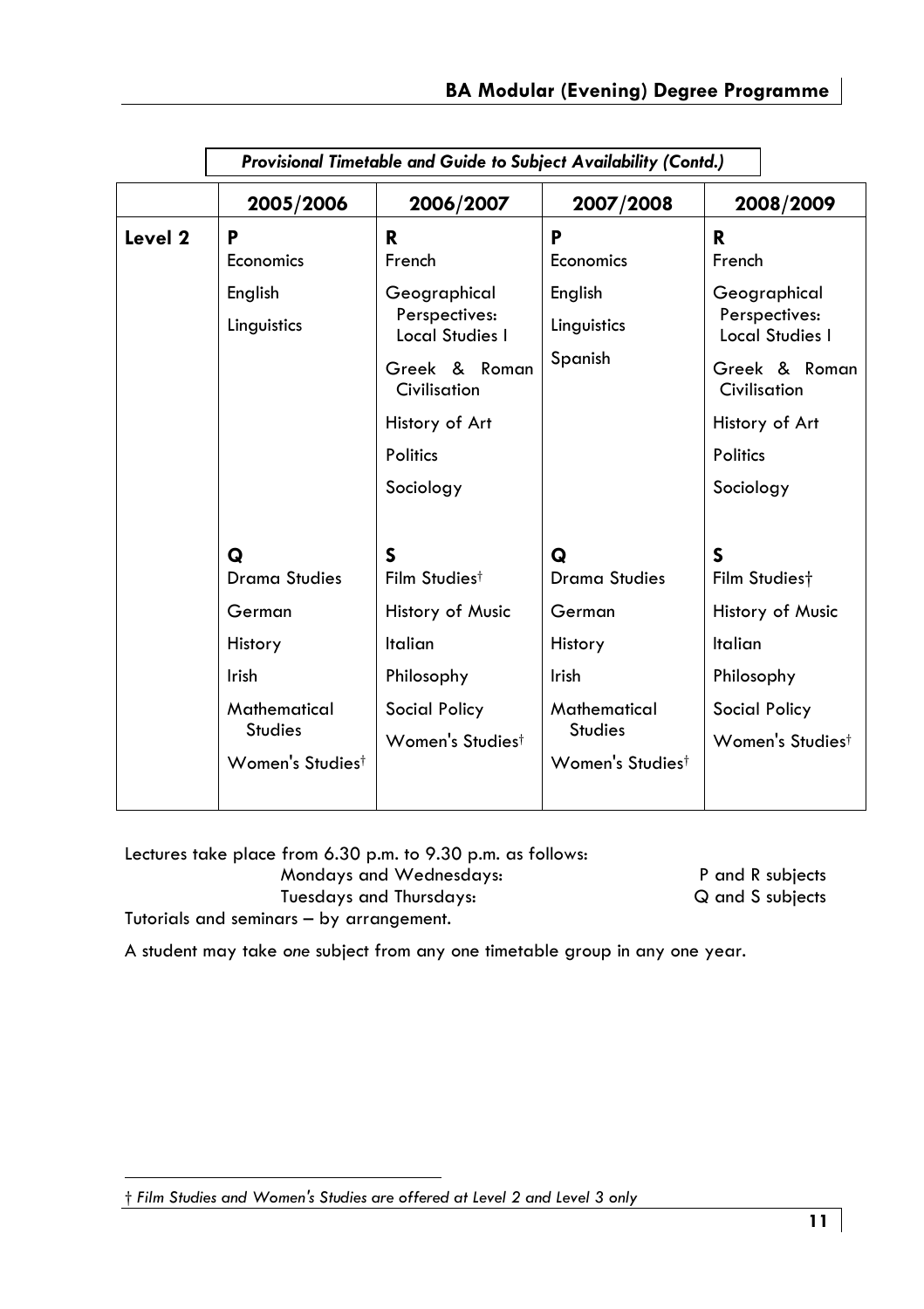### Provisional Timetable and Guide to Subject Availability (Contd.)

| | 2005/2006 | 2006/2007 | 2007/2008 | 2008/2009 |
|---|---|---|---|---|
| **Level 2** | **P**<br>Economics<br>English<br>Linguistics | **R**<br>French<br>Geographical Perspectives: Local Studies I<br>Greek & Roman Civilisation<br>History of Art<br>Politics<br>Sociology | **P**<br>Economics<br>English<br>Linguistics<br>Spanish | **R**<br>French<br>Geographical Perspectives: Local Studies I<br>Greek & Roman Civilisation<br>History of Art<br>Politics<br>Sociology |
| | **Q**<br>Drama Studies<br>German<br>History<br>Irish<br>Mathematical Studies<br>Women's Studies† | **S**<br>Film Studies†<br>History of Music<br>Italian<br>Philosophy<br>Social Policy<br>Women's Studies† | **Q**<br>Drama Studies<br>German<br>History<br>Irish<br>Mathematical Studies<br>Women's Studies† | **S**<br>Film Studies†<br>History of Music<br>Italian<br>Philosophy<br>Social Policy<br>Women's Studies† |

Lectures take place from 6.30 p.m. to 9.30 p.m. as follows:

| | |
|---|---|
| Mondays and Wednesdays: | P and R subjects |
| Tuesdays and Thursdays: | Q and S subjects |

Tutorials and seminars – by arrangement.

A student may take *one* subject from any one timetable group in any one year.

† *Film Studies and Women's Studies are offered at Level 2 and Level 3 only*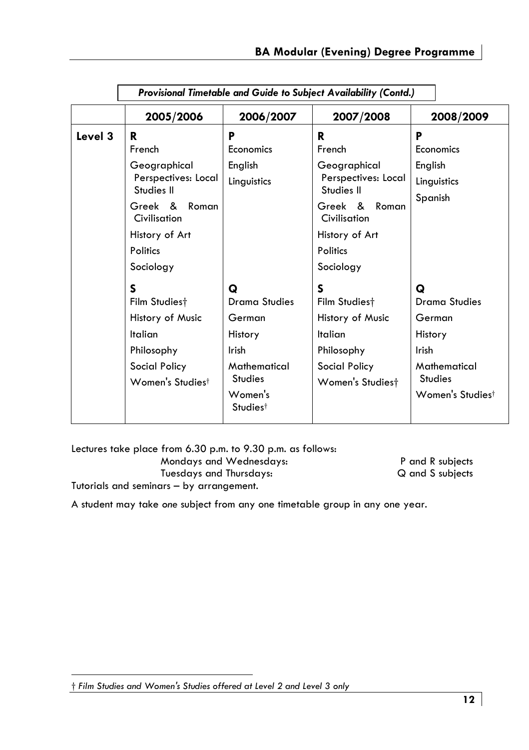## Provisional Timetable and Guide to Subject Availability (Contd.)

| | 2005/2006 | 2006/2007 | 2007/2008 | 2008/2009 |
|---|---|---|---|---|
| Level 3 | **R**<br>French<br>Geographical Perspectives: Local Studies II<br>Greek & Roman Civilisation<br>History of Art<br>Politics<br>Sociology | **P**<br>Economics<br>English<br>Linguistics | **R**<br>French<br>Geographical Perspectives: Local Studies II<br>Greek & Roman Civilisation<br>History of Art<br>Politics<br>Sociology | **P**<br>Economics<br>English<br>Linguistics<br>Spanish |
| | **S**<br>Film Studies†<br>History of Music<br>Italian<br>Philosophy<br>Social Policy<br>Women's Studies† | **Q**<br>Drama Studies<br>German<br>History<br>Irish<br>Mathematical Studies<br>Women's Studies† | **S**<br>Film Studies†<br>History of Music<br>Italian<br>Philosophy<br>Social Policy<br>Women's Studies† | **Q**<br>Drama Studies<br>German<br>History<br>Irish<br>Mathematical Studies<br>Women's Studies† |

Lectures take place from 6.30 p.m. to 9.30 p.m. as follows:

Mondays and Wednesdays: P and R subjects
Tuesdays and Thursdays: Q and S subjects

Tutorials and seminars – by arrangement.

A student may take *one* subject from any one timetable group in any one year.

† *Film Studies and Women's Studies offered at Level 2 and Level 3 only*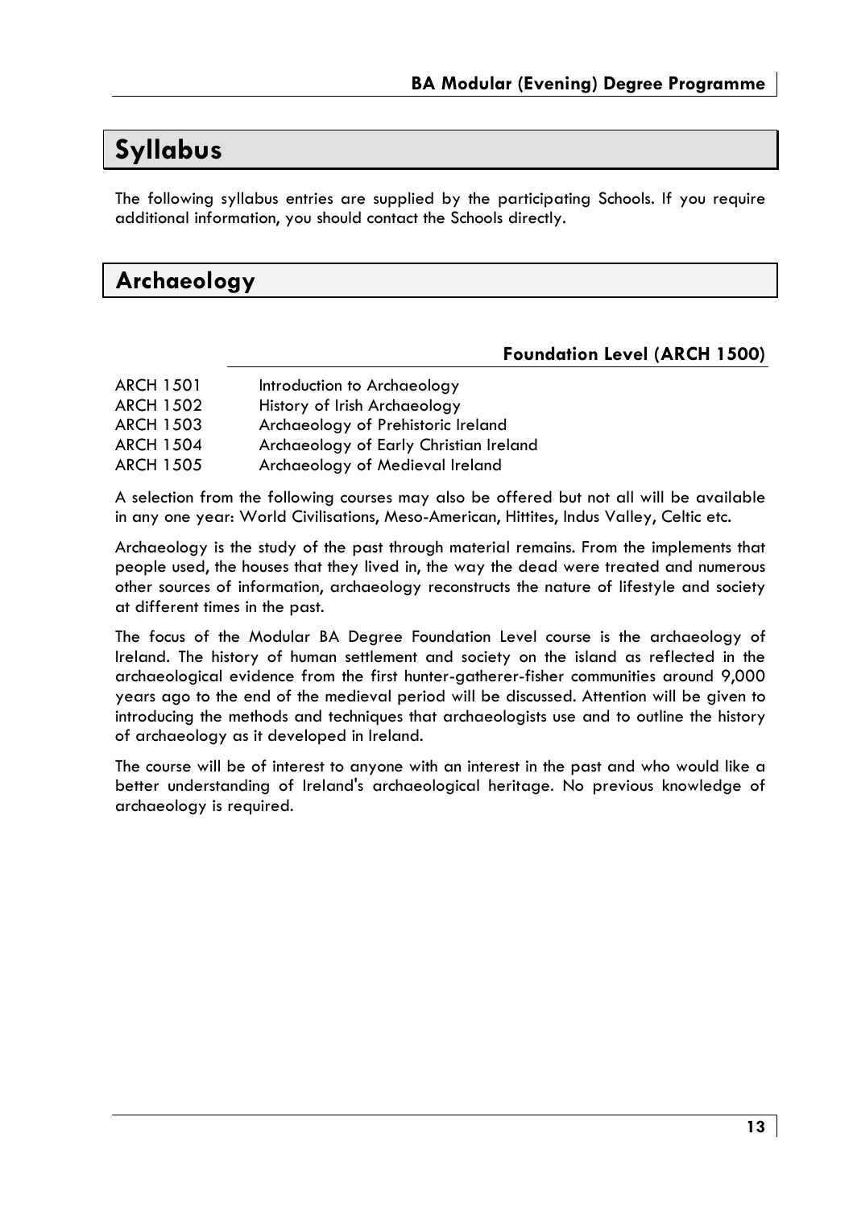# Syllabus

The following syllabus entries are supplied by the participating Schools. If you require additional information, you should contact the Schools directly.

## Archaeology

### Foundation Level (ARCH 1500)

| | |
|---|---|
| ARCH 1501 | Introduction to Archaeology |
| ARCH 1502 | History of Irish Archaeology |
| ARCH 1503 | Archaeology of Prehistoric Ireland |
| ARCH 1504 | Archaeology of Early Christian Ireland |
| ARCH 1505 | Archaeology of Medieval Ireland |

A selection from the following courses may also be offered but not all will be available in any one year: World Civilisations, Meso-American, Hittites, Indus Valley, Celtic etc.

Archaeology is the study of the past through material remains. From the implements that people used, the houses that they lived in, the way the dead were treated and numerous other sources of information, archaeology reconstructs the nature of lifestyle and society at different times in the past.

The focus of the Modular BA Degree Foundation Level course is the archaeology of Ireland. The history of human settlement and society on the island as reflected in the archaeological evidence from the first hunter-gatherer-fisher communities around 9,000 years ago to the end of the medieval period will be discussed. Attention will be given to introducing the methods and techniques that archaeologists use and to outline the history of archaeology as it developed in Ireland.

The course will be of interest to anyone with an interest in the past and who would like a better understanding of Ireland's archaeological heritage. No previous knowledge of archaeology is required.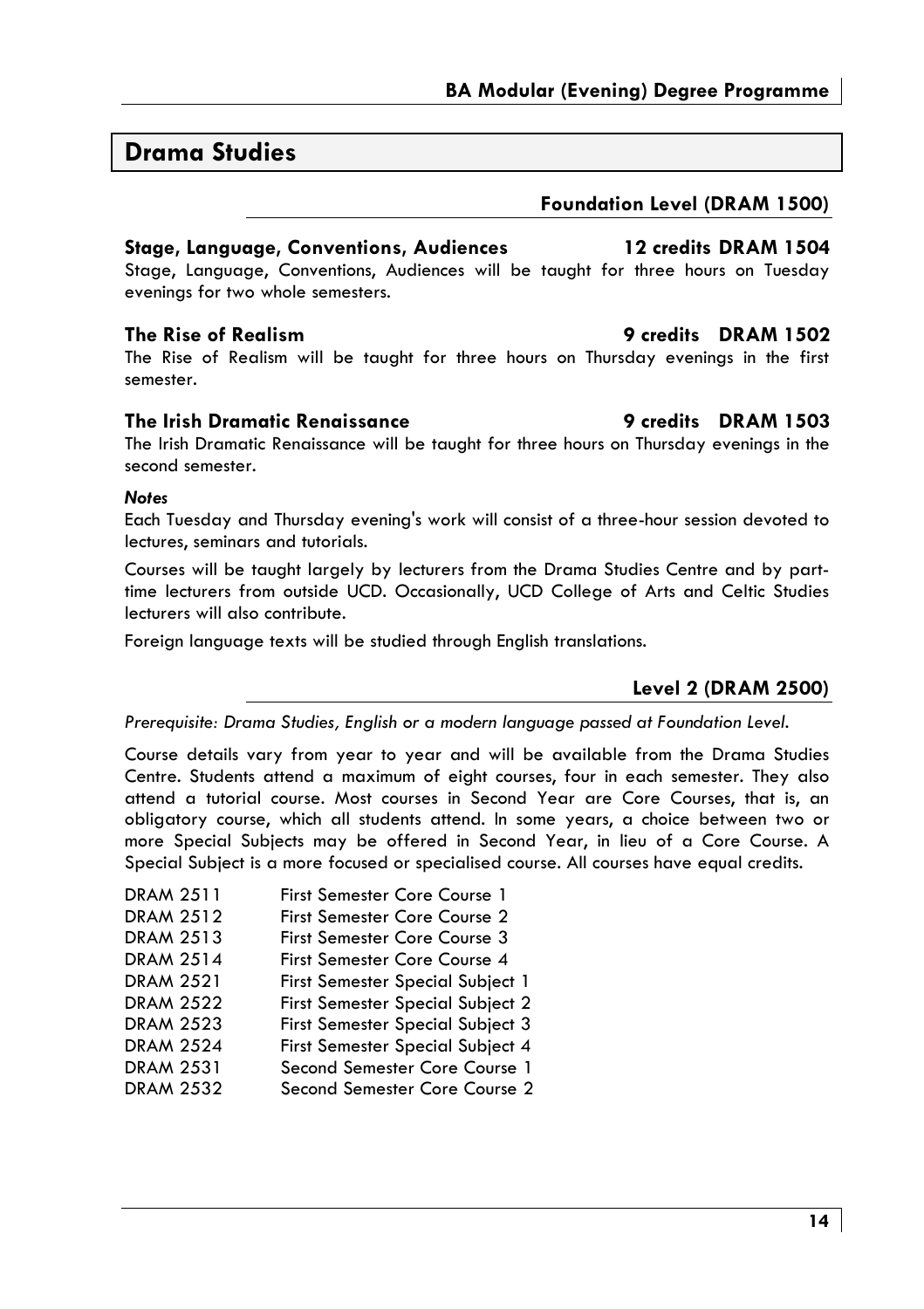# Drama Studies

## Foundation Level (DRAM 1500)

### Stage, Language, Conventions, Audiences — 12 credits DRAM 1504

Stage, Language, Conventions, Audiences will be taught for three hours on Tuesday evenings for two whole semesters.

### The Rise of Realism — 9 credits DRAM 1502

The Rise of Realism will be taught for three hours on Thursday evenings in the first semester.

### The Irish Dramatic Renaissance — 9 credits DRAM 1503

The Irish Dramatic Renaissance will be taught for three hours on Thursday evenings in the second semester.

***Notes***

Each Tuesday and Thursday evening's work will consist of a three-hour session devoted to lectures, seminars and tutorials.

Courses will be taught largely by lecturers from the Drama Studies Centre and by part-time lecturers from outside UCD. Occasionally, UCD College of Arts and Celtic Studies lecturers will also contribute.

Foreign language texts will be studied through English translations.

## Level 2 (DRAM 2500)

*Prerequisite: Drama Studies, English or a modern language passed at Foundation Level.*

Course details vary from year to year and will be available from the Drama Studies Centre. Students attend a maximum of eight courses, four in each semester. They also attend a tutorial course. Most courses in Second Year are Core Courses, that is, an obligatory course, which all students attend. In some years, a choice between two or more Special Subjects may be offered in Second Year, in lieu of a Core Course. A Special Subject is a more focused or specialised course. All courses have equal credits.

| | |
|---|---|
| DRAM 2511 | First Semester Core Course 1 |
| DRAM 2512 | First Semester Core Course 2 |
| DRAM 2513 | First Semester Core Course 3 |
| DRAM 2514 | First Semester Core Course 4 |
| DRAM 2521 | First Semester Special Subject 1 |
| DRAM 2522 | First Semester Special Subject 2 |
| DRAM 2523 | First Semester Special Subject 3 |
| DRAM 2524 | First Semester Special Subject 4 |
| DRAM 2531 | Second Semester Core Course 1 |
| DRAM 2532 | Second Semester Core Course 2 |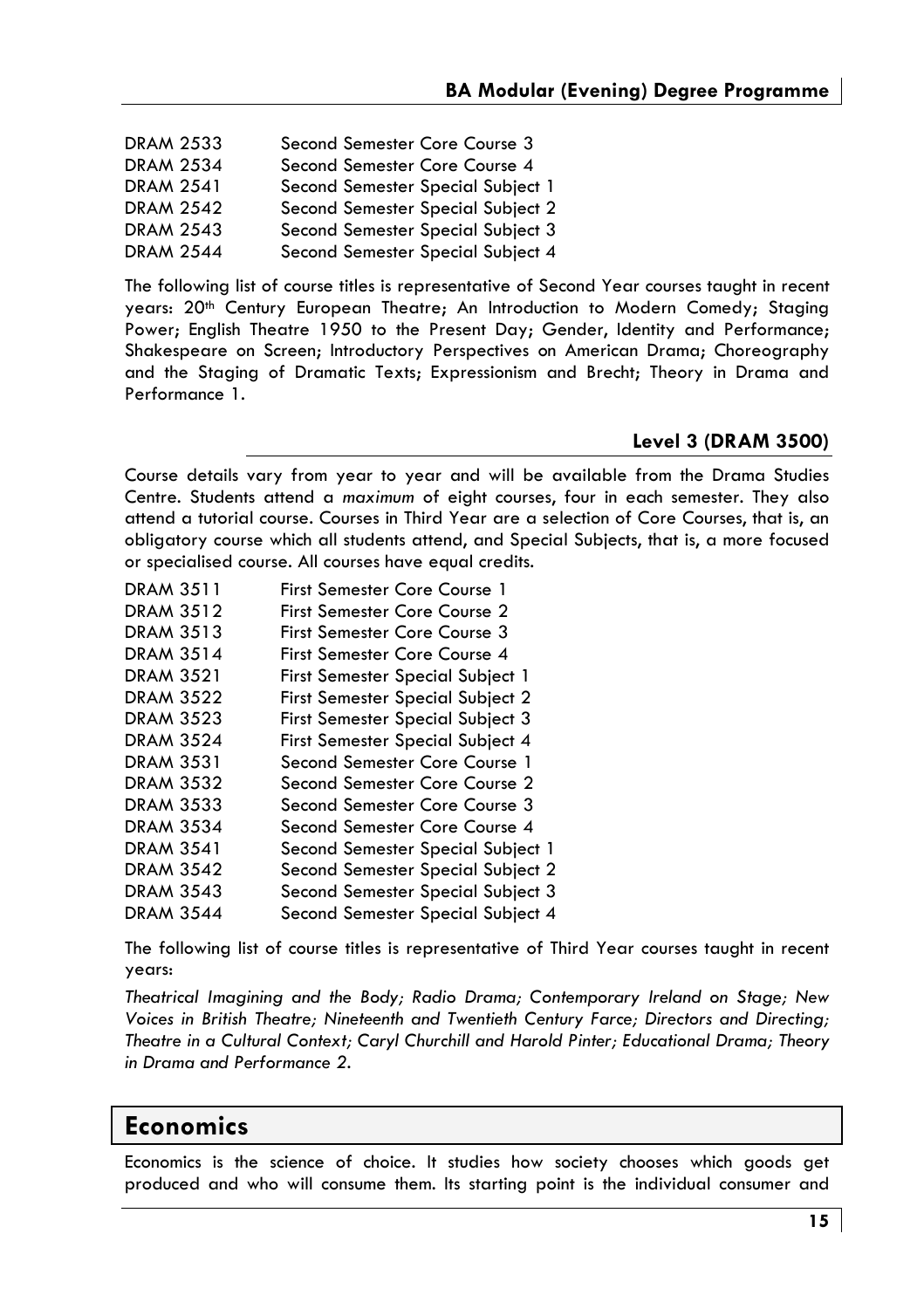| | |
|---|---|
| DRAM 2533 | Second Semester Core Course 3 |
| DRAM 2534 | Second Semester Core Course 4 |
| DRAM 2541 | Second Semester Special Subject 1 |
| DRAM 2542 | Second Semester Special Subject 2 |
| DRAM 2543 | Second Semester Special Subject 3 |
| DRAM 2544 | Second Semester Special Subject 4 |

The following list of course titles is representative of Second Year courses taught in recent years: 20th Century European Theatre; An Introduction to Modern Comedy; Staging Power; English Theatre 1950 to the Present Day; Gender, Identity and Performance; Shakespeare on Screen; Introductory Perspectives on American Drama; Choreography and the Staging of Dramatic Texts; Expressionism and Brecht; Theory in Drama and Performance 1.

### Level 3 (DRAM 3500)

Course details vary from year to year and will be available from the Drama Studies Centre. Students attend a *maximum* of eight courses, four in each semester. They also attend a tutorial course. Courses in Third Year are a selection of Core Courses, that is, an obligatory course which all students attend, and Special Subjects, that is, a more focused or specialised course. All courses have equal credits.

| | |
|---|---|
| DRAM 3511 | First Semester Core Course 1 |
| DRAM 3512 | First Semester Core Course 2 |
| DRAM 3513 | First Semester Core Course 3 |
| DRAM 3514 | First Semester Core Course 4 |
| DRAM 3521 | First Semester Special Subject 1 |
| DRAM 3522 | First Semester Special Subject 2 |
| DRAM 3523 | First Semester Special Subject 3 |
| DRAM 3524 | First Semester Special Subject 4 |
| DRAM 3531 | Second Semester Core Course 1 |
| DRAM 3532 | Second Semester Core Course 2 |
| DRAM 3533 | Second Semester Core Course 3 |
| DRAM 3534 | Second Semester Core Course 4 |
| DRAM 3541 | Second Semester Special Subject 1 |
| DRAM 3542 | Second Semester Special Subject 2 |
| DRAM 3543 | Second Semester Special Subject 3 |
| DRAM 3544 | Second Semester Special Subject 4 |

The following list of course titles is representative of Third Year courses taught in recent years:

*Theatrical Imagining and the Body; Radio Drama; Contemporary Ireland on Stage; New Voices in British Theatre; Nineteenth and Twentieth Century Farce; Directors and Directing; Theatre in a Cultural Context; Caryl Churchill and Harold Pinter; Educational Drama; Theory in Drama and Performance 2.*

## Economics

Economics is the science of choice. It studies how society chooses which goods get produced and who will consume them. Its starting point is the individual consumer and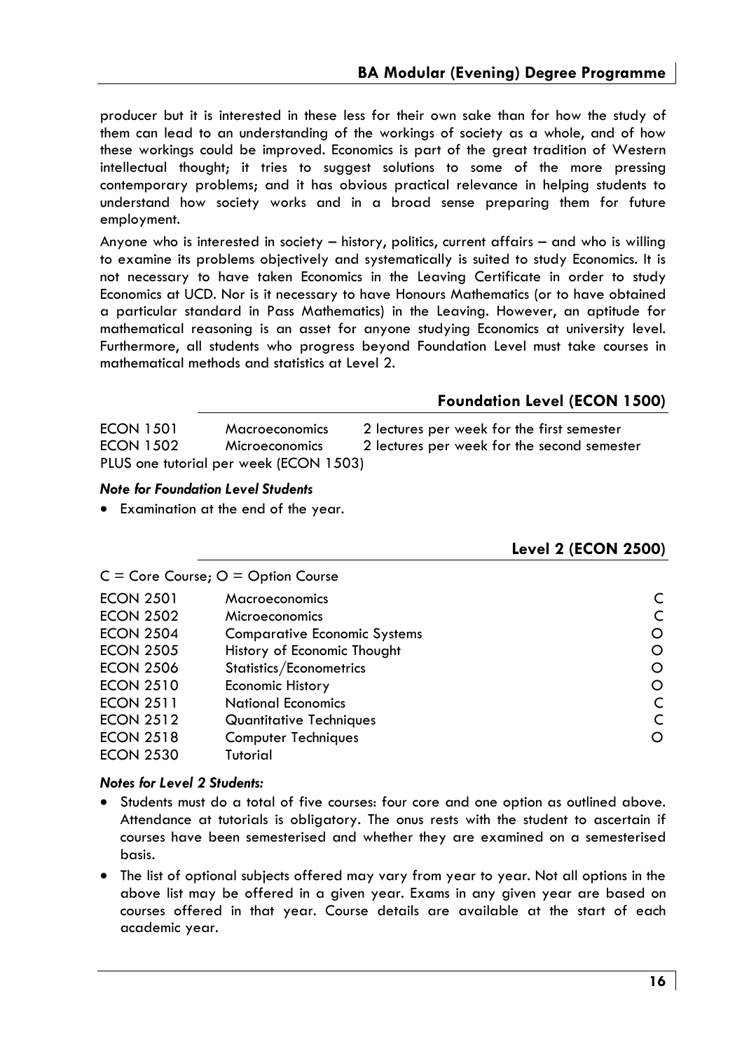producer but it is interested in these less for their own sake than for how the study of them can lead to an understanding of the workings of society as a whole, and of how these workings could be improved. Economics is part of the great tradition of Western intellectual thought; it tries to suggest solutions to some of the more pressing contemporary problems; and it has obvious practical relevance in helping students to understand how society works and in a broad sense preparing them for future employment.

Anyone who is interested in society – history, politics, current affairs – and who is willing to examine its problems objectively and systematically is suited to study Economics. It is not necessary to have taken Economics in the Leaving Certificate in order to study Economics at UCD. Nor is it necessary to have Honours Mathematics (or to have obtained a particular standard in Pass Mathematics) in the Leaving. However, an aptitude for mathematical reasoning is an asset for anyone studying Economics at university level. Furthermore, all students who progress beyond Foundation Level must take courses in mathematical methods and statistics at Level 2.

## Foundation Level (ECON 1500)

| | | |
|---|---|---|
| ECON 1501 | Macroeconomics | 2 lectures per week for the first semester |
| ECON 1502 | Microeconomics | 2 lectures per week for the second semester |

PLUS one tutorial per week (ECON 1503)

***Note for Foundation Level Students***

- Examination at the end of the year.

## Level 2 (ECON 2500)

C = Core Course; O = Option Course

| | | |
|---|---|---|
| ECON 2501 | Macroeconomics | C |
| ECON 2502 | Microeconomics | C |
| ECON 2504 | Comparative Economic Systems | O |
| ECON 2505 | History of Economic Thought | O |
| ECON 2506 | Statistics/Econometrics | O |
| ECON 2510 | Economic History | O |
| ECON 2511 | National Economics | C |
| ECON 2512 | Quantitative Techniques | C |
| ECON 2518 | Computer Techniques | O |
| ECON 2530 | Tutorial | |

***Notes for Level 2 Students:***

- Students must do a total of five courses: four core and one option as outlined above. Attendance at tutorials is obligatory. The onus rests with the student to ascertain if courses have been semesterised and whether they are examined on a semesterised basis.
- The list of optional subjects offered may vary from year to year. Not all options in the above list may be offered in a given year. Exams in any given year are based on courses offered in that year. Course details are available at the start of each academic year.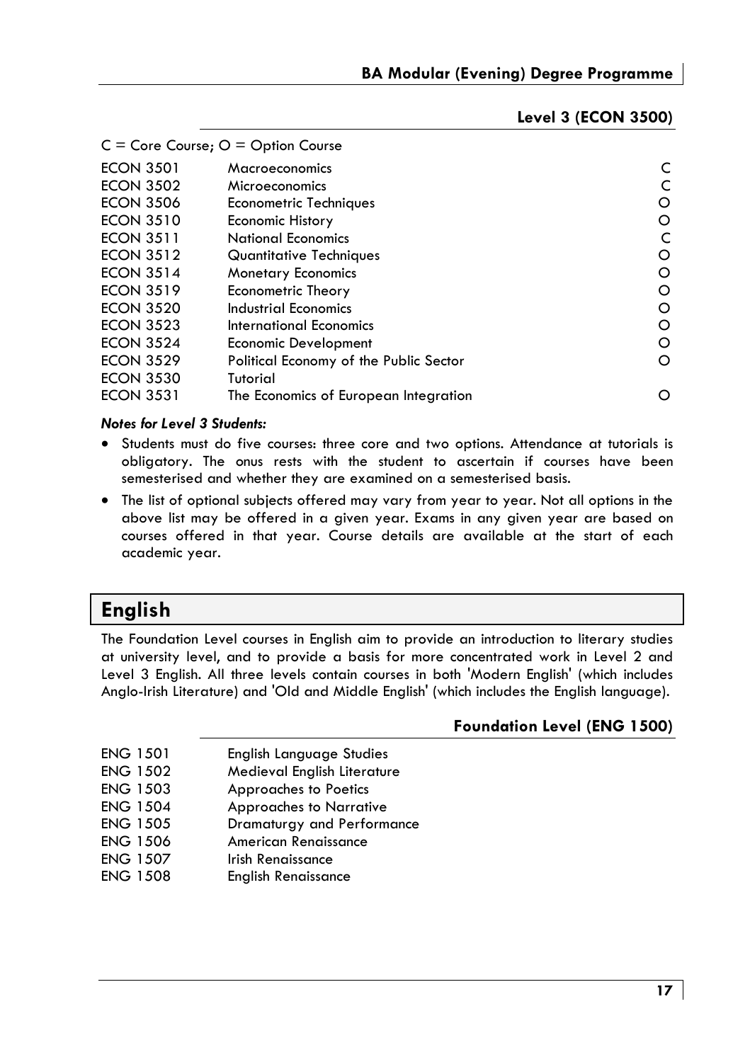## Level 3 (ECON 3500)

C = Core Course; O = Option Course

| | | |
|---|---|---|
| ECON 3501 | Macroeconomics | C |
| ECON 3502 | Microeconomics | C |
| ECON 3506 | Econometric Techniques | O |
| ECON 3510 | Economic History | O |
| ECON 3511 | National Economics | C |
| ECON 3512 | Quantitative Techniques | O |
| ECON 3514 | Monetary Economics | O |
| ECON 3519 | Econometric Theory | O |
| ECON 3520 | Industrial Economics | O |
| ECON 3523 | International Economics | O |
| ECON 3524 | Economic Development | O |
| ECON 3529 | Political Economy of the Public Sector | O |
| ECON 3530 | Tutorial | |
| ECON 3531 | The Economics of European Integration | O |

***Notes for Level 3 Students:***

- Students must do five courses: three core and two options. Attendance at tutorials is obligatory. The onus rests with the student to ascertain if courses have been semesterised and whether they are examined on a semesterised basis.
- The list of optional subjects offered may vary from year to year. Not all options in the above list may be offered in a given year. Exams in any given year are based on courses offered in that year. Course details are available at the start of each academic year.

# English

The Foundation Level courses in English aim to provide an introduction to literary studies at university level, and to provide a basis for more concentrated work in Level 2 and Level 3 English. All three levels contain courses in both 'Modern English' (which includes Anglo-Irish Literature) and 'Old and Middle English' (which includes the English language).

## Foundation Level (ENG 1500)

| | |
|---|---|
| ENG 1501 | English Language Studies |
| ENG 1502 | Medieval English Literature |
| ENG 1503 | Approaches to Poetics |
| ENG 1504 | Approaches to Narrative |
| ENG 1505 | Dramaturgy and Performance |
| ENG 1506 | American Renaissance |
| ENG 1507 | Irish Renaissance |
| ENG 1508 | English Renaissance |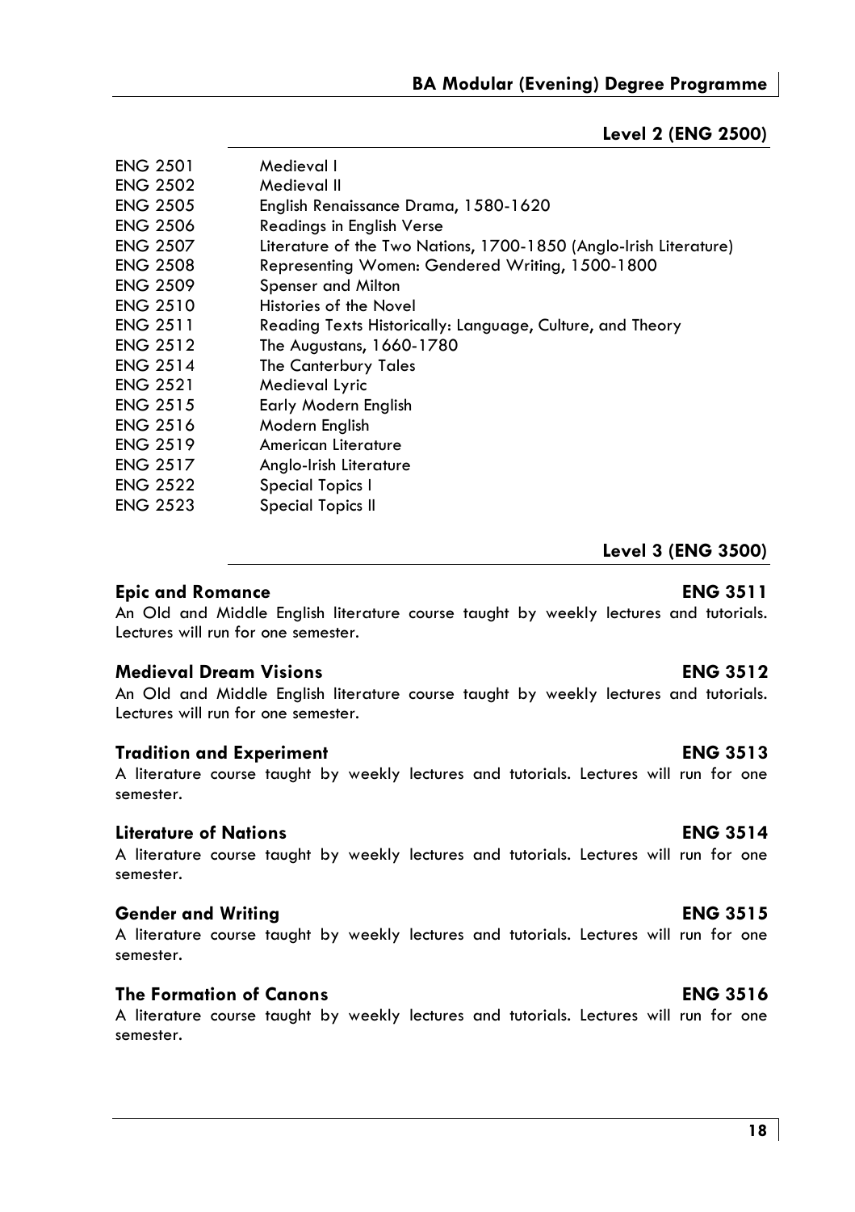## Level 2 (ENG 2500)

| | |
|---|---|
| ENG 2501 | Medieval I |
| ENG 2502 | Medieval II |
| ENG 2505 | English Renaissance Drama, 1580-1620 |
| ENG 2506 | Readings in English Verse |
| ENG 2507 | Literature of the Two Nations, 1700-1850 (Anglo-Irish Literature) |
| ENG 2508 | Representing Women: Gendered Writing, 1500-1800 |
| ENG 2509 | Spenser and Milton |
| ENG 2510 | Histories of the Novel |
| ENG 2511 | Reading Texts Historically: Language, Culture, and Theory |
| ENG 2512 | The Augustans, 1660-1780 |
| ENG 2514 | The Canterbury Tales |
| ENG 2521 | Medieval Lyric |
| ENG 2515 | Early Modern English |
| ENG 2516 | Modern English |
| ENG 2519 | American Literature |
| ENG 2517 | Anglo-Irish Literature |
| ENG 2522 | Special Topics I |
| ENG 2523 | Special Topics II |

## Level 3 (ENG 3500)

### Epic and Romance — ENG 3511

An Old and Middle English literature course taught by weekly lectures and tutorials. Lectures will run for one semester.

### Medieval Dream Visions — ENG 3512

An Old and Middle English literature course taught by weekly lectures and tutorials. Lectures will run for one semester.

### Tradition and Experiment — ENG 3513

A literature course taught by weekly lectures and tutorials. Lectures will run for one semester.

### Literature of Nations — ENG 3514

A literature course taught by weekly lectures and tutorials. Lectures will run for one semester.

### Gender and Writing — ENG 3515

A literature course taught by weekly lectures and tutorials. Lectures will run for one semester.

### The Formation of Canons — ENG 3516

A literature course taught by weekly lectures and tutorials. Lectures will run for one semester.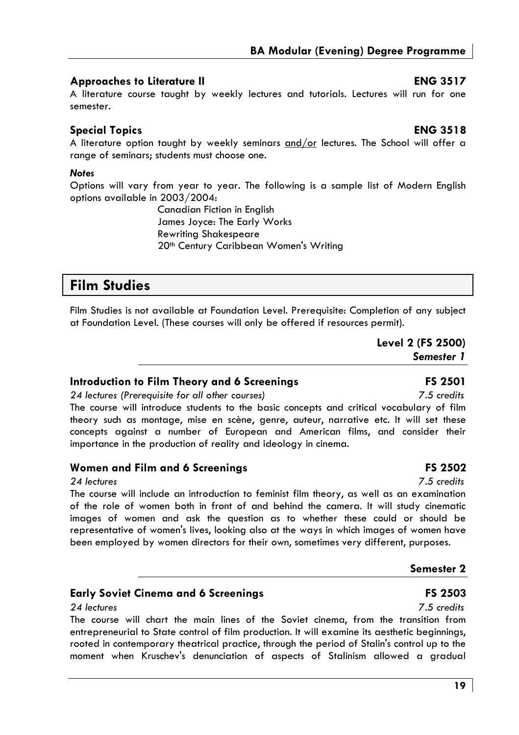### Approaches to Literature II — ENG 3517

A literature course taught by weekly lectures and tutorials. Lectures will run for one semester.

### Special Topics — ENG 3518

A literature option taught by weekly seminars <u>and/or</u> lectures. The School will offer a range of seminars; students must choose one.

***Notes***

Options will vary from year to year. The following is a sample list of Modern English options available in 2003/2004:

Canadian Fiction in English
James Joyce: The Early Works
Rewriting Shakespeare
20th Century Caribbean Women's Writing

## Film Studies

Film Studies is not available at Foundation Level. Prerequisite: Completion of any subject at Foundation Level. (These courses will only be offered if resources permit).

**Level 2 (FS 2500)**
***Semester 1***

### Introduction to Film Theory and 6 Screenings — FS 2501

*24 lectures (Prerequisite for all other courses)* — *7.5 credits*

The course will introduce students to the basic concepts and critical vocabulary of film theory such as montage, mise en scène, genre, auteur, narrative etc. It will set these concepts against a number of European and American films, and consider their importance in the production of reality and ideology in cinema.

### Women and Film and 6 Screenings — FS 2502

*24 lectures* — *7.5 credits*

The course will include an introduction to feminist film theory, as well as an examination of the role of women both in front of and behind the camera. It will study cinematic images of women and ask the question as to whether these could or should be representative of women's lives, looking also at the ways in which images of women have been employed by women directors for their own, sometimes very different, purposes.

**Semester 2**

### Early Soviet Cinema and 6 Screenings — FS 2503

*24 lectures* — *7.5 credits*

The course will chart the main lines of the Soviet cinema, from the transition from entrepreneurial to State control of film production. It will examine its aesthetic beginnings, rooted in contemporary theatrical practice, through the period of Stalin's control up to the moment when Kruschev's denunciation of aspects of Stalinism allowed a gradual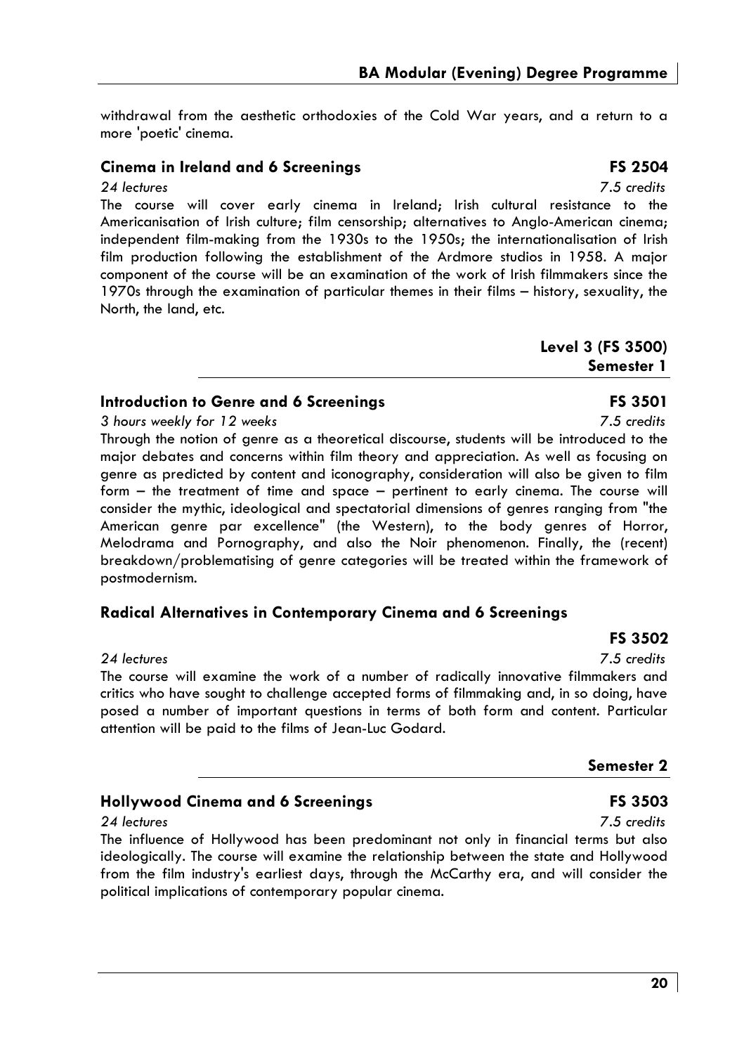withdrawal from the aesthetic orthodoxies of the Cold War years, and a return to a more 'poetic' cinema.

### Cinema in Ireland and 6 Screenings — FS 2504

*24 lectures* — *7.5 credits*

The course will cover early cinema in Ireland; Irish cultural resistance to the Americanisation of Irish culture; film censorship; alternatives to Anglo-American cinema; independent film-making from the 1930s to the 1950s; the internationalisation of Irish film production following the establishment of the Ardmore studios in 1958. A major component of the course will be an examination of the work of Irish filmmakers since the 1970s through the examination of particular themes in their films – history, sexuality, the North, the land, etc.

## Level 3 (FS 3500)

## Semester 1

### Introduction to Genre and 6 Screenings — FS 3501

*3 hours weekly for 12 weeks* — *7.5 credits*

Through the notion of genre as a theoretical discourse, students will be introduced to the major debates and concerns within film theory and appreciation. As well as focusing on genre as predicted by content and iconography, consideration will also be given to film form – the treatment of time and space – pertinent to early cinema. The course will consider the mythic, ideological and spectatorial dimensions of genres ranging from "the American genre par excellence" (the Western), to the body genres of Horror, Melodrama and Pornography, and also the Noir phenomenon. Finally, the (recent) breakdown/problematising of genre categories will be treated within the framework of postmodernism.

### Radical Alternatives in Contemporary Cinema and 6 Screenings — FS 3502

*24 lectures* — *7.5 credits*

The course will examine the work of a number of radically innovative filmmakers and critics who have sought to challenge accepted forms of filmmaking and, in so doing, have posed a number of important questions in terms of both form and content. Particular attention will be paid to the films of Jean-Luc Godard.

## Semester 2

### Hollywood Cinema and 6 Screenings — FS 3503

*24 lectures* — *7.5 credits*

The influence of Hollywood has been predominant not only in financial terms but also ideologically. The course will examine the relationship between the state and Hollywood from the film industry's earliest days, through the McCarthy era, and will consider the political implications of contemporary popular cinema.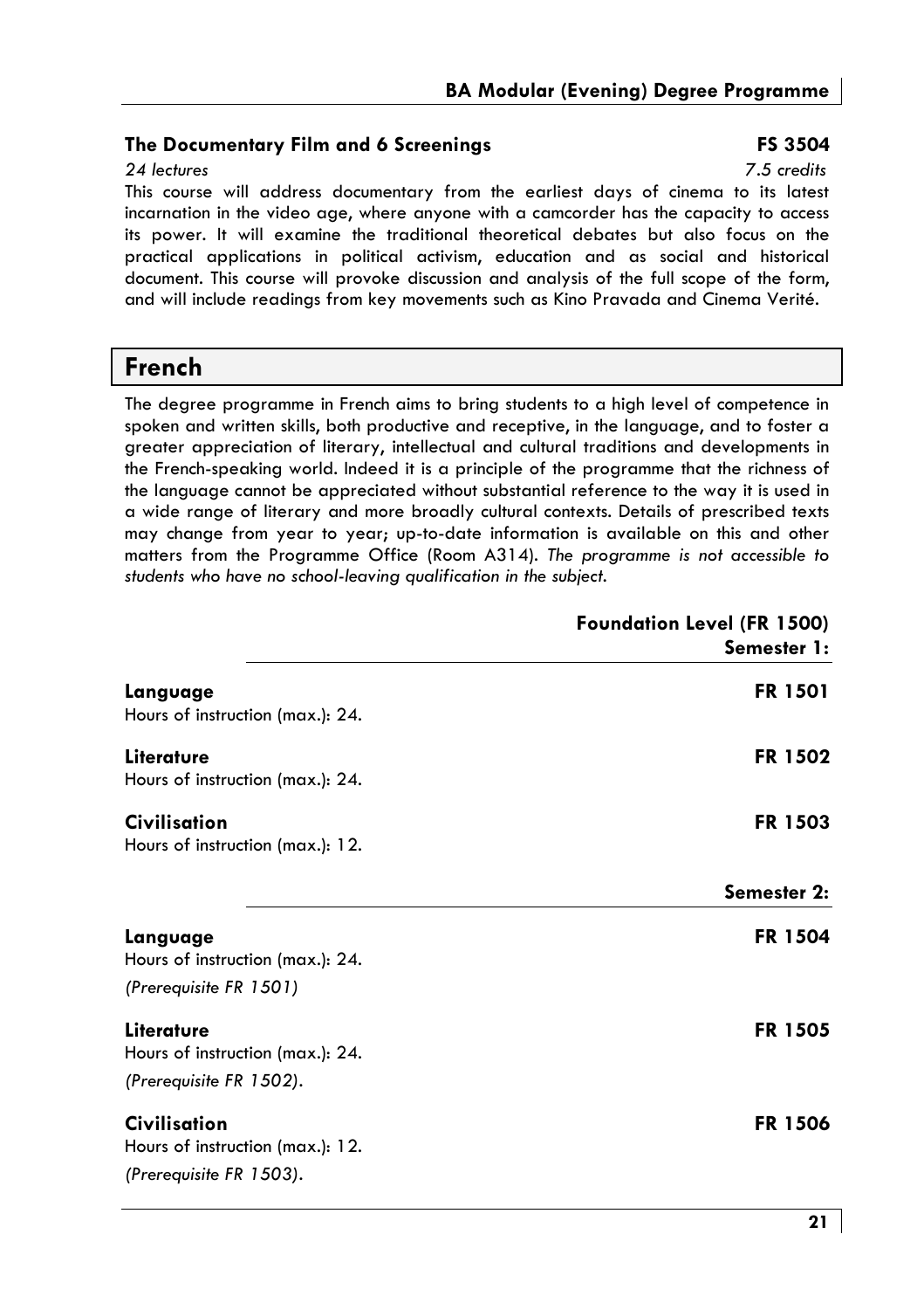### The Documentary Film and 6 Screenings — FS 3504

*24 lectures* — *7.5 credits*

This course will address documentary from the earliest days of cinema to its latest incarnation in the video age, where anyone with a camcorder has the capacity to access its power. It will examine the traditional theoretical debates but also focus on the practical applications in political activism, education and as social and historical document. This course will provoke discussion and analysis of the full scope of the form, and will include readings from key movements such as Kino Pravada and Cinema Verité.

## French

The degree programme in French aims to bring students to a high level of competence in spoken and written skills, both productive and receptive, in the language, and to foster a greater appreciation of literary, intellectual and cultural traditions and developments in the French-speaking world. Indeed it is a principle of the programme that the richness of the language cannot be appreciated without substantial reference to the way it is used in a wide range of literary and more broadly cultural contexts. Details of prescribed texts may change from year to year; up-to-date information is available on this and other matters from the Programme Office (Room A314). *The programme is not accessible to students who have no school-leaving qualification in the subject.*

### Foundation Level (FR 1500)

#### Semester 1:

**Language** — **FR 1501**
Hours of instruction (max.): 24.

**Literature** — **FR 1502**
Hours of instruction (max.): 24.

**Civilisation** — **FR 1503**
Hours of instruction (max.): 12.

#### Semester 2:

**Language** — **FR 1504**
Hours of instruction (max.): 24.
*(Prerequisite FR 1501)*

**Literature** — **FR 1505**
Hours of instruction (max.): 24.
*(Prerequisite FR 1502).*

**Civilisation** — **FR 1506**
Hours of instruction (max.): 12.
*(Prerequisite FR 1503).*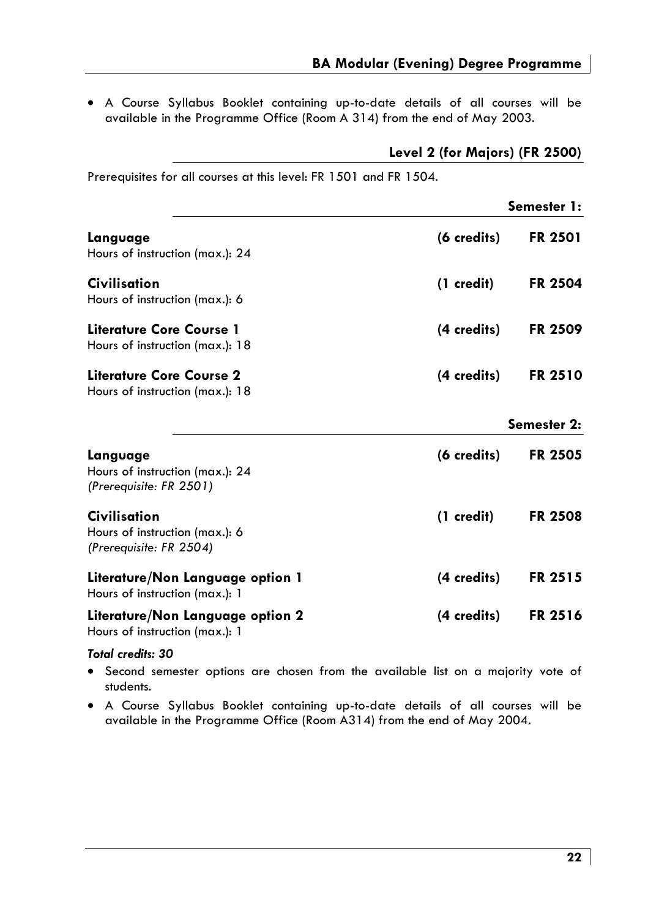- A Course Syllabus Booklet containing up-to-date details of all courses will be available in the Programme Office (Room A 314) from the end of May 2003.

## Level 2 (for Majors) (FR 2500)

Prerequisites for all courses at this level: FR 1501 and FR 1504.

### Semester 1:

**Language** (6 credits) **FR 2501**
Hours of instruction (max.): 24

**Civilisation** (1 credit) **FR 2504**
Hours of instruction (max.): 6

**Literature Core Course 1** (4 credits) **FR 2509**
Hours of instruction (max.): 18

**Literature Core Course 2** (4 credits) **FR 2510**
Hours of instruction (max.): 18

### Semester 2:

**Language** (6 credits) **FR 2505**
Hours of instruction (max.): 24
*(Prerequisite: FR 2501)*

**Civilisation** (1 credit) **FR 2508**
Hours of instruction (max.): 6
*(Prerequisite: FR 2504)*

**Literature/Non Language option 1** (4 credits) **FR 2515**
Hours of instruction (max.): 1

**Literature/Non Language option 2** (4 credits) **FR 2516**
Hours of instruction (max.): 1

***Total credits: 30***

- Second semester options are chosen from the available list on a majority vote of students.
- A Course Syllabus Booklet containing up-to-date details of all courses will be available in the Programme Office (Room A314) from the end of May 2004.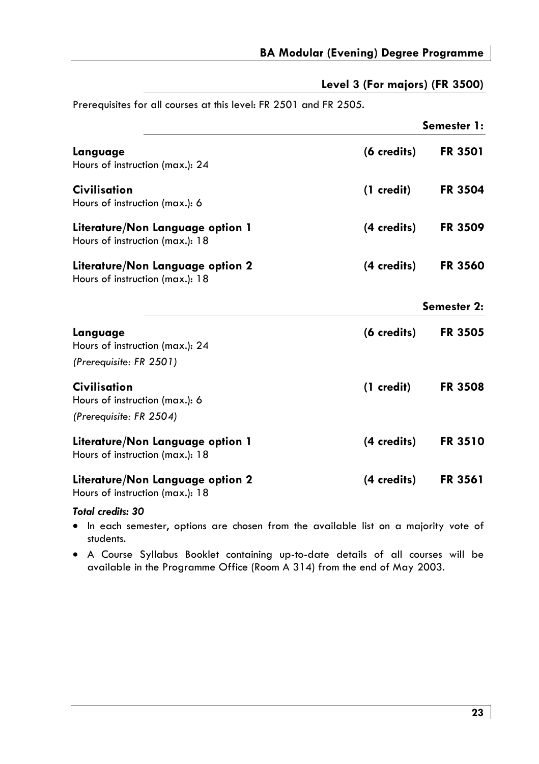## Level 3 (For majors) (FR 3500)

Prerequisites for all courses at this level: FR 2501 and FR 2505.

### Semester 1:

**Language** **(6 credits)** **FR 3501**
Hours of instruction (max.): 24

**Civilisation** **(1 credit)** **FR 3504**
Hours of instruction (max.): 6

**Literature/Non Language option 1** **(4 credits)** **FR 3509**
Hours of instruction (max.): 18

**Literature/Non Language option 2** **(4 credits)** **FR 3560**
Hours of instruction (max.): 18

### Semester 2:

**Language** **(6 credits)** **FR 3505**
Hours of instruction (max.): 24
*(Prerequisite: FR 2501)*

**Civilisation** **(1 credit)** **FR 3508**
Hours of instruction (max.): 6
*(Prerequisite: FR 2504)*

**Literature/Non Language option 1** **(4 credits)** **FR 3510**
Hours of instruction (max.): 18

**Literature/Non Language option 2** **(4 credits)** **FR 3561**
Hours of instruction (max.): 18

***Total credits: 30***

- In each semester, options are chosen from the available list on a majority vote of students.
- A Course Syllabus Booklet containing up-to-date details of all courses will be available in the Programme Office (Room A 314) from the end of May 2003.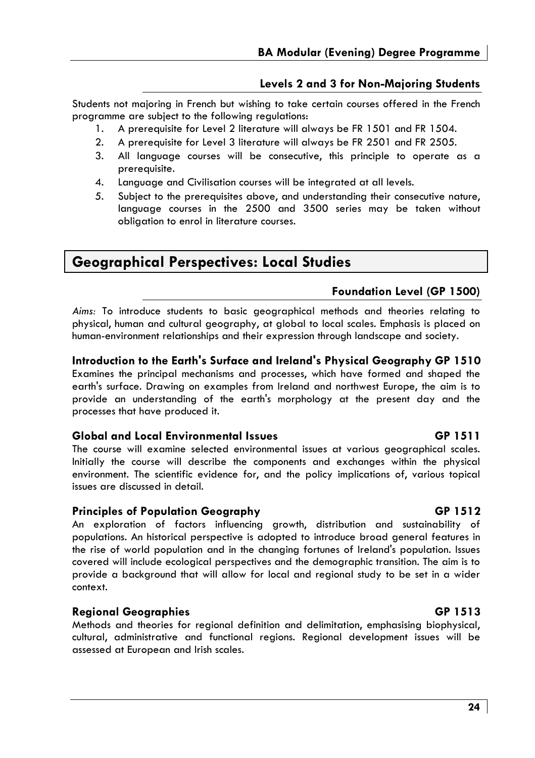### Levels 2 and 3 for Non-Majoring Students

Students not majoring in French but wishing to take certain courses offered in the French programme are subject to the following regulations:

1. A prerequisite for Level 2 literature will always be FR 1501 and FR 1504.
2. A prerequisite for Level 3 literature will always be FR 2501 and FR 2505.
3. All language courses will be consecutive, this principle to operate as a prerequisite.
4. Language and Civilisation courses will be integrated at all levels.
5. Subject to the prerequisites above, and understanding their consecutive nature, language courses in the 2500 and 3500 series may be taken without obligation to enrol in literature courses.

## Geographical Perspectives: Local Studies

### Foundation Level (GP 1500)

*Aims:* To introduce students to basic geographical methods and theories relating to physical, human and cultural geography, at global to local scales. Emphasis is placed on human-environment relationships and their expression through landscape and society.

#### Introduction to the Earth's Surface and Ireland's Physical Geography GP 1510

Examines the principal mechanisms and processes, which have formed and shaped the earth's surface. Drawing on examples from Ireland and northwest Europe, the aim is to provide an understanding of the earth's morphology at the present day and the processes that have produced it.

#### Global and Local Environmental Issues GP 1511

The course will examine selected environmental issues at various geographical scales. Initially the course will describe the components and exchanges within the physical environment. The scientific evidence for, and the policy implications of, various topical issues are discussed in detail.

#### Principles of Population Geography GP 1512

An exploration of factors influencing growth, distribution and sustainability of populations. An historical perspective is adopted to introduce broad general features in the rise of world population and in the changing fortunes of Ireland's population. Issues covered will include ecological perspectives and the demographic transition. The aim is to provide a background that will allow for local and regional study to be set in a wider context.

#### Regional Geographies GP 1513

Methods and theories for regional definition and delimitation, emphasising biophysical, cultural, administrative and functional regions. Regional development issues will be assessed at European and Irish scales.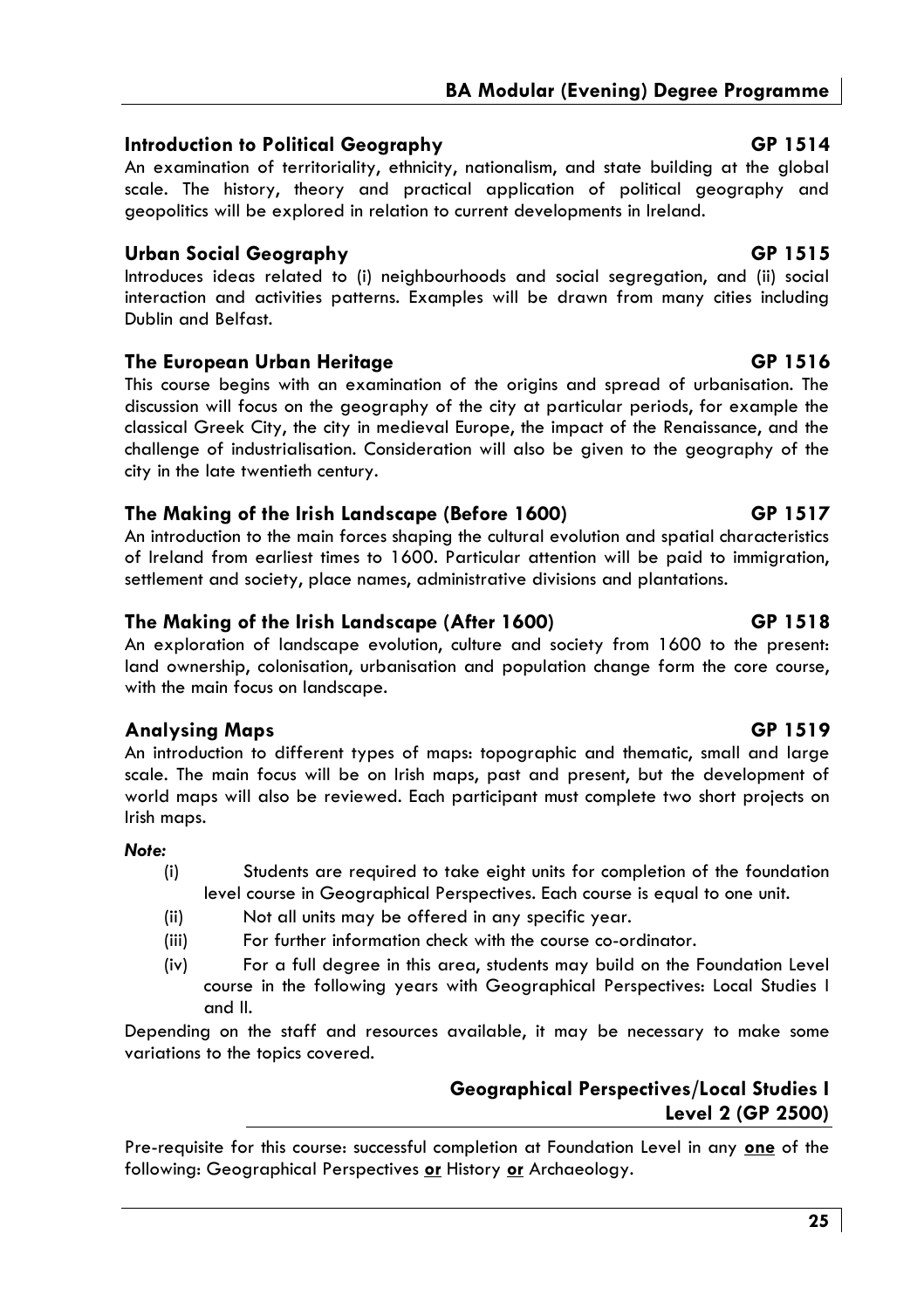### Introduction to Political Geography GP 1514

An examination of territoriality, ethnicity, nationalism, and state building at the global scale. The history, theory and practical application of political geography and geopolitics will be explored in relation to current developments in Ireland.

### Urban Social Geography GP 1515

Introduces ideas related to (i) neighbourhoods and social segregation, and (ii) social interaction and activities patterns. Examples will be drawn from many cities including Dublin and Belfast.

### The European Urban Heritage GP 1516

This course begins with an examination of the origins and spread of urbanisation. The discussion will focus on the geography of the city at particular periods, for example the classical Greek City, the city in medieval Europe, the impact of the Renaissance, and the challenge of industrialisation. Consideration will also be given to the geography of the city in the late twentieth century.

### The Making of the Irish Landscape (Before 1600) GP 1517

An introduction to the main forces shaping the cultural evolution and spatial characteristics of Ireland from earliest times to 1600. Particular attention will be paid to immigration, settlement and society, place names, administrative divisions and plantations.

### The Making of the Irish Landscape (After 1600) GP 1518

An exploration of landscape evolution, culture and society from 1600 to the present: land ownership, colonisation, urbanisation and population change form the core course, with the main focus on landscape.

### Analysing Maps GP 1519

An introduction to different types of maps: topographic and thematic, small and large scale. The main focus will be on Irish maps, past and present, but the development of world maps will also be reviewed. Each participant must complete two short projects on Irish maps.

***Note:***

- (i) Students are required to take eight units for completion of the foundation level course in Geographical Perspectives. Each course is equal to one unit.
- (ii) Not all units may be offered in any specific year.
- (iii) For further information check with the course co-ordinator.
- (iv) For a full degree in this area, students may build on the Foundation Level course in the following years with Geographical Perspectives: Local Studies I and II.

Depending on the staff and resources available, it may be necessary to make some variations to the topics covered.

## Geographical Perspectives/Local Studies I Level 2 (GP 2500)

Pre-requisite for this course: successful completion at Foundation Level in any **one** of the following: Geographical Perspectives **or** History **or** Archaeology.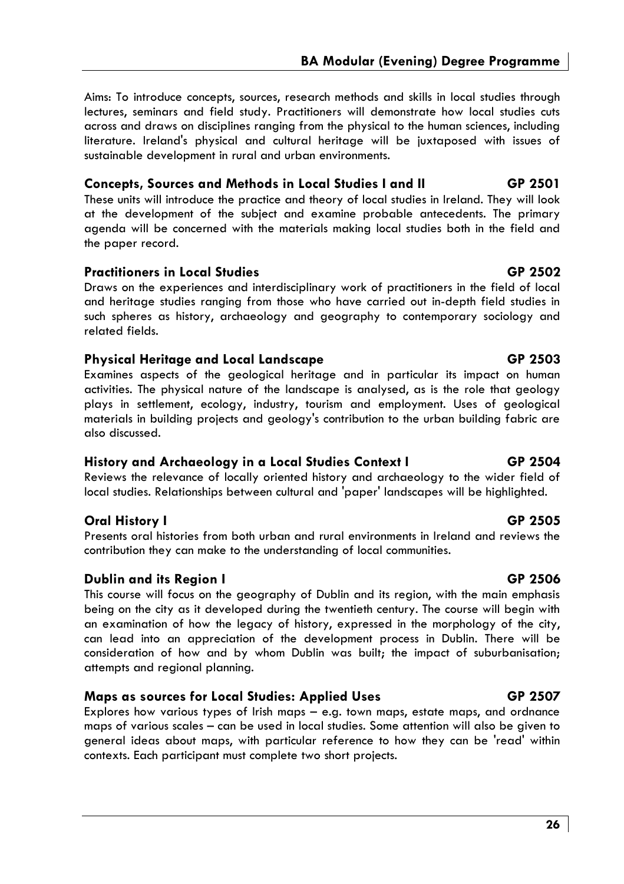Aims: To introduce concepts, sources, research methods and skills in local studies through lectures, seminars and field study. Practitioners will demonstrate how local studies cuts across and draws on disciplines ranging from the physical to the human sciences, including literature. Ireland's physical and cultural heritage will be juxtaposed with issues of sustainable development in rural and urban environments.

### Concepts, Sources and Methods in Local Studies I and II — GP 2501

These units will introduce the practice and theory of local studies in Ireland. They will look at the development of the subject and examine probable antecedents. The primary agenda will be concerned with the materials making local studies both in the field and the paper record.

### Practitioners in Local Studies — GP 2502

Draws on the experiences and interdisciplinary work of practitioners in the field of local and heritage studies ranging from those who have carried out in-depth field studies in such spheres as history, archaeology and geography to contemporary sociology and related fields.

### Physical Heritage and Local Landscape — GP 2503

Examines aspects of the geological heritage and in particular its impact on human activities. The physical nature of the landscape is analysed, as is the role that geology plays in settlement, ecology, industry, tourism and employment. Uses of geological materials in building projects and geology's contribution to the urban building fabric are also discussed.

### History and Archaeology in a Local Studies Context I — GP 2504

Reviews the relevance of locally oriented history and archaeology to the wider field of local studies. Relationships between cultural and 'paper' landscapes will be highlighted.

### Oral History I — GP 2505

Presents oral histories from both urban and rural environments in Ireland and reviews the contribution they can make to the understanding of local communities.

### Dublin and its Region I — GP 2506

This course will focus on the geography of Dublin and its region, with the main emphasis being on the city as it developed during the twentieth century. The course will begin with an examination of how the legacy of history, expressed in the morphology of the city, can lead into an appreciation of the development process in Dublin. There will be consideration of how and by whom Dublin was built; the impact of suburbanisation; attempts and regional planning.

### Maps as sources for Local Studies: Applied Uses — GP 2507

Explores how various types of Irish maps – e.g. town maps, estate maps, and ordnance maps of various scales – can be used in local studies. Some attention will also be given to general ideas about maps, with particular reference to how they can be 'read' within contexts. Each participant must complete two short projects.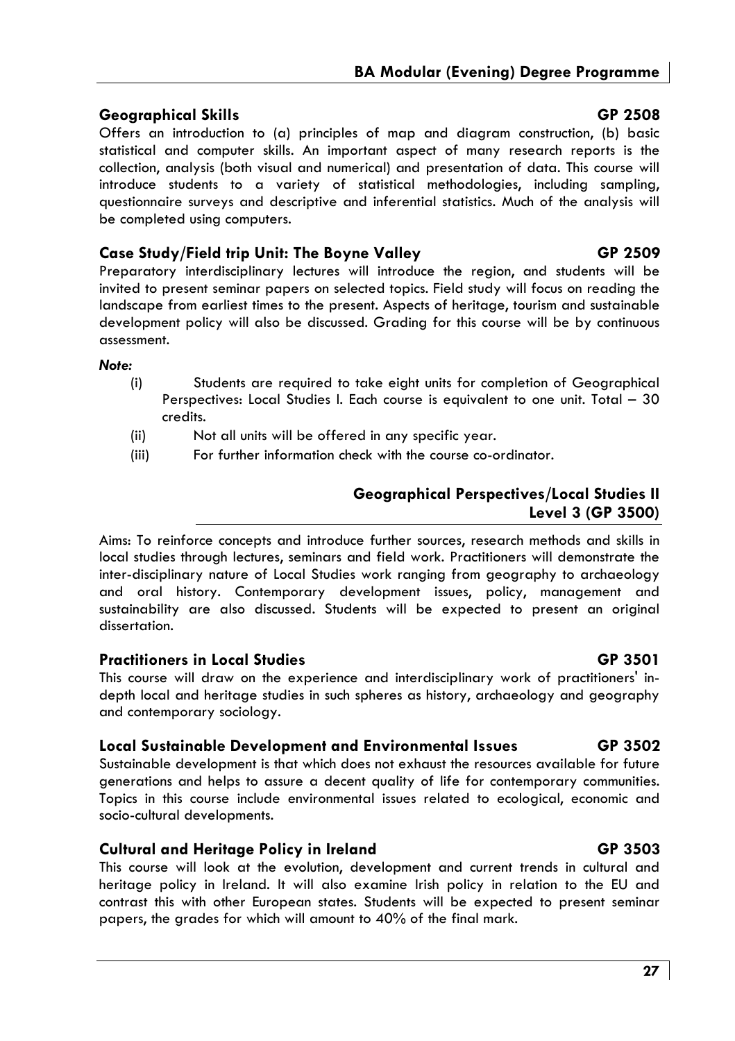## Geographical Skills GP 2508

Offers an introduction to (a) principles of map and diagram construction, (b) basic statistical and computer skills. An important aspect of many research reports is the collection, analysis (both visual and numerical) and presentation of data. This course will introduce students to a variety of statistical methodologies, including sampling, questionnaire surveys and descriptive and inferential statistics. Much of the analysis will be completed using computers.

## Case Study/Field trip Unit: The Boyne Valley GP 2509

Preparatory interdisciplinary lectures will introduce the region, and students will be invited to present seminar papers on selected topics. Field study will focus on reading the landscape from earliest times to the present. Aspects of heritage, tourism and sustainable development policy will also be discussed. Grading for this course will be by continuous assessment.

***Note:***

- (i) Students are required to take eight units for completion of Geographical Perspectives: Local Studies I. Each course is equivalent to one unit. Total – 30 credits.
- (ii) Not all units will be offered in any specific year.
- (iii) For further information check with the course co-ordinator.

# Geographical Perspectives/Local Studies II Level 3 (GP 3500)

Aims: To reinforce concepts and introduce further sources, research methods and skills in local studies through lectures, seminars and field work. Practitioners will demonstrate the inter-disciplinary nature of Local Studies work ranging from geography to archaeology and oral history. Contemporary development issues, policy, management and sustainability are also discussed. Students will be expected to present an original dissertation.

## Practitioners in Local Studies GP 3501

This course will draw on the experience and interdisciplinary work of practitioners' in-depth local and heritage studies in such spheres as history, archaeology and geography and contemporary sociology.

## Local Sustainable Development and Environmental Issues GP 3502

Sustainable development is that which does not exhaust the resources available for future generations and helps to assure a decent quality of life for contemporary communities. Topics in this course include environmental issues related to ecological, economic and socio-cultural developments.

## Cultural and Heritage Policy in Ireland GP 3503

This course will look at the evolution, development and current trends in cultural and heritage policy in Ireland. It will also examine Irish policy in relation to the EU and contrast this with other European states. Students will be expected to present seminar papers, the grades for which will amount to 40% of the final mark.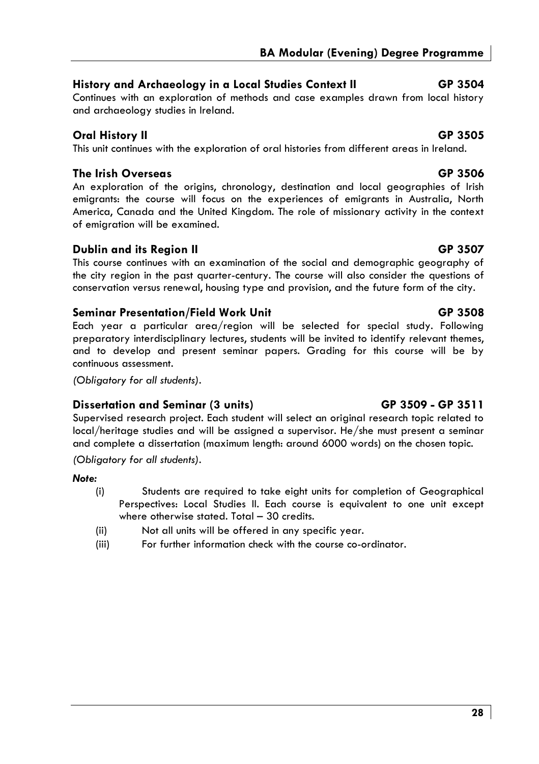### History and Archaeology in a Local Studies Context II — GP 3504

Continues with an exploration of methods and case examples drawn from local history and archaeology studies in Ireland.

### Oral History II — GP 3505

This unit continues with the exploration of oral histories from different areas in Ireland.

### The Irish Overseas — GP 3506

An exploration of the origins, chronology, destination and local geographies of Irish emigrants: the course will focus on the experiences of emigrants in Australia, North America, Canada and the United Kingdom. The role of missionary activity in the context of emigration will be examined.

### Dublin and its Region II — GP 3507

This course continues with an examination of the social and demographic geography of the city region in the past quarter-century. The course will also consider the questions of conservation versus renewal, housing type and provision, and the future form of the city.

### Seminar Presentation/Field Work Unit — GP 3508

Each year a particular area/region will be selected for special study. Following preparatory interdisciplinary lectures, students will be invited to identify relevant themes, and to develop and present seminar papers. Grading for this course will be by continuous assessment.

*(Obligatory for all students).*

### Dissertation and Seminar (3 units) — GP 3509 - GP 3511

Supervised research project. Each student will select an original research topic related to local/heritage studies and will be assigned a supervisor. He/she must present a seminar and complete a dissertation (maximum length: around 6000 words) on the chosen topic.

*(Obligatory for all students).*

***Note:***

(i) Students are required to take eight units for completion of Geographical Perspectives: Local Studies II. Each course is equivalent to one unit except where otherwise stated. Total – 30 credits.

(ii) Not all units will be offered in any specific year.

(iii) For further information check with the course co-ordinator.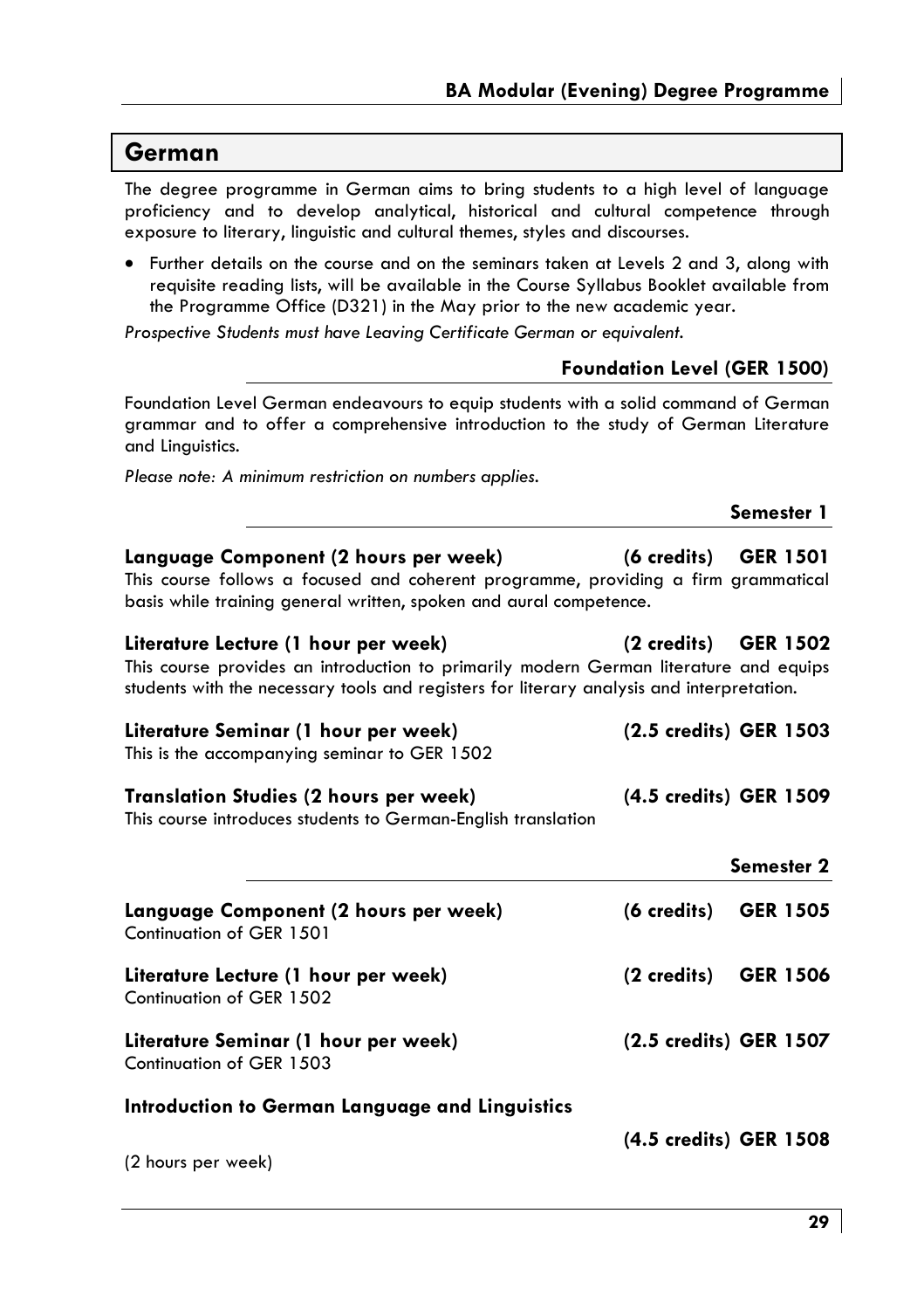## German

The degree programme in German aims to bring students to a high level of language proficiency and to develop analytical, historical and cultural competence through exposure to literary, linguistic and cultural themes, styles and discourses.

- Further details on the course and on the seminars taken at Levels 2 and 3, along with requisite reading lists, will be available in the Course Syllabus Booklet available from the Programme Office (D321) in the May prior to the new academic year.

*Prospective Students must have Leaving Certificate German or equivalent.*

### Foundation Level (GER 1500)

Foundation Level German endeavours to equip students with a solid command of German grammar and to offer a comprehensive introduction to the study of German Literature and Linguistics.

*Please note: A minimum restriction on numbers applies.*

#### Semester 1

**Language Component (2 hours per week) (6 credits) GER 1501**
This course follows a focused and coherent programme, providing a firm grammatical basis while training general written, spoken and aural competence.

**Literature Lecture (1 hour per week) (2 credits) GER 1502**
This course provides an introduction to primarily modern German literature and equips students with the necessary tools and registers for literary analysis and interpretation.

**Literature Seminar (1 hour per week) (2.5 credits) GER 1503**
This is the accompanying seminar to GER 1502

**Translation Studies (2 hours per week) (4.5 credits) GER 1509**
This course introduces students to German-English translation

#### Semester 2

**Language Component (2 hours per week) (6 credits) GER 1505**
Continuation of GER 1501

**Literature Lecture (1 hour per week) (2 credits) GER 1506**
Continuation of GER 1502

**Literature Seminar (1 hour per week) (2.5 credits) GER 1507**
Continuation of GER 1503

**Introduction to German Language and Linguistics (4.5 credits) GER 1508**
(2 hours per week)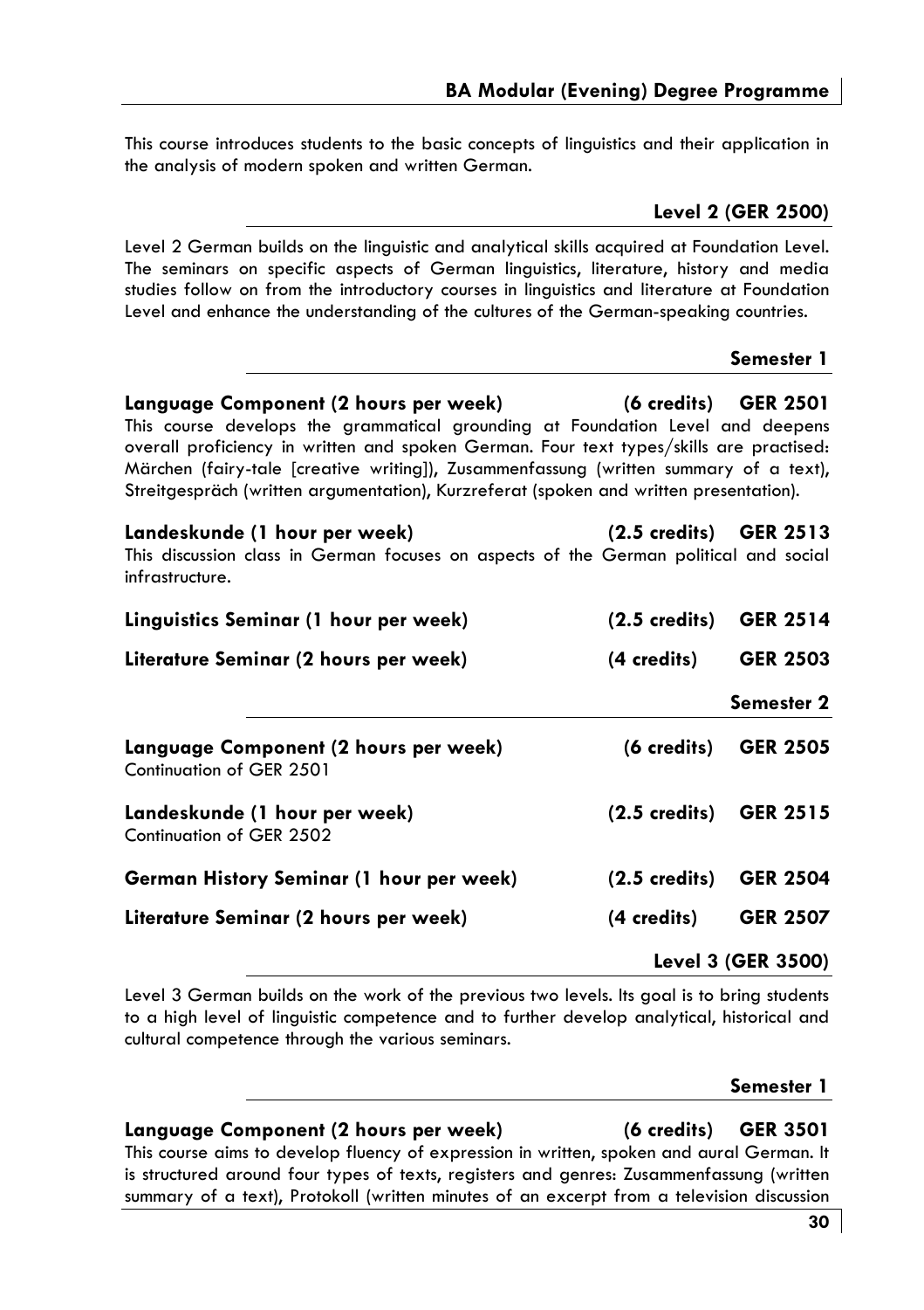This course introduces students to the basic concepts of linguistics and their application in the analysis of modern spoken and written German.

## Level 2 (GER 2500)

Level 2 German builds on the linguistic and analytical skills acquired at Foundation Level. The seminars on specific aspects of German linguistics, literature, history and media studies follow on from the introductory courses in linguistics and literature at Foundation Level and enhance the understanding of the cultures of the German-speaking countries.

### Semester 1

**Language Component (2 hours per week) (6 credits) GER 2501**
This course develops the grammatical grounding at Foundation Level and deepens overall proficiency in written and spoken German. Four text types/skills are practised: Märchen (fairy-tale [creative writing]), Zusammenfassung (written summary of a text), Streitgespräch (written argumentation), Kurzreferat (spoken and written presentation).

**Landeskunde (1 hour per week) (2.5 credits) GER 2513**
This discussion class in German focuses on aspects of the German political and social infrastructure.

**Linguistics Seminar (1 hour per week) (2.5 credits) GER 2514**

**Literature Seminar (2 hours per week) (4 credits) GER 2503**

### Semester 2

**Language Component (2 hours per week) (6 credits) GER 2505**
Continuation of GER 2501

**Landeskunde (1 hour per week) (2.5 credits) GER 2515**
Continuation of GER 2502

**German History Seminar (1 hour per week) (2.5 credits) GER 2504**

**Literature Seminar (2 hours per week) (4 credits) GER 2507**

## Level 3 (GER 3500)

Level 3 German builds on the work of the previous two levels. Its goal is to bring students to a high level of linguistic competence and to further develop analytical, historical and cultural competence through the various seminars.

### Semester 1

**Language Component (2 hours per week) (6 credits) GER 3501**
This course aims to develop fluency of expression in written, spoken and aural German. It is structured around four types of texts, registers and genres: Zusammenfassung (written summary of a text), Protokoll (written minutes of an excerpt from a television discussion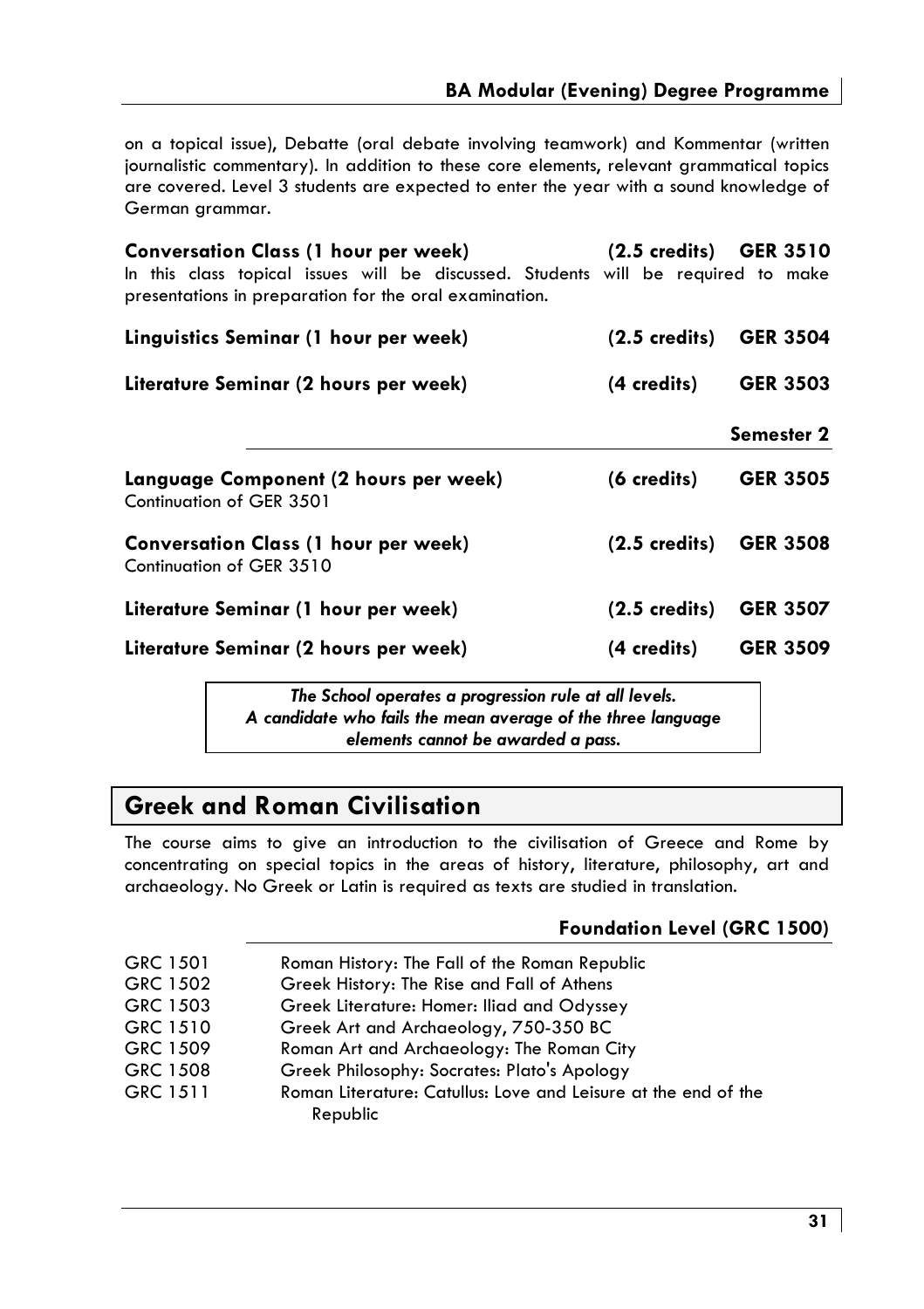on a topical issue), Debatte (oral debate involving teamwork) and Kommentar (written journalistic commentary). In addition to these core elements, relevant grammatical topics are covered. Level 3 students are expected to enter the year with a sound knowledge of German grammar.

**Conversation Class (1 hour per week)** **(2.5 credits)** **GER 3510**
In this class topical issues will be discussed. Students will be required to make presentations in preparation for the oral examination.

**Linguistics Seminar (1 hour per week)** **(2.5 credits)** **GER 3504**

**Literature Seminar (2 hours per week)** **(4 credits)** **GER 3503**

**Semester 2**

**Language Component (2 hours per week)** **(6 credits)** **GER 3505**
Continuation of GER 3501

**Conversation Class (1 hour per week)** **(2.5 credits)** **GER 3508**
Continuation of GER 3510

**Literature Seminar (1 hour per week)** **(2.5 credits)** **GER 3507**

**Literature Seminar (2 hours per week)** **(4 credits)** **GER 3509**

***The School operates a progression rule at all levels. A candidate who fails the mean average of the three language elements cannot be awarded a pass.***

## Greek and Roman Civilisation

The course aims to give an introduction to the civilisation of Greece and Rome by concentrating on special topics in the areas of history, literature, philosophy, art and archaeology. No Greek or Latin is required as texts are studied in translation.

### Foundation Level (GRC 1500)

| | |
|---|---|
| GRC 1501 | Roman History: The Fall of the Roman Republic |
| GRC 1502 | Greek History: The Rise and Fall of Athens |
| GRC 1503 | Greek Literature: Homer: Iliad and Odyssey |
| GRC 1510 | Greek Art and Archaeology, 750-350 BC |
| GRC 1509 | Roman Art and Archaeology: The Roman City |
| GRC 1508 | Greek Philosophy: Socrates: Plato's Apology |
| GRC 1511 | Roman Literature: Catullus: Love and Leisure at the end of the Republic |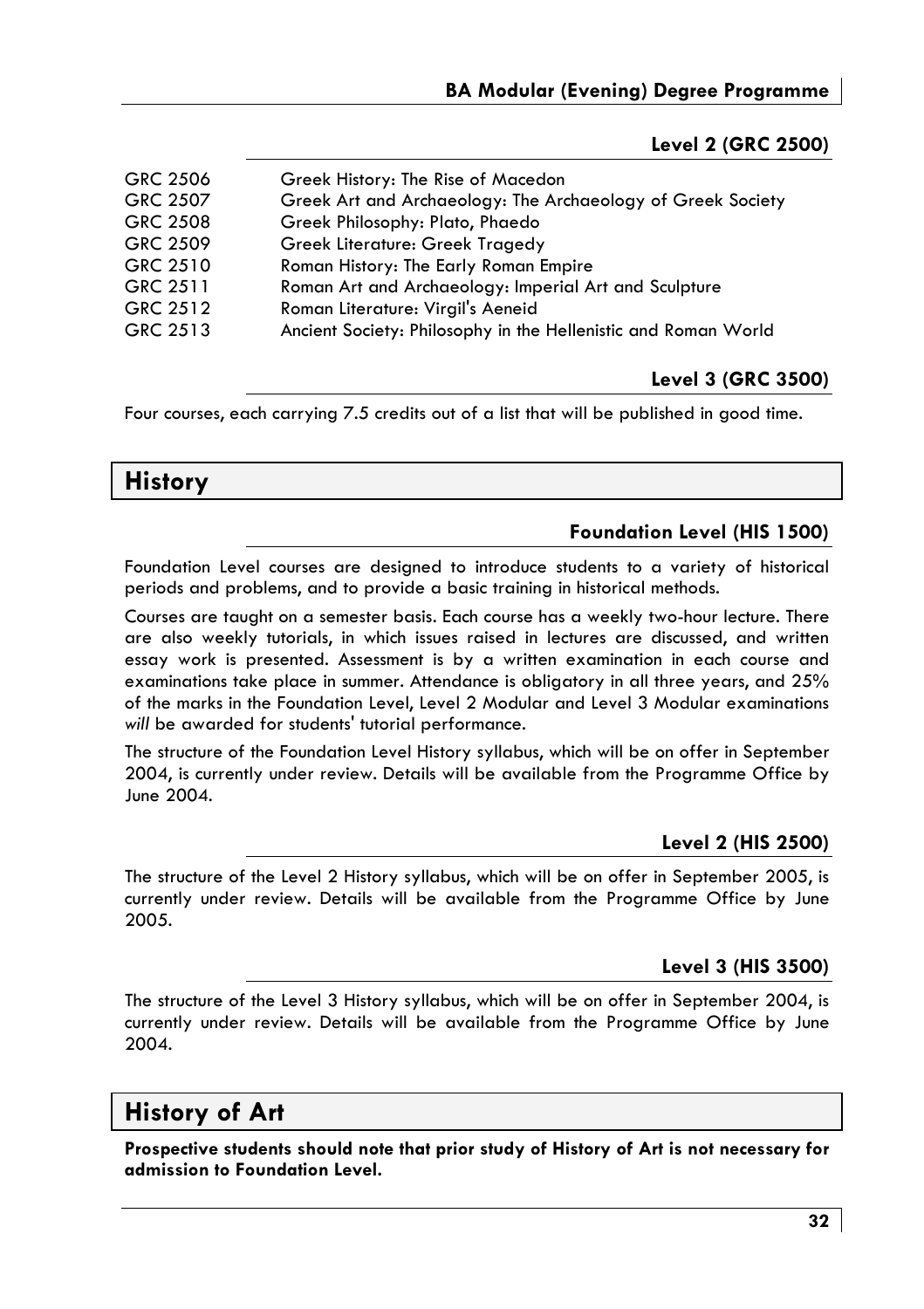### Level 2 (GRC 2500)

| | |
|---|---|
| GRC 2506 | Greek History: The Rise of Macedon |
| GRC 2507 | Greek Art and Archaeology: The Archaeology of Greek Society |
| GRC 2508 | Greek Philosophy: Plato, Phaedo |
| GRC 2509 | Greek Literature: Greek Tragedy |
| GRC 2510 | Roman History: The Early Roman Empire |
| GRC 2511 | Roman Art and Archaeology: Imperial Art and Sculpture |
| GRC 2512 | Roman Literature: Virgil's Aeneid |
| GRC 2513 | Ancient Society: Philosophy in the Hellenistic and Roman World |

### Level 3 (GRC 3500)

Four courses, each carrying 7.5 credits out of a list that will be published in good time.

## History

### Foundation Level (HIS 1500)

Foundation Level courses are designed to introduce students to a variety of historical periods and problems, and to provide a basic training in historical methods.

Courses are taught on a semester basis. Each course has a weekly two-hour lecture. There are also weekly tutorials, in which issues raised in lectures are discussed, and written essay work is presented. Assessment is by a written examination in each course and examinations take place in summer. Attendance is obligatory in all three years, and 25% of the marks in the Foundation Level, Level 2 Modular and Level 3 Modular examinations *will* be awarded for students' tutorial performance.

The structure of the Foundation Level History syllabus, which will be on offer in September 2004, is currently under review. Details will be available from the Programme Office by June 2004.

### Level 2 (HIS 2500)

The structure of the Level 2 History syllabus, which will be on offer in September 2005, is currently under review. Details will be available from the Programme Office by June 2005.

### Level 3 (HIS 3500)

The structure of the Level 3 History syllabus, which will be on offer in September 2004, is currently under review. Details will be available from the Programme Office by June 2004.

## History of Art

**Prospective students should note that prior study of History of Art is not necessary for admission to Foundation Level.**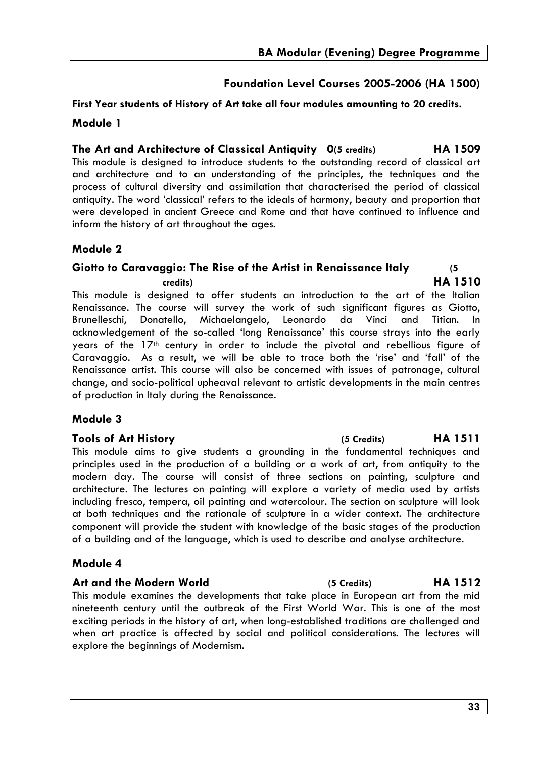## Foundation Level Courses 2005-2006 (HA 1500)

**First Year students of History of Art take all four modules amounting to 20 credits.**

### Module 1

**The Art and Architecture of Classical Antiquity 0(5 credits) HA 1509**

This module is designed to introduce students to the outstanding record of classical art and architecture and to an understanding of the principles, the techniques and the process of cultural diversity and assimilation that characterised the period of classical antiquity. The word 'classical' refers to the ideals of harmony, beauty and proportion that were developed in ancient Greece and Rome and that have continued to influence and inform the history of art throughout the ages.

### Module 2

**Giotto to Caravaggio: The Rise of the Artist in Renaissance Italy (5 credits) HA 1510**

This module is designed to offer students an introduction to the art of the Italian Renaissance. The course will survey the work of such significant figures as Giotto, Brunelleschi, Donatello, Michaelangelo, Leonardo da Vinci and Titian. In acknowledgement of the so-called 'long Renaissance' this course strays into the early years of the 17th century in order to include the pivotal and rebellious figure of Caravaggio. As a result, we will be able to trace both the 'rise' and 'fall' of the Renaissance artist. This course will also be concerned with issues of patronage, cultural change, and socio-political upheaval relevant to artistic developments in the main centres of production in Italy during the Renaissance.

### Module 3

**Tools of Art History (5 Credits) HA 1511**

This module aims to give students a grounding in the fundamental techniques and principles used in the production of a building or a work of art, from antiquity to the modern day. The course will consist of three sections on painting, sculpture and architecture. The lectures on painting will explore a variety of media used by artists including fresco, tempera, oil painting and watercolour. The section on sculpture will look at both techniques and the rationale of sculpture in a wider context. The architecture component will provide the student with knowledge of the basic stages of the production of a building and of the language, which is used to describe and analyse architecture.

### Module 4

**Art and the Modern World (5 Credits) HA 1512**

This module examines the developments that take place in European art from the mid nineteenth century until the outbreak of the First World War. This is one of the most exciting periods in the history of art, when long-established traditions are challenged and when art practice is affected by social and political considerations. The lectures will explore the beginnings of Modernism.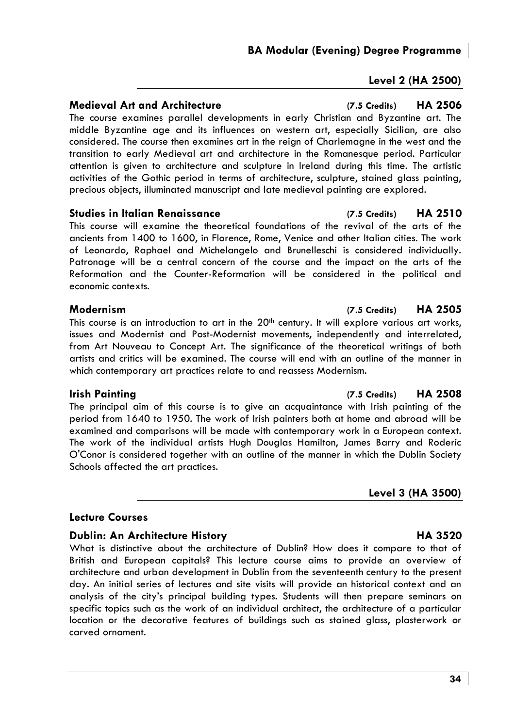## Level 2 (HA 2500)

### Medieval Art and Architecture (7.5 Credits) HA 2506

The course examines parallel developments in early Christian and Byzantine art. The middle Byzantine age and its influences on western art, especially Sicilian, are also considered. The course then examines art in the reign of Charlemagne in the west and the transition to early Medieval art and architecture in the Romanesque period. Particular attention is given to architecture and sculpture in Ireland during this time. The artistic activities of the Gothic period in terms of architecture, sculpture, stained glass painting, precious objects, illuminated manuscript and late medieval painting are explored.

### Studies in Italian Renaissance (7.5 Credits) HA 2510

This course will examine the theoretical foundations of the revival of the arts of the ancients from 1400 to 1600, in Florence, Rome, Venice and other Italian cities. The work of Leonardo, Raphael and Michelangelo and Brunelleschi is considered individually. Patronage will be a central concern of the course and the impact on the arts of the Reformation and the Counter-Reformation will be considered in the political and economic contexts.

### Modernism (7.5 Credits) HA 2505

This course is an introduction to art in the 20th century. It will explore various art works, issues and Modernist and Post-Modernist movements, independently and interrelated, from Art Nouveau to Concept Art. The significance of the theoretical writings of both artists and critics will be examined. The course will end with an outline of the manner in which contemporary art practices relate to and reassess Modernism.

### Irish Painting (7.5 Credits) HA 2508

The principal aim of this course is to give an acquaintance with Irish painting of the period from 1640 to 1950. The work of Irish painters both at home and abroad will be examined and comparisons will be made with contemporary work in a European context. The work of the individual artists Hugh Douglas Hamilton, James Barry and Roderic O'Conor is considered together with an outline of the manner in which the Dublin Society Schools affected the art practices.

## Level 3 (HA 3500)

### Lecture Courses

### Dublin: An Architecture History HA 3520

What is distinctive about the architecture of Dublin? How does it compare to that of British and European capitals? This lecture course aims to provide an overview of architecture and urban development in Dublin from the seventeenth century to the present day. An initial series of lectures and site visits will provide an historical context and an analysis of the city's principal building types. Students will then prepare seminars on specific topics such as the work of an individual architect, the architecture of a particular location or the decorative features of buildings such as stained glass, plasterwork or carved ornament.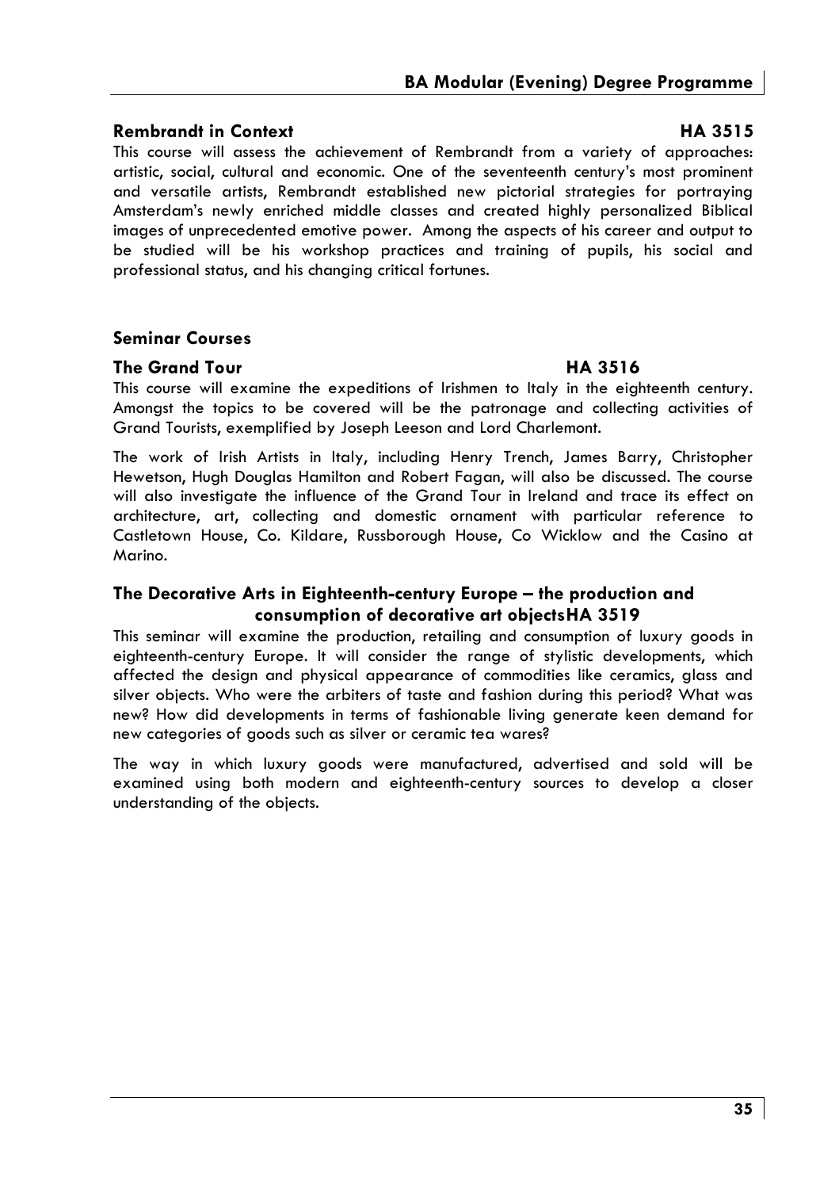### Rembrandt in Context HA 3515

This course will assess the achievement of Rembrandt from a variety of approaches: artistic, social, cultural and economic. One of the seventeenth century's most prominent and versatile artists, Rembrandt established new pictorial strategies for portraying Amsterdam's newly enriched middle classes and created highly personalized Biblical images of unprecedented emotive power. Among the aspects of his career and output to be studied will be his workshop practices and training of pupils, his social and professional status, and his changing critical fortunes.

## Seminar Courses

### The Grand Tour HA 3516

This course will examine the expeditions of Irishmen to Italy in the eighteenth century. Amongst the topics to be covered will be the patronage and collecting activities of Grand Tourists, exemplified by Joseph Leeson and Lord Charlemont.

The work of Irish Artists in Italy, including Henry Trench, James Barry, Christopher Hewetson, Hugh Douglas Hamilton and Robert Fagan, will also be discussed. The course will also investigate the influence of the Grand Tour in Ireland and trace its effect on architecture, art, collecting and domestic ornament with particular reference to Castletown House, Co. Kildare, Russborough House, Co Wicklow and the Casino at Marino.

### The Decorative Arts in Eighteenth-century Europe – the production and consumption of decorative art objectsHA 3519

This seminar will examine the production, retailing and consumption of luxury goods in eighteenth-century Europe. It will consider the range of stylistic developments, which affected the design and physical appearance of commodities like ceramics, glass and silver objects. Who were the arbiters of taste and fashion during this period? What was new? How did developments in terms of fashionable living generate keen demand for new categories of goods such as silver or ceramic tea wares?

The way in which luxury goods were manufactured, advertised and sold will be examined using both modern and eighteenth-century sources to develop a closer understanding of the objects.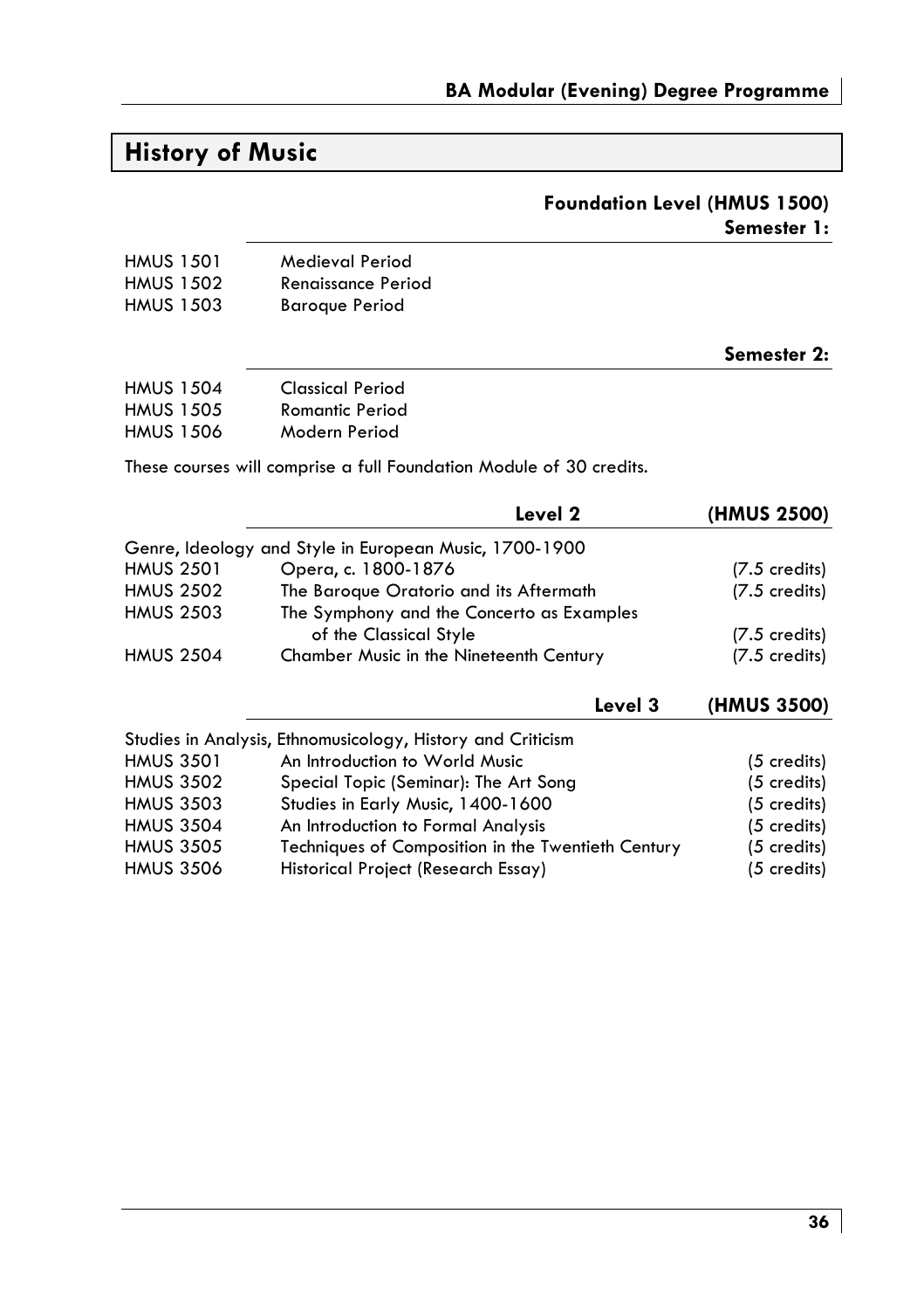# History of Music

### Foundation Level (HMUS 1500)

**Semester 1:**

| | |
|---|---|
| HMUS 1501 | Medieval Period |
| HMUS 1502 | Renaissance Period |
| HMUS 1503 | Baroque Period |

**Semester 2:**

| | |
|---|---|
| HMUS 1504 | Classical Period |
| HMUS 1505 | Romantic Period |
| HMUS 1506 | Modern Period |

These courses will comprise a full Foundation Module of 30 credits.

### Level 2 (HMUS 2500)

Genre, Ideology and Style in European Music, 1700-1900

| | | |
|---|---|---|
| HMUS 2501 | Opera, c. 1800-1876 | (7.5 credits) |
| HMUS 2502 | The Baroque Oratorio and its Aftermath | (7.5 credits) |
| HMUS 2503 | The Symphony and the Concerto as Examples of the Classical Style | (7.5 credits) |
| HMUS 2504 | Chamber Music in the Nineteenth Century | (7.5 credits) |

### Level 3 (HMUS 3500)

Studies in Analysis, Ethnomusicology, History and Criticism

| | | |
|---|---|---|
| HMUS 3501 | An Introduction to World Music | (5 credits) |
| HMUS 3502 | Special Topic (Seminar): The Art Song | (5 credits) |
| HMUS 3503 | Studies in Early Music, 1400-1600 | (5 credits) |
| HMUS 3504 | An Introduction to Formal Analysis | (5 credits) |
| HMUS 3505 | Techniques of Composition in the Twentieth Century | (5 credits) |
| HMUS 3506 | Historical Project (Research Essay) | (5 credits) |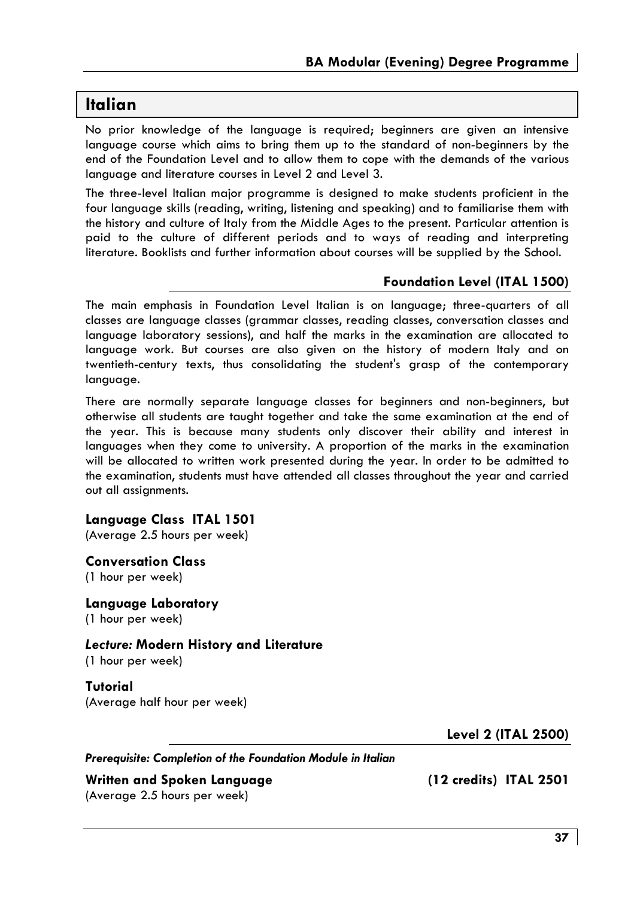# Italian

No prior knowledge of the language is required; beginners are given an intensive language course which aims to bring them up to the standard of non-beginners by the end of the Foundation Level and to allow them to cope with the demands of the various language and literature courses in Level 2 and Level 3.

The three-level Italian major programme is designed to make students proficient in the four language skills (reading, writing, listening and speaking) and to familiarise them with the history and culture of Italy from the Middle Ages to the present. Particular attention is paid to the culture of different periods and to ways of reading and interpreting literature. Booklists and further information about courses will be supplied by the School.

## Foundation Level (ITAL 1500)

The main emphasis in Foundation Level Italian is on language; three-quarters of all classes are language classes (grammar classes, reading classes, conversation classes and language laboratory sessions), and half the marks in the examination are allocated to language work. But courses are also given on the history of modern Italy and on twentieth-century texts, thus consolidating the student's grasp of the contemporary language.

There are normally separate language classes for beginners and non-beginners, but otherwise all students are taught together and take the same examination at the end of the year. This is because many students only discover their ability and interest in languages when they come to university. A proportion of the marks in the examination will be allocated to written work presented during the year. In order to be admitted to the examination, students must have attended all classes throughout the year and carried out all assignments.

### Language Class ITAL 1501

(Average 2.5 hours per week)

### Conversation Class

(1 hour per week)

### Language Laboratory

(1 hour per week)

### *Lecture:* Modern History and Literature

(1 hour per week)

### Tutorial

(Average half hour per week)

## Level 2 (ITAL 2500)

***Prerequisite: Completion of the Foundation Module in Italian***

### Written and Spoken Language (12 credits) ITAL 2501

(Average 2.5 hours per week)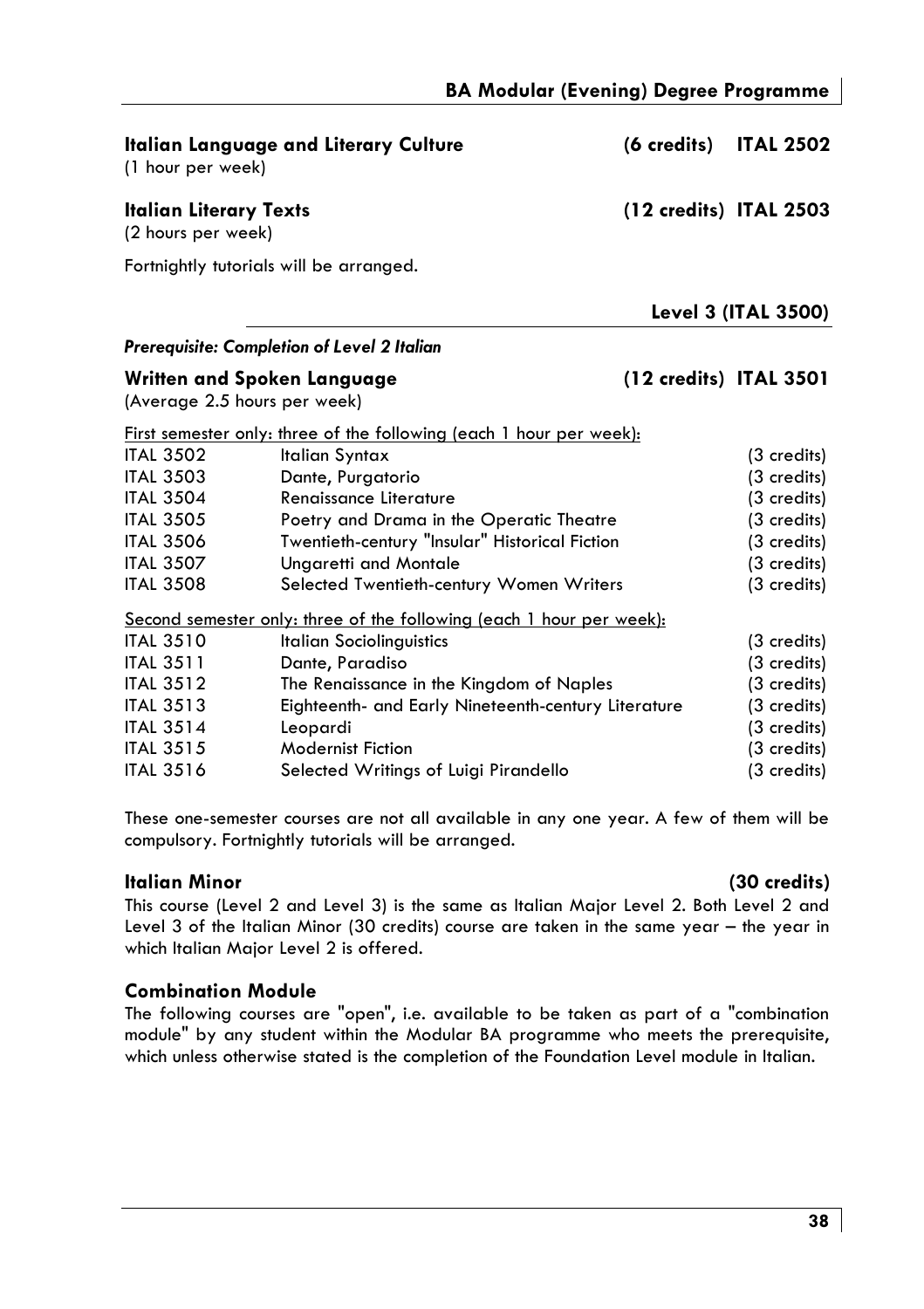**Italian Language and Literary Culture** **(6 credits) ITAL 2502**
(1 hour per week)

**Italian Literary Texts** **(12 credits) ITAL 2503**
(2 hours per week)

Fortnightly tutorials will be arranged.

## Level 3 (ITAL 3500)

***Prerequisite: Completion of Level 2 Italian***

**Written and Spoken Language** **(12 credits) ITAL 3501**
(Average 2.5 hours per week)

First semester only: three of the following (each 1 hour per week):

| | | |
|---|---|---|
| ITAL 3502 | Italian Syntax | (3 credits) |
| ITAL 3503 | Dante, Purgatorio | (3 credits) |
| ITAL 3504 | Renaissance Literature | (3 credits) |
| ITAL 3505 | Poetry and Drama in the Operatic Theatre | (3 credits) |
| ITAL 3506 | Twentieth-century "Insular" Historical Fiction | (3 credits) |
| ITAL 3507 | Ungaretti and Montale | (3 credits) |
| ITAL 3508 | Selected Twentieth-century Women Writers | (3 credits) |

Second semester only: three of the following (each 1 hour per week):

| | | |
|---|---|---|
| ITAL 3510 | Italian Sociolinguistics | (3 credits) |
| ITAL 3511 | Dante, Paradiso | (3 credits) |
| ITAL 3512 | The Renaissance in the Kingdom of Naples | (3 credits) |
| ITAL 3513 | Eighteenth- and Early Nineteenth-century Literature | (3 credits) |
| ITAL 3514 | Leopardi | (3 credits) |
| ITAL 3515 | Modernist Fiction | (3 credits) |
| ITAL 3516 | Selected Writings of Luigi Pirandello | (3 credits) |

These one-semester courses are not all available in any one year. A few of them will be compulsory. Fortnightly tutorials will be arranged.

### Italian Minor (30 credits)

This course (Level 2 and Level 3) is the same as Italian Major Level 2. Both Level 2 and Level 3 of the Italian Minor (30 credits) course are taken in the same year – the year in which Italian Major Level 2 is offered.

### Combination Module

The following courses are "open", i.e. available to be taken as part of a "combination module" by any student within the Modular BA programme who meets the prerequisite, which unless otherwise stated is the completion of the Foundation Level module in Italian.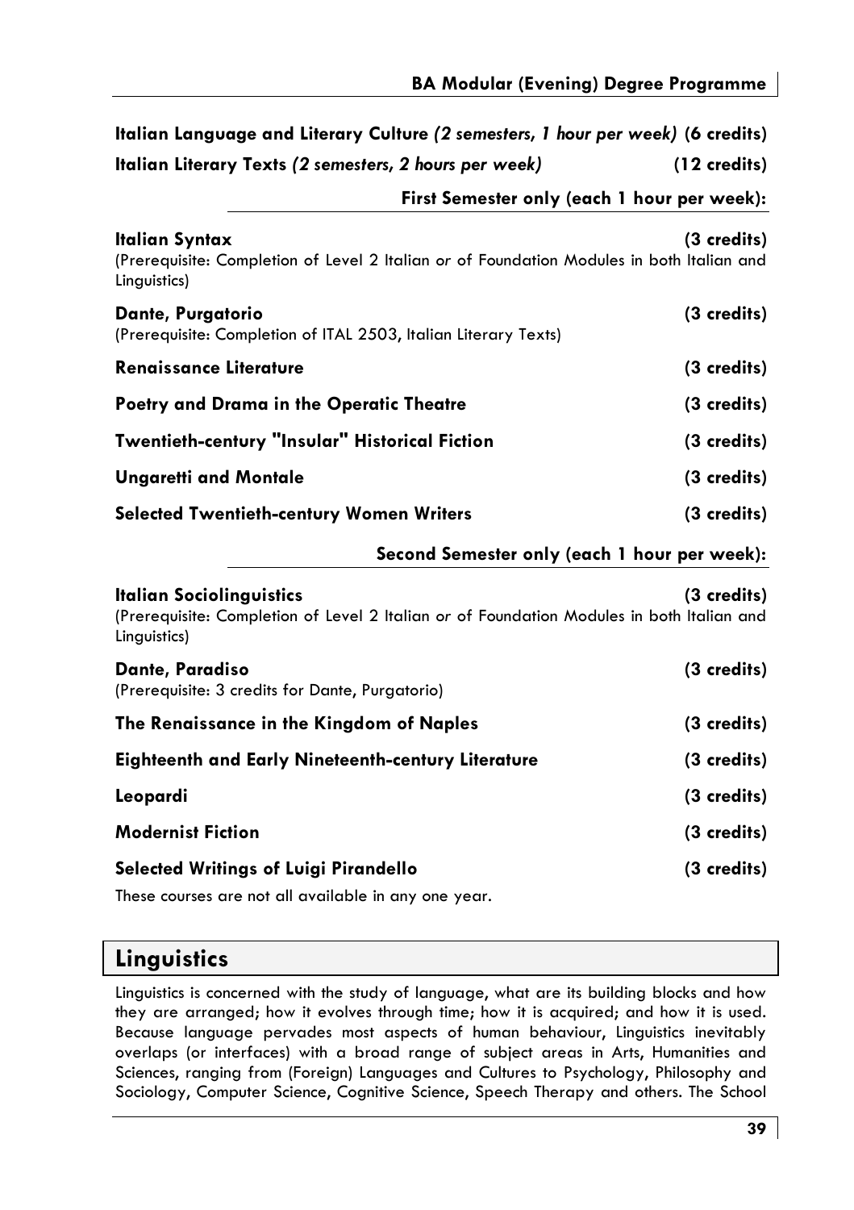**Italian Language and Literary Culture** *(2 semesters, 1 hour per week)* **(6 credits)**

**Italian Literary Texts** *(2 semesters, 2 hours per week)* **(12 credits)**

**First Semester only (each 1 hour per week):**

**Italian Syntax** **(3 credits)**
(Prerequisite: Completion of Level 2 Italian *or* of Foundation Modules in both Italian and Linguistics)

**Dante, Purgatorio** **(3 credits)**
(Prerequisite: Completion of ITAL 2503, Italian Literary Texts)

**Renaissance Literature** **(3 credits)**

**Poetry and Drama in the Operatic Theatre** **(3 credits)**

**Twentieth-century "Insular" Historical Fiction** **(3 credits)**

**Ungaretti and Montale** **(3 credits)**

**Selected Twentieth-century Women Writers** **(3 credits)**

**Second Semester only (each 1 hour per week):**

**Italian Sociolinguistics** **(3 credits)**
(Prerequisite: Completion of Level 2 Italian *or* of Foundation Modules in both Italian and Linguistics)

**Dante, Paradiso** **(3 credits)**
(Prerequisite: 3 credits for Dante, Purgatorio)

**The Renaissance in the Kingdom of Naples** **(3 credits)**

**Eighteenth and Early Nineteenth-century Literature** **(3 credits)**

**Leopardi** **(3 credits)**

**Modernist Fiction** **(3 credits)**

**Selected Writings of Luigi Pirandello** **(3 credits)**

These courses are not all available in any one year.

## Linguistics

Linguistics is concerned with the study of language, what are its building blocks and how they are arranged; how it evolves through time; how it is acquired; and how it is used. Because language pervades most aspects of human behaviour, Linguistics inevitably overlaps (or interfaces) with a broad range of subject areas in Arts, Humanities and Sciences, ranging from (Foreign) Languages and Cultures to Psychology, Philosophy and Sociology, Computer Science, Cognitive Science, Speech Therapy and others. The School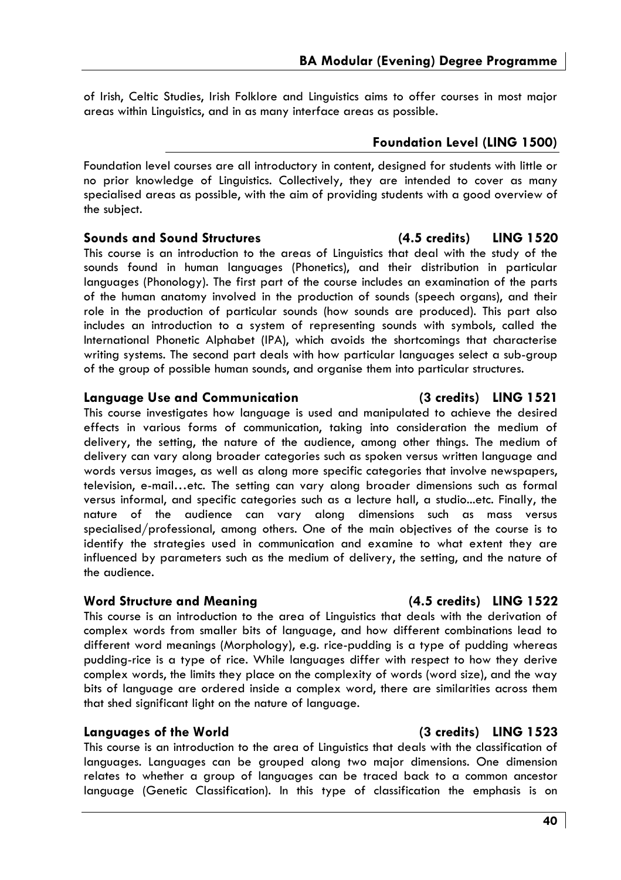of Irish, Celtic Studies, Irish Folklore and Linguistics aims to offer courses in most major areas within Linguistics, and in as many interface areas as possible.

## Foundation Level (LING 1500)

Foundation level courses are all introductory in content, designed for students with little or no prior knowledge of Linguistics. Collectively, they are intended to cover as many specialised areas as possible, with the aim of providing students with a good overview of the subject.

### Sounds and Sound Structures (4.5 credits) LING 1520

This course is an introduction to the areas of Linguistics that deal with the study of the sounds found in human languages (Phonetics), and their distribution in particular languages (Phonology). The first part of the course includes an examination of the parts of the human anatomy involved in the production of sounds (speech organs), and their role in the production of particular sounds (how sounds are produced). This part also includes an introduction to a system of representing sounds with symbols, called the International Phonetic Alphabet (IPA), which avoids the shortcomings that characterise writing systems. The second part deals with how particular languages select a sub-group of the group of possible human sounds, and organise them into particular structures.

### Language Use and Communication (3 credits) LING 1521

This course investigates how language is used and manipulated to achieve the desired effects in various forms of communication, taking into consideration the medium of delivery, the setting, the nature of the audience, among other things. The medium of delivery can vary along broader categories such as spoken versus written language and words versus images, as well as along more specific categories that involve newspapers, television, e-mail…etc. The setting can vary along broader dimensions such as formal versus informal, and specific categories such as a lecture hall, a studio...etc. Finally, the nature of the audience can vary along dimensions such as mass versus specialised/professional, among others. One of the main objectives of the course is to identify the strategies used in communication and examine to what extent they are influenced by parameters such as the medium of delivery, the setting, and the nature of the audience.

### Word Structure and Meaning (4.5 credits) LING 1522

This course is an introduction to the area of Linguistics that deals with the derivation of complex words from smaller bits of language, and how different combinations lead to different word meanings (Morphology), e.g. rice-pudding is a type of pudding whereas pudding-rice is a type of rice. While languages differ with respect to how they derive complex words, the limits they place on the complexity of words (word size), and the way bits of language are ordered inside a complex word, there are similarities across them that shed significant light on the nature of language.

### Languages of the World (3 credits) LING 1523

This course is an introduction to the area of Linguistics that deals with the classification of languages. Languages can be grouped along two major dimensions. One dimension relates to whether a group of languages can be traced back to a common ancestor language (Genetic Classification). In this type of classification the emphasis is on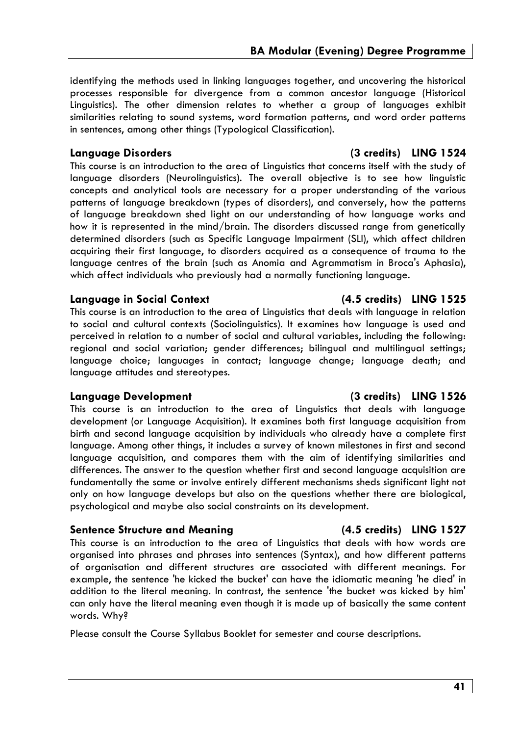identifying the methods used in linking languages together, and uncovering the historical processes responsible for divergence from a common ancestor language (Historical Linguistics). The other dimension relates to whether a group of languages exhibit similarities relating to sound systems, word formation patterns, and word order patterns in sentences, among other things (Typological Classification).

### Language Disorders (3 credits) LING 1524

This course is an introduction to the area of Linguistics that concerns itself with the study of language disorders (Neurolinguistics). The overall objective is to see how linguistic concepts and analytical tools are necessary for a proper understanding of the various patterns of language breakdown (types of disorders), and conversely, how the patterns of language breakdown shed light on our understanding of how language works and how it is represented in the mind/brain. The disorders discussed range from genetically determined disorders (such as Specific Language Impairment (SLI), which affect children acquiring their first language, to disorders acquired as a consequence of trauma to the language centres of the brain (such as Anomia and Agrammatism in Broca's Aphasia), which affect individuals who previously had a normally functioning language.

### Language in Social Context (4.5 credits) LING 1525

This course is an introduction to the area of Linguistics that deals with language in relation to social and cultural contexts (Sociolinguistics). It examines how language is used and perceived in relation to a number of social and cultural variables, including the following: regional and social variation; gender differences; bilingual and multilingual settings; language choice; languages in contact; language change; language death; and language attitudes and stereotypes.

### Language Development (3 credits) LING 1526

This course is an introduction to the area of Linguistics that deals with language development (or Language Acquisition). It examines both first language acquisition from birth and second language acquisition by individuals who already have a complete first language. Among other things, it includes a survey of known milestones in first and second language acquisition, and compares them with the aim of identifying similarities and differences. The answer to the question whether first and second language acquisition are fundamentally the same or involve entirely different mechanisms sheds significant light not only on how language develops but also on the questions whether there are biological, psychological and maybe also social constraints on its development.

### Sentence Structure and Meaning (4.5 credits) LING 1527

This course is an introduction to the area of Linguistics that deals with how words are organised into phrases and phrases into sentences (Syntax), and how different patterns of organisation and different structures are associated with different meanings. For example, the sentence 'he kicked the bucket' can have the idiomatic meaning 'he died' in addition to the literal meaning. In contrast, the sentence 'the bucket was kicked by him' can only have the literal meaning even though it is made up of basically the same content words. Why?

Please consult the Course Syllabus Booklet for semester and course descriptions.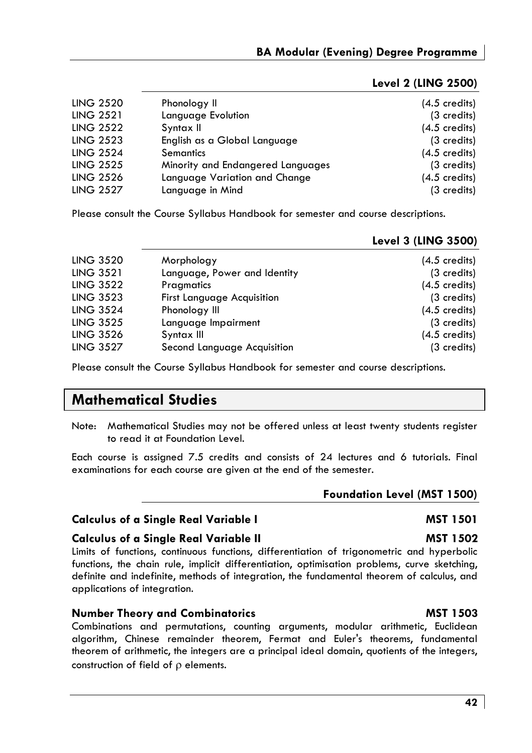### Level 2 (LING 2500)

| | | |
|---|---|---|
| LING 2520 | Phonology II | (4.5 credits) |
| LING 2521 | Language Evolution | (3 credits) |
| LING 2522 | Syntax II | (4.5 credits) |
| LING 2523 | English as a Global Language | (3 credits) |
| LING 2524 | Semantics | (4.5 credits) |
| LING 2525 | Minority and Endangered Languages | (3 credits) |
| LING 2526 | Language Variation and Change | (4.5 credits) |
| LING 2527 | Language in Mind | (3 credits) |

Please consult the Course Syllabus Handbook for semester and course descriptions.

### Level 3 (LING 3500)

| | | |
|---|---|---|
| LING 3520 | Morphology | (4.5 credits) |
| LING 3521 | Language, Power and Identity | (3 credits) |
| LING 3522 | Pragmatics | (4.5 credits) |
| LING 3523 | First Language Acquisition | (3 credits) |
| LING 3524 | Phonology III | (4.5 credits) |
| LING 3525 | Language Impairment | (3 credits) |
| LING 3526 | Syntax III | (4.5 credits) |
| LING 3527 | Second Language Acquisition | (3 credits) |

Please consult the Course Syllabus Handbook for semester and course descriptions.

## Mathematical Studies

Note: Mathematical Studies may not be offered unless at least twenty students register to read it at Foundation Level.

Each course is assigned 7.5 credits and consists of 24 lectures and 6 tutorials. Final examinations for each course are given at the end of the semester.

### Foundation Level (MST 1500)

**Calculus of a Single Real Variable I** **MST 1501**

**Calculus of a Single Real Variable II** **MST 1502**

Limits of functions, continuous functions, differentiation of trigonometric and hyperbolic functions, the chain rule, implicit differentiation, optimisation problems, curve sketching, definite and indefinite, methods of integration, the fundamental theorem of calculus, and applications of integration.

**Number Theory and Combinatorics** **MST 1503**

Combinations and permutations, counting arguments, modular arithmetic, Euclidean algorithm, Chinese remainder theorem, Fermat and Euler's theorems, fundamental theorem of arithmetic, the integers are a principal ideal domain, quotients of the integers, construction of field of $\rho$ elements.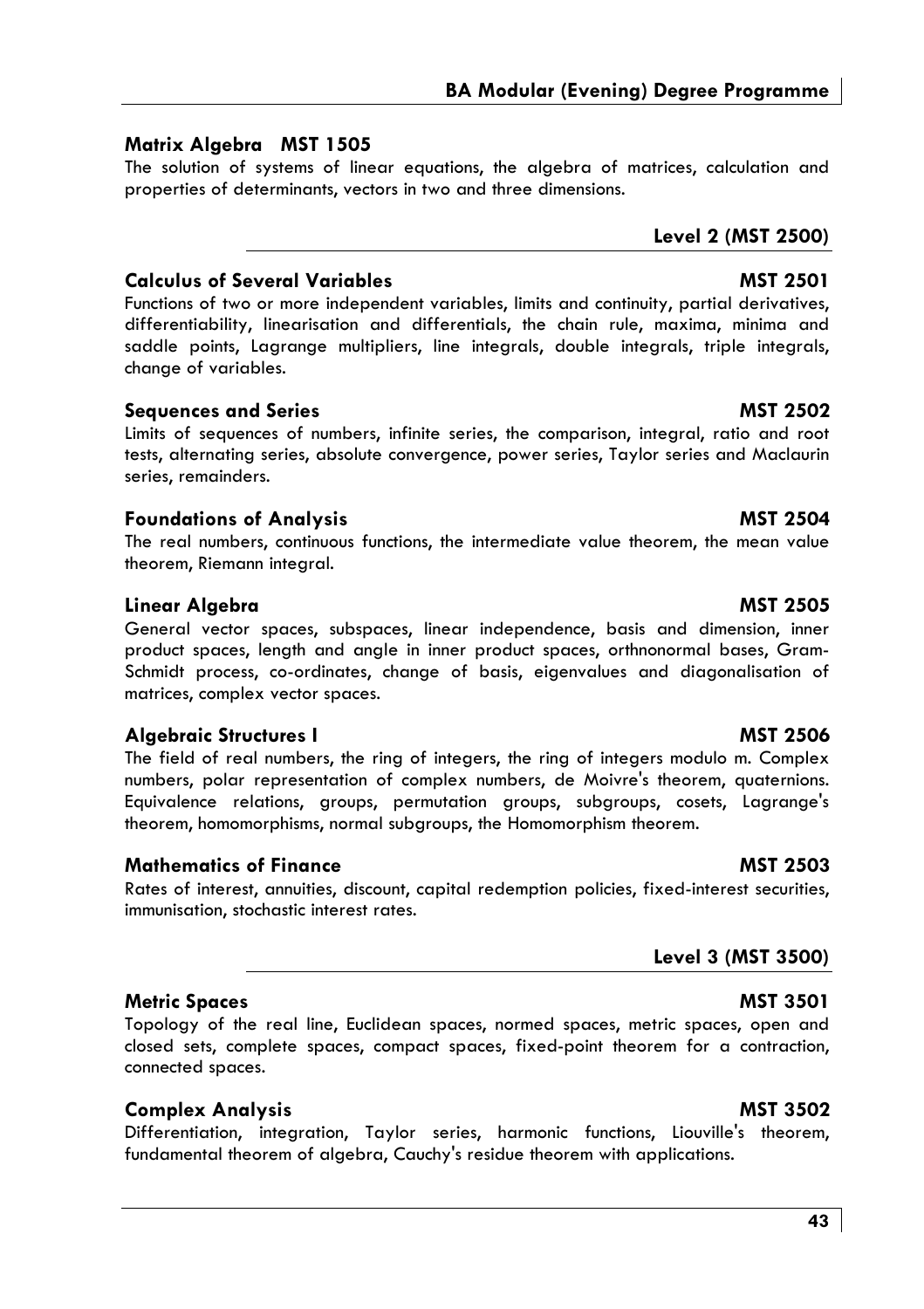### Matrix Algebra MST 1505

The solution of systems of linear equations, the algebra of matrices, calculation and properties of determinants, vectors in two and three dimensions.

## Level 2 (MST 2500)

### Calculus of Several Variables MST 2501

Functions of two or more independent variables, limits and continuity, partial derivatives, differentiability, linearisation and differentials, the chain rule, maxima, minima and saddle points, Lagrange multipliers, line integrals, double integrals, triple integrals, change of variables.

### Sequences and Series MST 2502

Limits of sequences of numbers, infinite series, the comparison, integral, ratio and root tests, alternating series, absolute convergence, power series, Taylor series and Maclaurin series, remainders.

### Foundations of Analysis MST 2504

The real numbers, continuous functions, the intermediate value theorem, the mean value theorem, Riemann integral.

### Linear Algebra MST 2505

General vector spaces, subspaces, linear independence, basis and dimension, inner product spaces, length and angle in inner product spaces, orthnonormal bases, Gram-Schmidt process, co-ordinates, change of basis, eigenvalues and diagonalisation of matrices, complex vector spaces.

### Algebraic Structures I MST 2506

The field of real numbers, the ring of integers, the ring of integers modulo m. Complex numbers, polar representation of complex numbers, de Moivre's theorem, quaternions. Equivalence relations, groups, permutation groups, subgroups, cosets, Lagrange's theorem, homomorphisms, normal subgroups, the Homomorphism theorem.

### Mathematics of Finance MST 2503

Rates of interest, annuities, discount, capital redemption policies, fixed-interest securities, immunisation, stochastic interest rates.

## Level 3 (MST 3500)

### Metric Spaces MST 3501

Topology of the real line, Euclidean spaces, normed spaces, metric spaces, open and closed sets, complete spaces, compact spaces, fixed-point theorem for a contraction, connected spaces.

### Complex Analysis MST 3502

Differentiation, integration, Taylor series, harmonic functions, Liouville's theorem, fundamental theorem of algebra, Cauchy's residue theorem with applications.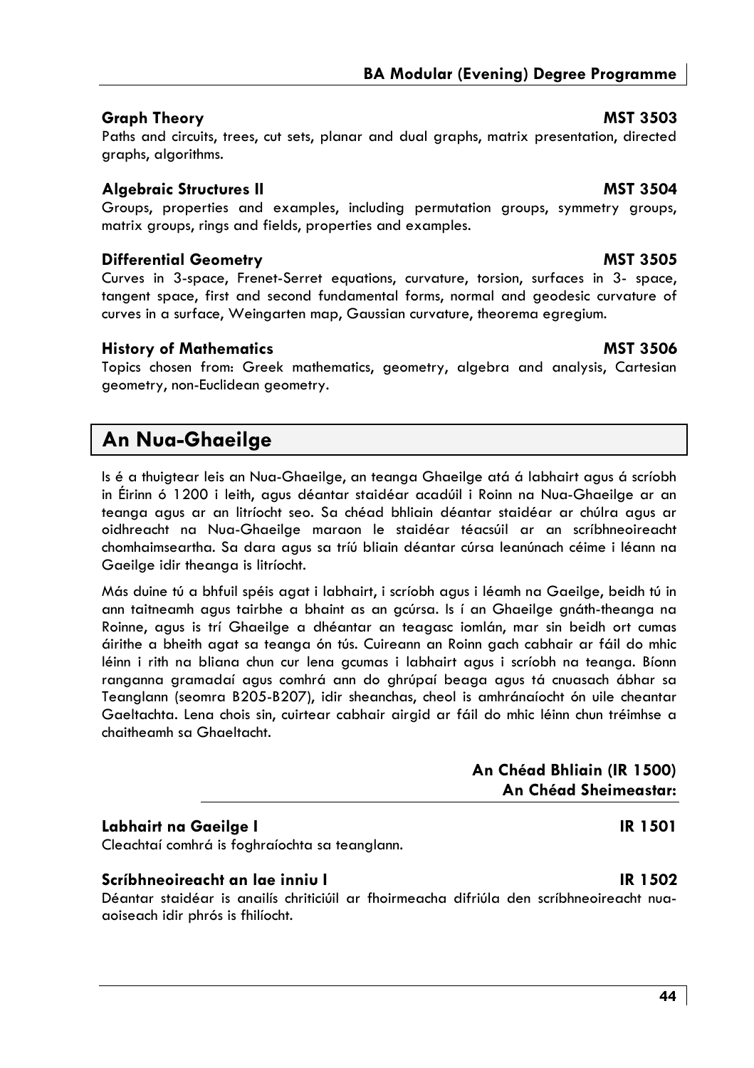### Graph Theory — MST 3503

Paths and circuits, trees, cut sets, planar and dual graphs, matrix presentation, directed graphs, algorithms.

### Algebraic Structures II — MST 3504

Groups, properties and examples, including permutation groups, symmetry groups, matrix groups, rings and fields, properties and examples.

### Differential Geometry — MST 3505

Curves in 3-space, Frenet-Serret equations, curvature, torsion, surfaces in 3- space, tangent space, first and second fundamental forms, normal and geodesic curvature of curves in a surface, Weingarten map, Gaussian curvature, theorema egregium.

### History of Mathematics — MST 3506

Topics chosen from: Greek mathematics, geometry, algebra and analysis, Cartesian geometry, non-Euclidean geometry.

## An Nua-Ghaeilge

Is é a thuigtear leis an Nua-Ghaeilge, an teanga Ghaeilge atá á labhairt agus á scríobh in Éirinn ó 1200 i leith, agus déantar staidéar acadúil i Roinn na Nua-Ghaeilge ar an teanga agus ar an litríocht seo. Sa chéad bhliain déantar staidéar ar chúlra agus ar oidhreacht na Nua-Ghaeilge maraon le staidéar téacsúil ar an scríbhneoireacht chomhaimseartha. Sa dara agus sa tríú bliain déantar cúrsa leanúnach céime i léann na Gaeilge idir theanga is litríocht.

Más duine tú a bhfuil spéis agat i labhairt, i scríobh agus i léamh na Gaeilge, beidh tú in ann taitneamh agus tairbhe a bhaint as an gcúrsa. Is í an Ghaeilge gnáth-theanga na Roinne, agus is trí Ghaeilge a dhéantar an teagasc iomlán, mar sin beidh ort cumas áirithe a bheith agat sa teanga ón tús. Cuireann an Roinn gach cabhair ar fáil do mhic léinn i rith na bliana chun cur lena gcumas i labhairt agus i scríobh na teanga. Bíonn ranganna gramadaí agus comhrá ann do ghrúpaí beaga agus tá cnuasach ábhar sa Teanglann (seomra B205-B207), idir sheanchas, cheol is amhránaíocht ón uile cheantar Gaeltachta. Lena chois sin, cuirtear cabhair airgid ar fáil do mhic léinn chun tréimhse a chaitheamh sa Ghaeltacht.

**An Chéad Bhliain (IR 1500)**
**An Chéad Sheimeastar:**

### Labhairt na Gaeilge I — IR 1501

Cleachtaí comhrá is foghraíochta sa teanglann.

### Scríbhneoireacht an lae inniu I — IR 1502

Déantar staidéar is anailís chriticiúil ar fhoirmeacha difriúla den scríbhneoireacht nua-aoiseach idir phrós is fhilíocht.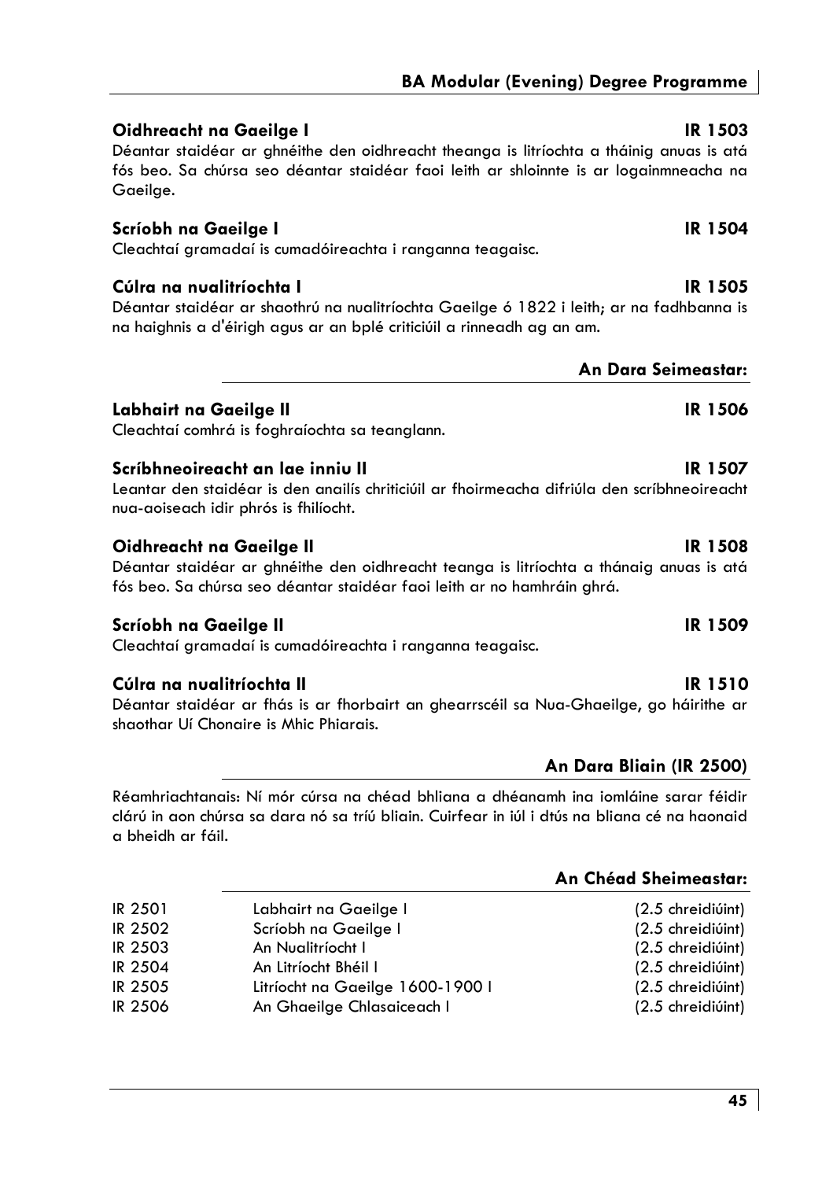### Oidhreacht na Gaeilge I — IR 1503

Déantar staidéar ar ghnéithe den oidhreacht theanga is litríochta a tháinig anuas is atá fós beo. Sa chúrsa seo déantar staidéar faoi leith ar shloinnte is ar logainmneacha na Gaeilge.

### Scríobh na Gaeilge I — IR 1504

Cleachtaí gramadaí is cumadóireachta i ranganna teagaisc.

### Cúlra na nualitríochta I — IR 1505

Déantar staidéar ar shaothrú na nualitríochta Gaeilge ó 1822 i leith; ar na fadhbanna is na haighnis a d'éirigh agus ar an bplé criticiúil a rinneadh ag an am.

## An Dara Seimeastar:

### Labhairt na Gaeilge II — IR 1506

Cleachtaí comhrá is foghraíochta sa teanglann.

### Scríbhneoireacht an lae inniu II — IR 1507

Leantar den staidéar is den anailís chriticiúil ar fhoirmeacha difriúla den scríbhneoireacht nua-aoiseach idir phrós is fhilíocht.

### Oidhreacht na Gaeilge II — IR 1508

Déantar staidéar ar ghnéithe den oidhreacht teanga is litríochta a thánaig anuas is atá fós beo. Sa chúrsa seo déantar staidéar faoi leith ar no hamhráin ghrá.

### Scríobh na Gaeilge II — IR 1509

Cleachtaí gramadaí is cumadóireachta i ranganna teagaisc.

### Cúlra na nualitríochta II — IR 1510

Déantar staidéar ar fhás is ar fhorbairt an ghearrscéil sa Nua-Ghaeilge, go háirithe ar shaothar Uí Chonaire is Mhic Phiarais.

## An Dara Bliain (IR 2500)

Réamhriachtanais: Ní mór cúrsa na chéad bhliana a dhéanamh ina iomláine sarar féidir clárú in aon chúrsa sa dara nó sa tríú bliain. Cuirfear in iúl i dtús na bliana cé na haonaid a bheidh ar fáil.

## An Chéad Sheimeastar:

| | | |
|---|---|---|
| IR 2501 | Labhairt na Gaeilge I | (2.5 chreidiúint) |
| IR 2502 | Scríobh na Gaeilge I | (2.5 chreidiúint) |
| IR 2503 | An Nualitríocht I | (2.5 chreidiúint) |
| IR 2504 | An Litríocht Bhéil I | (2.5 chreidiúint) |
| IR 2505 | Litríocht na Gaeilge 1600-1900 I | (2.5 chreidiúint) |
| IR 2506 | An Ghaeilge Chlasaiceach I | (2.5 chreidiúint) |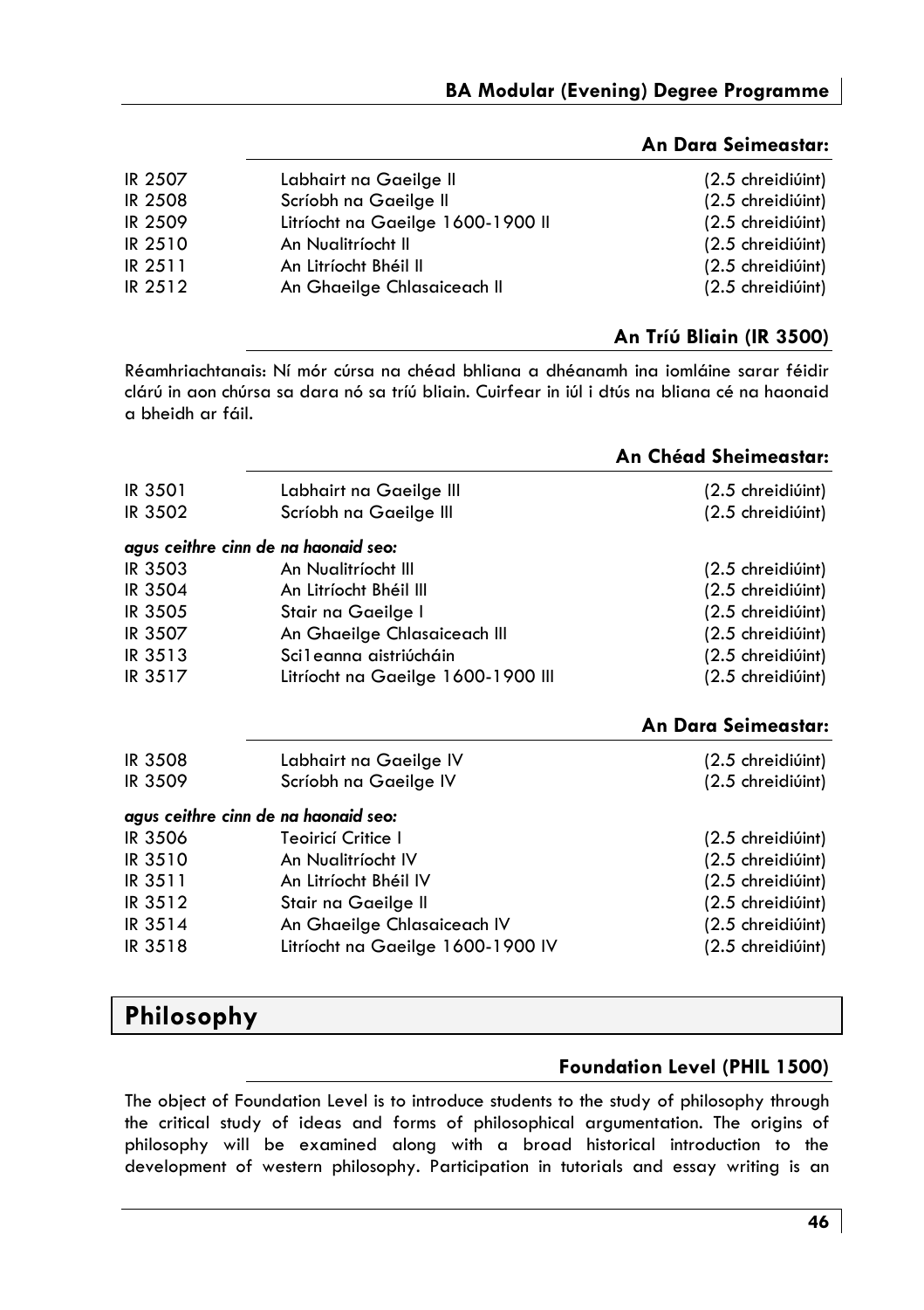### An Dara Seimeastar:

| | | |
|---|---|---|
| IR 2507 | Labhairt na Gaeilge II | (2.5 chreidiúint) |
| IR 2508 | Scríobh na Gaeilge II | (2.5 chreidiúint) |
| IR 2509 | Litríocht na Gaeilge 1600-1900 II | (2.5 chreidiúint) |
| IR 2510 | An Nualitríocht II | (2.5 chreidiúint) |
| IR 2511 | An Litríocht Bhéil II | (2.5 chreidiúint) |
| IR 2512 | An Ghaeilge Chlasaiceach II | (2.5 chreidiúint) |

### An Tríú Bliain (IR 3500)

Réamhriachtanais: Ní mór cúrsa na chéad bhliana a dhéanamh ina iomláine sarar féidir clárú in aon chúrsa sa dara nó sa tríú bliain. Cuirfear in iúl i dtús na bliana cé na haonaid a bheidh ar fáil.

### An Chéad Sheimeastar:

| | | |
|---|---|---|
| IR 3501 | Labhairt na Gaeilge III | (2.5 chreidiúint) |
| IR 3502 | Scríobh na Gaeilge III | (2.5 chreidiúint) |

*agus ceithre cinn de na haonaid seo:*

| | | |
|---|---|---|
| IR 3503 | An Nualitríocht III | (2.5 chreidiúint) |
| IR 3504 | An Litríocht Bhéil III | (2.5 chreidiúint) |
| IR 3505 | Stair na Gaeilge I | (2.5 chreidiúint) |
| IR 3507 | An Ghaeilge Chlasaiceach III | (2.5 chreidiúint) |
| IR 3513 | Sci1eanna aistriúcháin | (2.5 chreidiúint) |
| IR 3517 | Litríocht na Gaeilge 1600-1900 III | (2.5 chreidiúint) |

### An Dara Seimeastar:

| | | |
|---|---|---|
| IR 3508 | Labhairt na Gaeilge IV | (2.5 chreidiúint) |
| IR 3509 | Scríobh na Gaeilge IV | (2.5 chreidiúint) |

*agus ceithre cinn de na haonaid seo:*

| | | |
|---|---|---|
| IR 3506 | Teoiricí Critice I | (2.5 chreidiúint) |
| IR 3510 | An Nualitríocht IV | (2.5 chreidiúint) |
| IR 3511 | An Litríocht Bhéil IV | (2.5 chreidiúint) |
| IR 3512 | Stair na Gaeilge II | (2.5 chreidiúint) |
| IR 3514 | An Ghaeilge Chlasaiceach IV | (2.5 chreidiúint) |
| IR 3518 | Litríocht na Gaeilge 1600-1900 IV | (2.5 chreidiúint) |

## Philosophy

### Foundation Level (PHIL 1500)

The object of Foundation Level is to introduce students to the study of philosophy through the critical study of ideas and forms of philosophical argumentation. The origins of philosophy will be examined along with a broad historical introduction to the development of western philosophy. Participation in tutorials and essay writing is an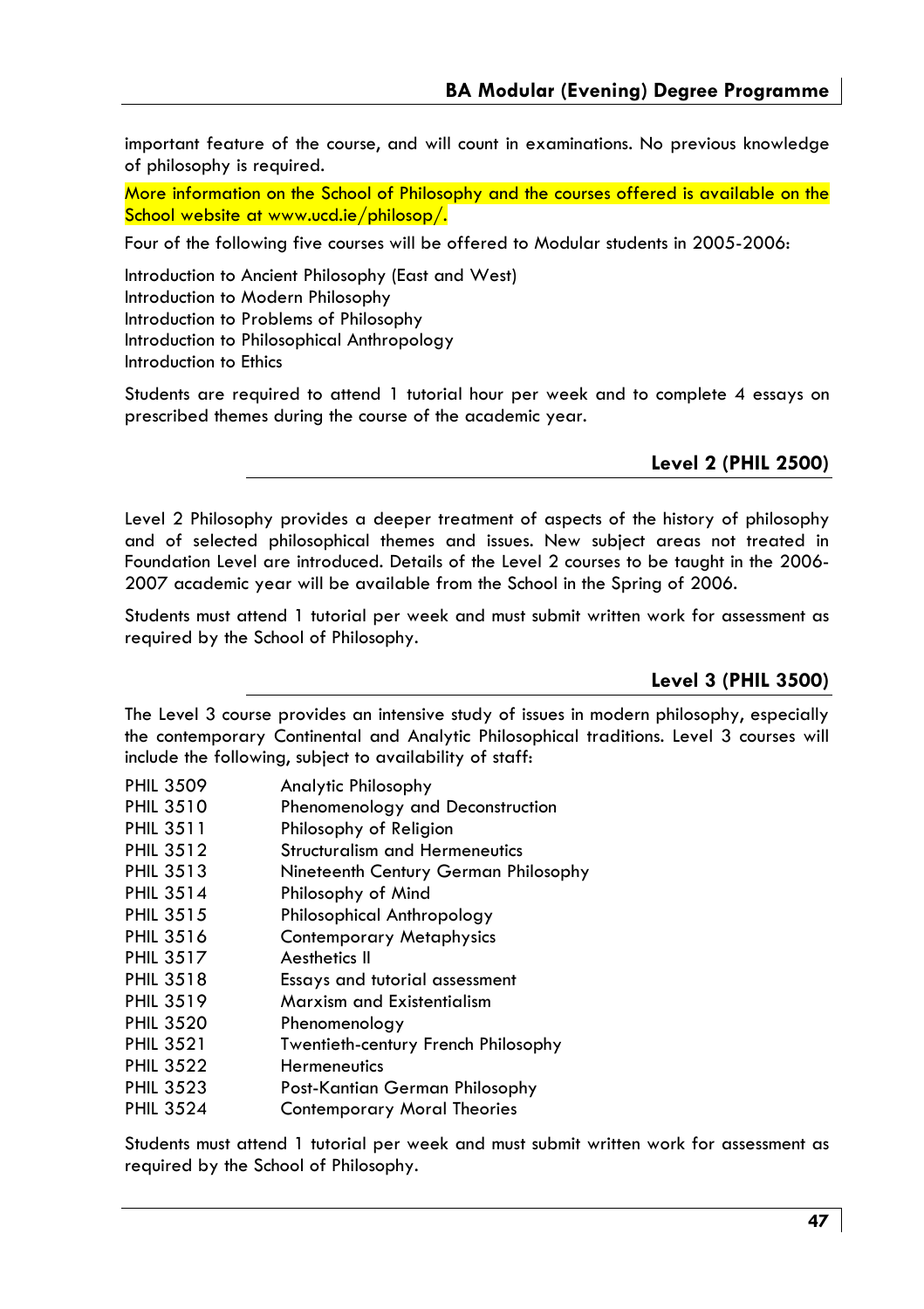important feature of the course, and will count in examinations. No previous knowledge of philosophy is required.

More information on the School of Philosophy and the courses offered is available on the School website at www.ucd.ie/philosop/.

Four of the following five courses will be offered to Modular students in 2005-2006:

Introduction to Ancient Philosophy (East and West)
Introduction to Modern Philosophy
Introduction to Problems of Philosophy
Introduction to Philosophical Anthropology
Introduction to Ethics

Students are required to attend 1 tutorial hour per week and to complete 4 essays on prescribed themes during the course of the academic year.

## Level 2 (PHIL 2500)

Level 2 Philosophy provides a deeper treatment of aspects of the history of philosophy and of selected philosophical themes and issues. New subject areas not treated in Foundation Level are introduced. Details of the Level 2 courses to be taught in the 2006-2007 academic year will be available from the School in the Spring of 2006.

Students must attend 1 tutorial per week and must submit written work for assessment as required by the School of Philosophy.

## Level 3 (PHIL 3500)

The Level 3 course provides an intensive study of issues in modern philosophy, especially the contemporary Continental and Analytic Philosophical traditions. Level 3 courses will include the following, subject to availability of staff:

| | |
|---|---|
| PHIL 3509 | Analytic Philosophy |
| PHIL 3510 | Phenomenology and Deconstruction |
| PHIL 3511 | Philosophy of Religion |
| PHIL 3512 | Structuralism and Hermeneutics |
| PHIL 3513 | Nineteenth Century German Philosophy |
| PHIL 3514 | Philosophy of Mind |
| PHIL 3515 | Philosophical Anthropology |
| PHIL 3516 | Contemporary Metaphysics |
| PHIL 3517 | Aesthetics II |
| PHIL 3518 | Essays and tutorial assessment |
| PHIL 3519 | Marxism and Existentialism |
| PHIL 3520 | Phenomenology |
| PHIL 3521 | Twentieth-century French Philosophy |
| PHIL 3522 | Hermeneutics |
| PHIL 3523 | Post-Kantian German Philosophy |
| PHIL 3524 | Contemporary Moral Theories |

Students must attend 1 tutorial per week and must submit written work for assessment as required by the School of Philosophy.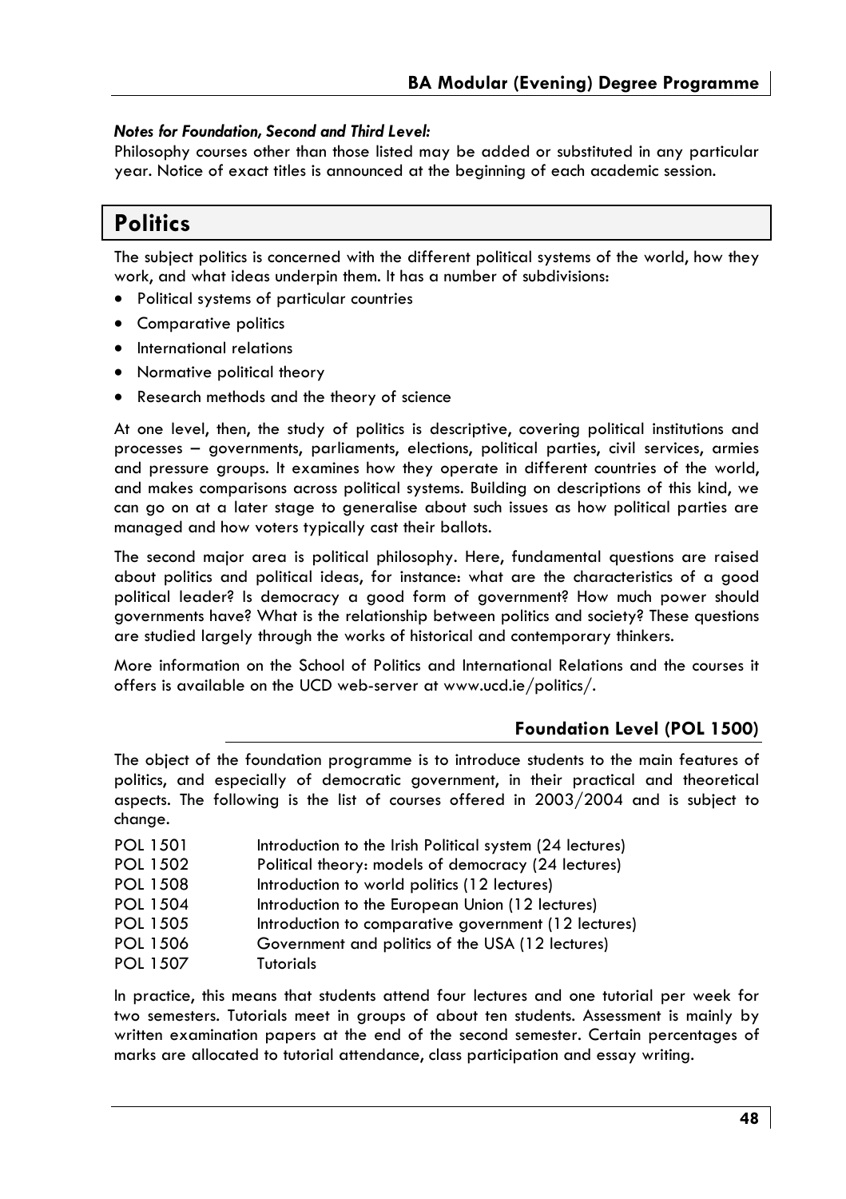***Notes for Foundation, Second and Third Level:***
Philosophy courses other than those listed may be added or substituted in any particular year. Notice of exact titles is announced at the beginning of each academic session.

# Politics

The subject politics is concerned with the different political systems of the world, how they work, and what ideas underpin them. It has a number of subdivisions:

- Political systems of particular countries
- Comparative politics
- International relations
- Normative political theory
- Research methods and the theory of science

At one level, then, the study of politics is descriptive, covering political institutions and processes – governments, parliaments, elections, political parties, civil services, armies and pressure groups. It examines how they operate in different countries of the world, and makes comparisons across political systems. Building on descriptions of this kind, we can go on at a later stage to generalise about such issues as how political parties are managed and how voters typically cast their ballots.

The second major area is political philosophy. Here, fundamental questions are raised about politics and political ideas, for instance: what are the characteristics of a good political leader? Is democracy a good form of government? How much power should governments have? What is the relationship between politics and society? These questions are studied largely through the works of historical and contemporary thinkers.

More information on the School of Politics and International Relations and the courses it offers is available on the UCD web-server at www.ucd.ie/politics/.

## Foundation Level (POL 1500)

The object of the foundation programme is to introduce students to the main features of politics, and especially of democratic government, in their practical and theoretical aspects. The following is the list of courses offered in 2003/2004 and is subject to change.

| | |
|---|---|
| POL 1501 | Introduction to the Irish Political system (24 lectures) |
| POL 1502 | Political theory: models of democracy (24 lectures) |
| POL 1508 | Introduction to world politics (12 lectures) |
| POL 1504 | Introduction to the European Union (12 lectures) |
| POL 1505 | Introduction to comparative government (12 lectures) |
| POL 1506 | Government and politics of the USA (12 lectures) |
| POL 1507 | Tutorials |

In practice, this means that students attend four lectures and one tutorial per week for two semesters. Tutorials meet in groups of about ten students. Assessment is mainly by written examination papers at the end of the second semester. Certain percentages of marks are allocated to tutorial attendance, class participation and essay writing.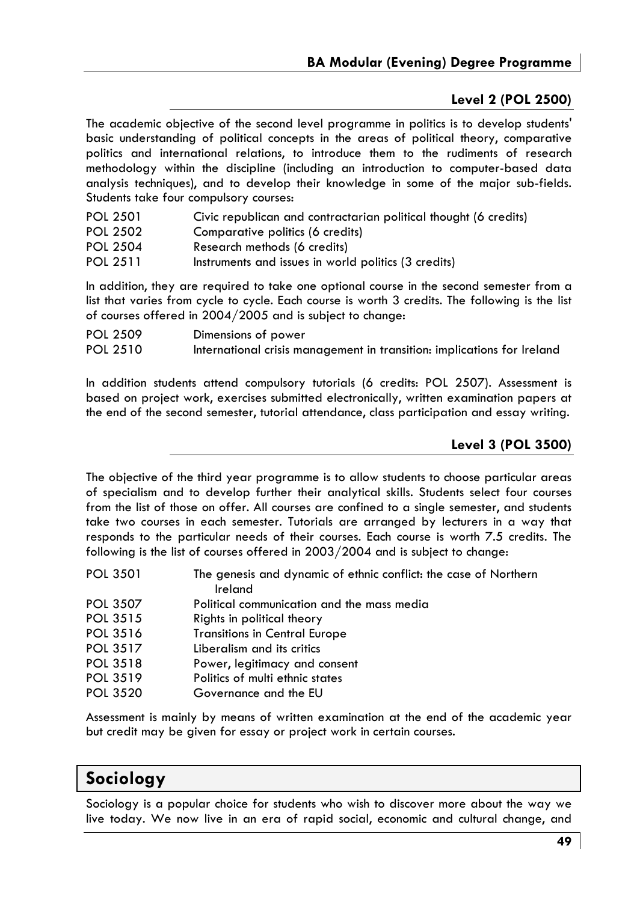### Level 2 (POL 2500)

The academic objective of the second level programme in politics is to develop students' basic understanding of political concepts in the areas of political theory, comparative politics and international relations, to introduce them to the rudiments of research methodology within the discipline (including an introduction to computer-based data analysis techniques), and to develop their knowledge in some of the major sub-fields. Students take four compulsory courses:

| | |
|---|---|
| POL 2501 | Civic republican and contractarian political thought (6 credits) |
| POL 2502 | Comparative politics (6 credits) |
| POL 2504 | Research methods (6 credits) |
| POL 2511 | Instruments and issues in world politics (3 credits) |

In addition, they are required to take one optional course in the second semester from a list that varies from cycle to cycle. Each course is worth 3 credits. The following is the list of courses offered in 2004/2005 and is subject to change:

| | |
|---|---|
| POL 2509 | Dimensions of power |
| POL 2510 | International crisis management in transition: implications for Ireland |

In addition students attend compulsory tutorials (6 credits: POL 2507). Assessment is based on project work, exercises submitted electronically, written examination papers at the end of the second semester, tutorial attendance, class participation and essay writing.

### Level 3 (POL 3500)

The objective of the third year programme is to allow students to choose particular areas of specialism and to develop further their analytical skills. Students select four courses from the list of those on offer. All courses are confined to a single semester, and students take two courses in each semester. Tutorials are arranged by lecturers in a way that responds to the particular needs of their courses. Each course is worth 7.5 credits. The following is the list of courses offered in 2003/2004 and is subject to change:

| | |
|---|---|
| POL 3501 | The genesis and dynamic of ethnic conflict: the case of Northern Ireland |
| POL 3507 | Political communication and the mass media |
| POL 3515 | Rights in political theory |
| POL 3516 | Transitions in Central Europe |
| POL 3517 | Liberalism and its critics |
| POL 3518 | Power, legitimacy and consent |
| POL 3519 | Politics of multi ethnic states |
| POL 3520 | Governance and the EU |

Assessment is mainly by means of written examination at the end of the academic year but credit may be given for essay or project work in certain courses.

## Sociology

Sociology is a popular choice for students who wish to discover more about the way we live today. We now live in an era of rapid social, economic and cultural change, and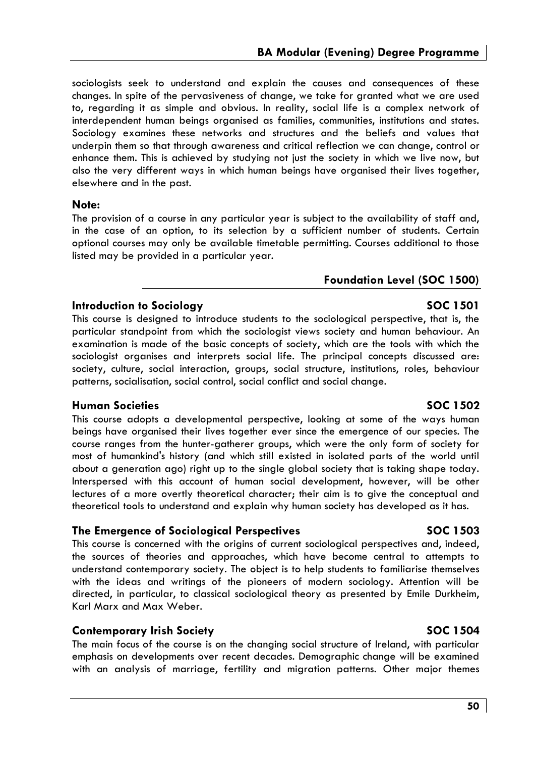sociologists seek to understand and explain the causes and consequences of these changes. In spite of the pervasiveness of change, we take for granted what we are used to, regarding it as simple and obvious. In reality, social life is a complex network of interdependent human beings organised as families, communities, institutions and states. Sociology examines these networks and structures and the beliefs and values that underpin them so that through awareness and critical reflection we can change, control or enhance them. This is achieved by studying not just the society in which we live now, but also the very different ways in which human beings have organised their lives together, elsewhere and in the past.

**Note:**

The provision of a course in any particular year is subject to the availability of staff and, in the case of an option, to its selection by a sufficient number of students. Certain optional courses may only be available timetable permitting. Courses additional to those listed may be provided in a particular year.

## Foundation Level (SOC 1500)

### Introduction to Sociology — SOC 1501

This course is designed to introduce students to the sociological perspective, that is, the particular standpoint from which the sociologist views society and human behaviour. An examination is made of the basic concepts of society, which are the tools with which the sociologist organises and interprets social life. The principal concepts discussed are: society, culture, social interaction, groups, social structure, institutions, roles, behaviour patterns, socialisation, social control, social conflict and social change.

### Human Societies — SOC 1502

This course adopts a developmental perspective, looking at some of the ways human beings have organised their lives together ever since the emergence of our species. The course ranges from the hunter-gatherer groups, which were the only form of society for most of humankind's history (and which still existed in isolated parts of the world until about a generation ago) right up to the single global society that is taking shape today. Interspersed with this account of human social development, however, will be other lectures of a more overtly theoretical character; their aim is to give the conceptual and theoretical tools to understand and explain why human society has developed as it has.

### The Emergence of Sociological Perspectives — SOC 1503

This course is concerned with the origins of current sociological perspectives and, indeed, the sources of theories and approaches, which have become central to attempts to understand contemporary society. The object is to help students to familiarise themselves with the ideas and writings of the pioneers of modern sociology. Attention will be directed, in particular, to classical sociological theory as presented by Emile Durkheim, Karl Marx and Max Weber.

### Contemporary Irish Society — SOC 1504

The main focus of the course is on the changing social structure of Ireland, with particular emphasis on developments over recent decades. Demographic change will be examined with an analysis of marriage, fertility and migration patterns. Other major themes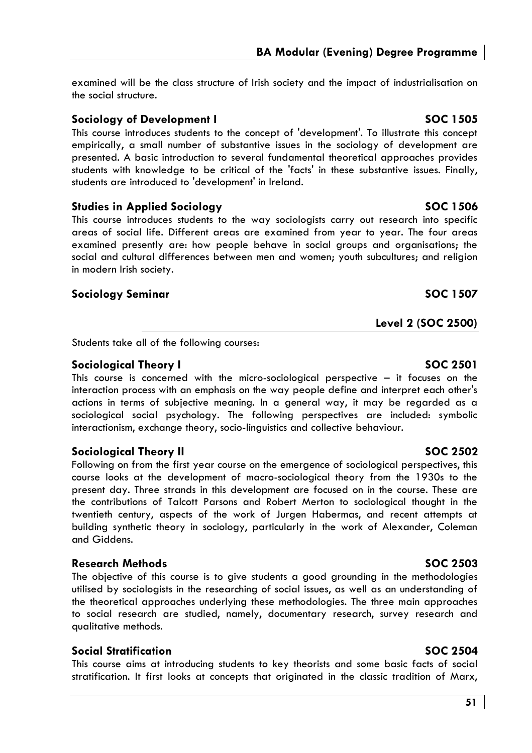examined will be the class structure of Irish society and the impact of industrialisation on the social structure.

### Sociology of Development I — SOC 1505

This course introduces students to the concept of 'development'. To illustrate this concept empirically, a small number of substantive issues in the sociology of development are presented. A basic introduction to several fundamental theoretical approaches provides students with knowledge to be critical of the 'facts' in these substantive issues. Finally, students are introduced to 'development' in Ireland.

### Studies in Applied Sociology — SOC 1506

This course introduces students to the way sociologists carry out research into specific areas of social life. Different areas are examined from year to year. The four areas examined presently are: how people behave in social groups and organisations; the social and cultural differences between men and women; youth subcultures; and religion in modern Irish society.

### Sociology Seminar — SOC 1507

## Level 2 (SOC 2500)

Students take all of the following courses:

### Sociological Theory I — SOC 2501

This course is concerned with the micro-sociological perspective – it focuses on the interaction process with an emphasis on the way people define and interpret each other's actions in terms of subjective meaning. In a general way, it may be regarded as a sociological social psychology. The following perspectives are included: symbolic interactionism, exchange theory, socio-linguistics and collective behaviour.

### Sociological Theory II — SOC 2502

Following on from the first year course on the emergence of sociological perspectives, this course looks at the development of macro-sociological theory from the 1930s to the present day. Three strands in this development are focused on in the course. These are the contributions of Talcott Parsons and Robert Merton to sociological thought in the twentieth century, aspects of the work of Jurgen Habermas, and recent attempts at building synthetic theory in sociology, particularly in the work of Alexander, Coleman and Giddens.

### Research Methods — SOC 2503

The objective of this course is to give students a good grounding in the methodologies utilised by sociologists in the researching of social issues, as well as an understanding of the theoretical approaches underlying these methodologies. The three main approaches to social research are studied, namely, documentary research, survey research and qualitative methods.

### Social Stratification — SOC 2504

This course aims at introducing students to key theorists and some basic facts of social stratification. It first looks at concepts that originated in the classic tradition of Marx,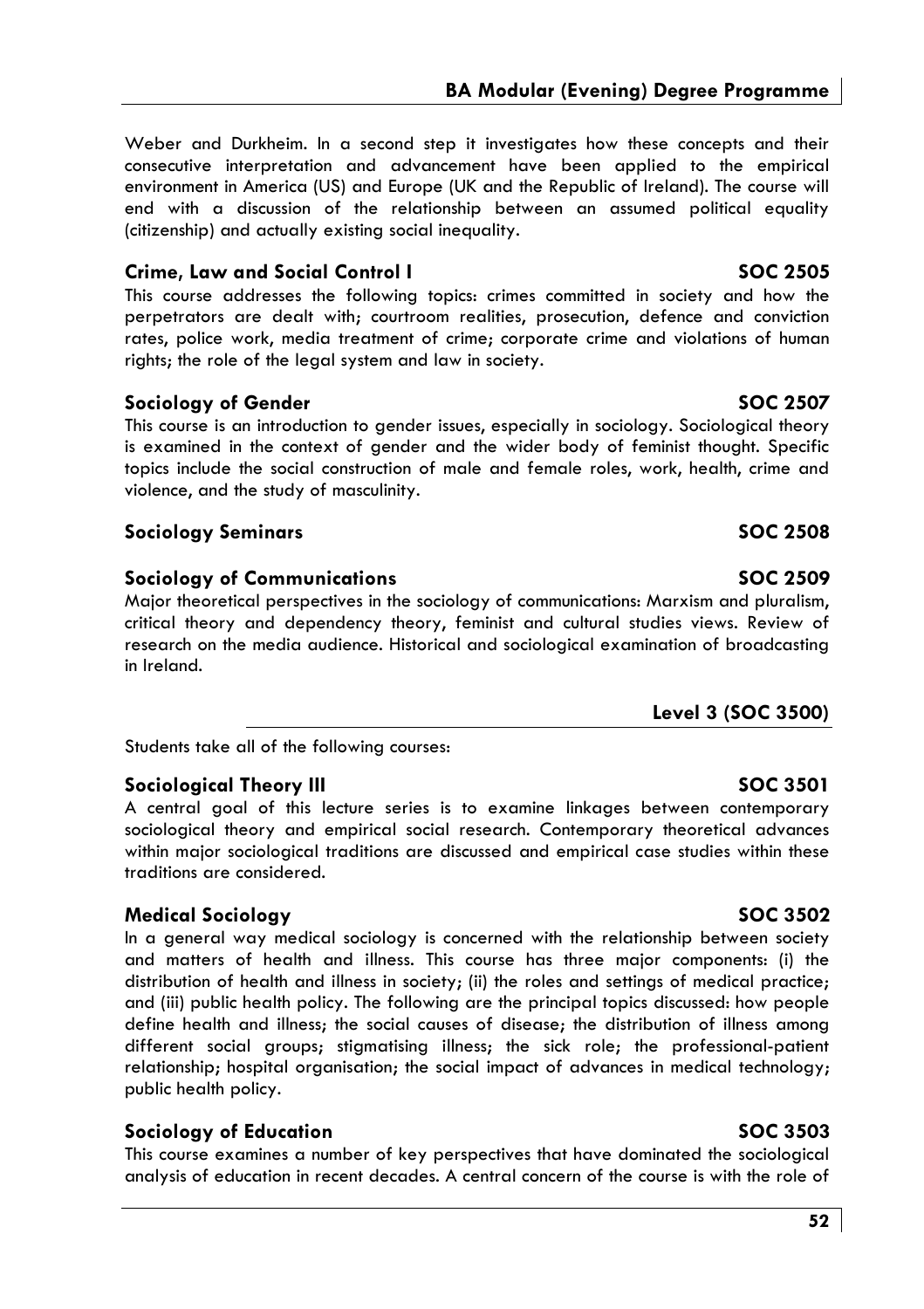Weber and Durkheim. In a second step it investigates how these concepts and their consecutive interpretation and advancement have been applied to the empirical environment in America (US) and Europe (UK and the Republic of Ireland). The course will end with a discussion of the relationship between an assumed political equality (citizenship) and actually existing social inequality.

### Crime, Law and Social Control I — SOC 2505

This course addresses the following topics: crimes committed in society and how the perpetrators are dealt with; courtroom realities, prosecution, defence and conviction rates, police work, media treatment of crime; corporate crime and violations of human rights; the role of the legal system and law in society.

### Sociology of Gender — SOC 2507

This course is an introduction to gender issues, especially in sociology. Sociological theory is examined in the context of gender and the wider body of feminist thought. Specific topics include the social construction of male and female roles, work, health, crime and violence, and the study of masculinity.

### Sociology Seminars — SOC 2508

### Sociology of Communications — SOC 2509

Major theoretical perspectives in the sociology of communications: Marxism and pluralism, critical theory and dependency theory, feminist and cultural studies views. Review of research on the media audience. Historical and sociological examination of broadcasting in Ireland.

## Level 3 (SOC 3500)

Students take all of the following courses:

### Sociological Theory III — SOC 3501

A central goal of this lecture series is to examine linkages between contemporary sociological theory and empirical social research. Contemporary theoretical advances within major sociological traditions are discussed and empirical case studies within these traditions are considered.

### Medical Sociology — SOC 3502

In a general way medical sociology is concerned with the relationship between society and matters of health and illness. This course has three major components: (i) the distribution of health and illness in society; (ii) the roles and settings of medical practice; and (iii) public health policy. The following are the principal topics discussed: how people define health and illness; the social causes of disease; the distribution of illness among different social groups; stigmatising illness; the sick role; the professional-patient relationship; hospital organisation; the social impact of advances in medical technology; public health policy.

### Sociology of Education — SOC 3503

This course examines a number of key perspectives that have dominated the sociological analysis of education in recent decades. A central concern of the course is with the role of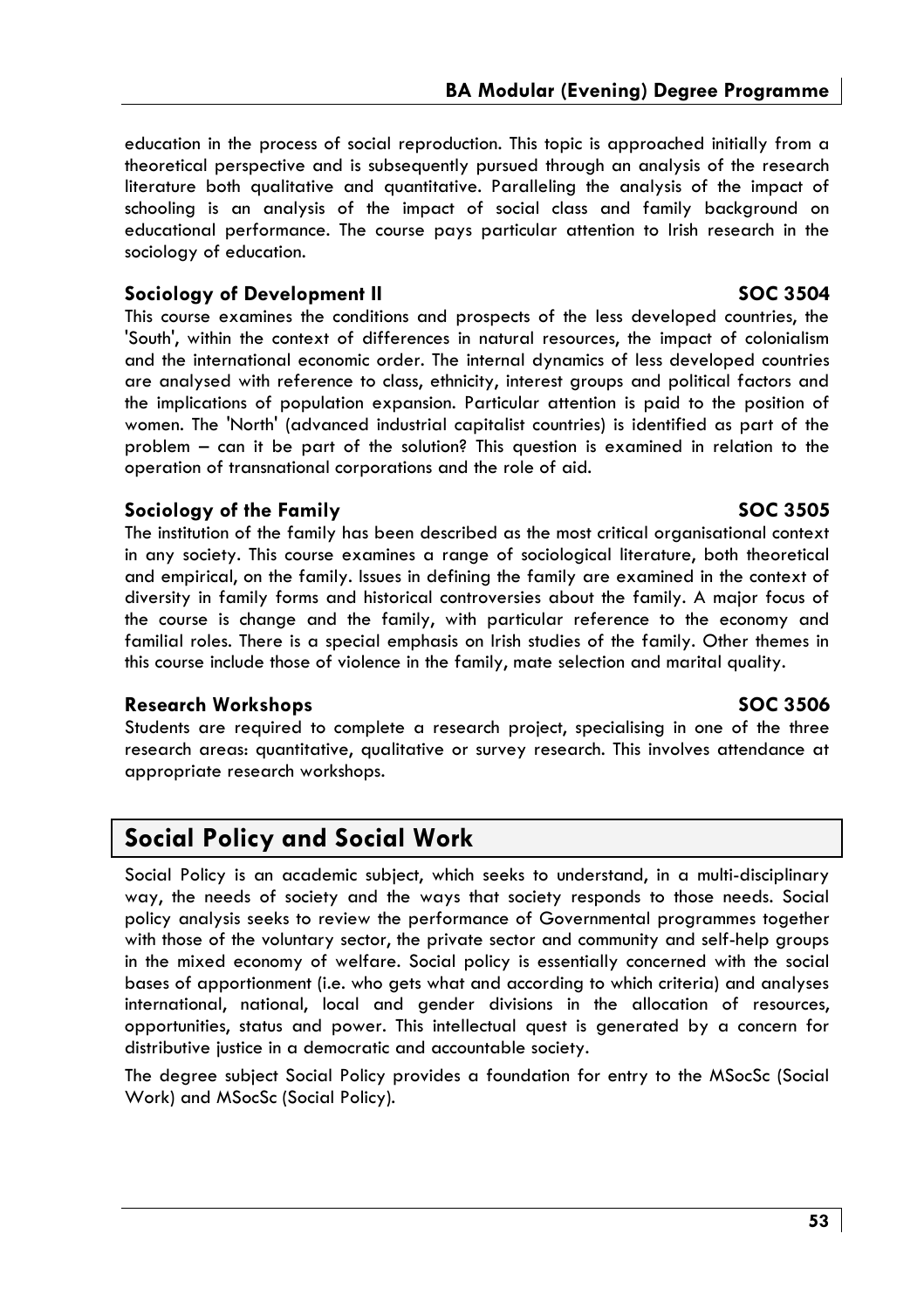education in the process of social reproduction. This topic is approached initially from a theoretical perspective and is subsequently pursued through an analysis of the research literature both qualitative and quantitative. Paralleling the analysis of the impact of schooling is an analysis of the impact of social class and family background on educational performance. The course pays particular attention to Irish research in the sociology of education.

### Sociology of Development II — SOC 3504

This course examines the conditions and prospects of the less developed countries, the 'South', within the context of differences in natural resources, the impact of colonialism and the international economic order. The internal dynamics of less developed countries are analysed with reference to class, ethnicity, interest groups and political factors and the implications of population expansion. Particular attention is paid to the position of women. The 'North' (advanced industrial capitalist countries) is identified as part of the problem – can it be part of the solution? This question is examined in relation to the operation of transnational corporations and the role of aid.

### Sociology of the Family — SOC 3505

The institution of the family has been described as the most critical organisational context in any society. This course examines a range of sociological literature, both theoretical and empirical, on the family. Issues in defining the family are examined in the context of diversity in family forms and historical controversies about the family. A major focus of the course is change and the family, with particular reference to the economy and familial roles. There is a special emphasis on Irish studies of the family. Other themes in this course include those of violence in the family, mate selection and marital quality.

### Research Workshops — SOC 3506

Students are required to complete a research project, specialising in one of the three research areas: quantitative, qualitative or survey research. This involves attendance at appropriate research workshops.

## Social Policy and Social Work

Social Policy is an academic subject, which seeks to understand, in a multi-disciplinary way, the needs of society and the ways that society responds to those needs. Social policy analysis seeks to review the performance of Governmental programmes together with those of the voluntary sector, the private sector and community and self-help groups in the mixed economy of welfare. Social policy is essentially concerned with the social bases of apportionment (i.e. who gets what and according to which criteria) and analyses international, national, local and gender divisions in the allocation of resources, opportunities, status and power. This intellectual quest is generated by a concern for distributive justice in a democratic and accountable society.

The degree subject Social Policy provides a foundation for entry to the MSocSc (Social Work) and MSocSc (Social Policy).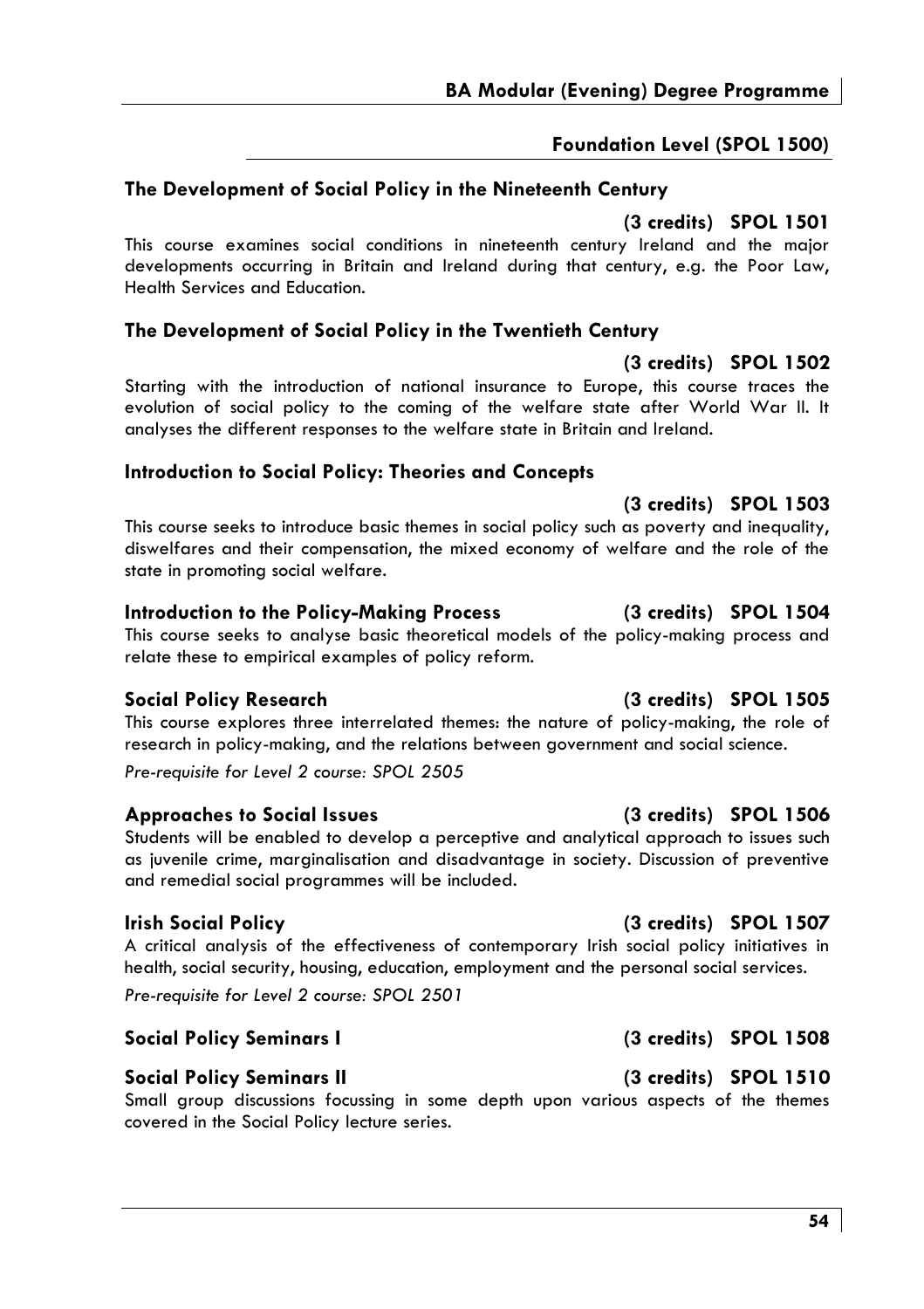## Foundation Level (SPOL 1500)

### The Development of Social Policy in the Nineteenth Century

**(3 credits) SPOL 1501**

This course examines social conditions in nineteenth century Ireland and the major developments occurring in Britain and Ireland during that century, e.g. the Poor Law, Health Services and Education.

### The Development of Social Policy in the Twentieth Century

**(3 credits) SPOL 1502**

Starting with the introduction of national insurance to Europe, this course traces the evolution of social policy to the coming of the welfare state after World War II. It analyses the different responses to the welfare state in Britain and Ireland.

### Introduction to Social Policy: Theories and Concepts

**(3 credits) SPOL 1503**

This course seeks to introduce basic themes in social policy such as poverty and inequality, diswelfares and their compensation, the mixed economy of welfare and the role of the state in promoting social welfare.

### Introduction to the Policy-Making Process (3 credits) SPOL 1504

This course seeks to analyse basic theoretical models of the policy-making process and relate these to empirical examples of policy reform.

### Social Policy Research (3 credits) SPOL 1505

This course explores three interrelated themes: the nature of policy-making, the role of research in policy-making, and the relations between government and social science.

*Pre-requisite for Level 2 course: SPOL 2505*

### Approaches to Social Issues (3 credits) SPOL 1506

Students will be enabled to develop a perceptive and analytical approach to issues such as juvenile crime, marginalisation and disadvantage in society. Discussion of preventive and remedial social programmes will be included.

### Irish Social Policy (3 credits) SPOL 1507

A critical analysis of the effectiveness of contemporary Irish social policy initiatives in health, social security, housing, education, employment and the personal social services.

*Pre-requisite for Level 2 course: SPOL 2501*

### Social Policy Seminars I (3 credits) SPOL 1508

### Social Policy Seminars II (3 credits) SPOL 1510

Small group discussions focussing in some depth upon various aspects of the themes covered in the Social Policy lecture series.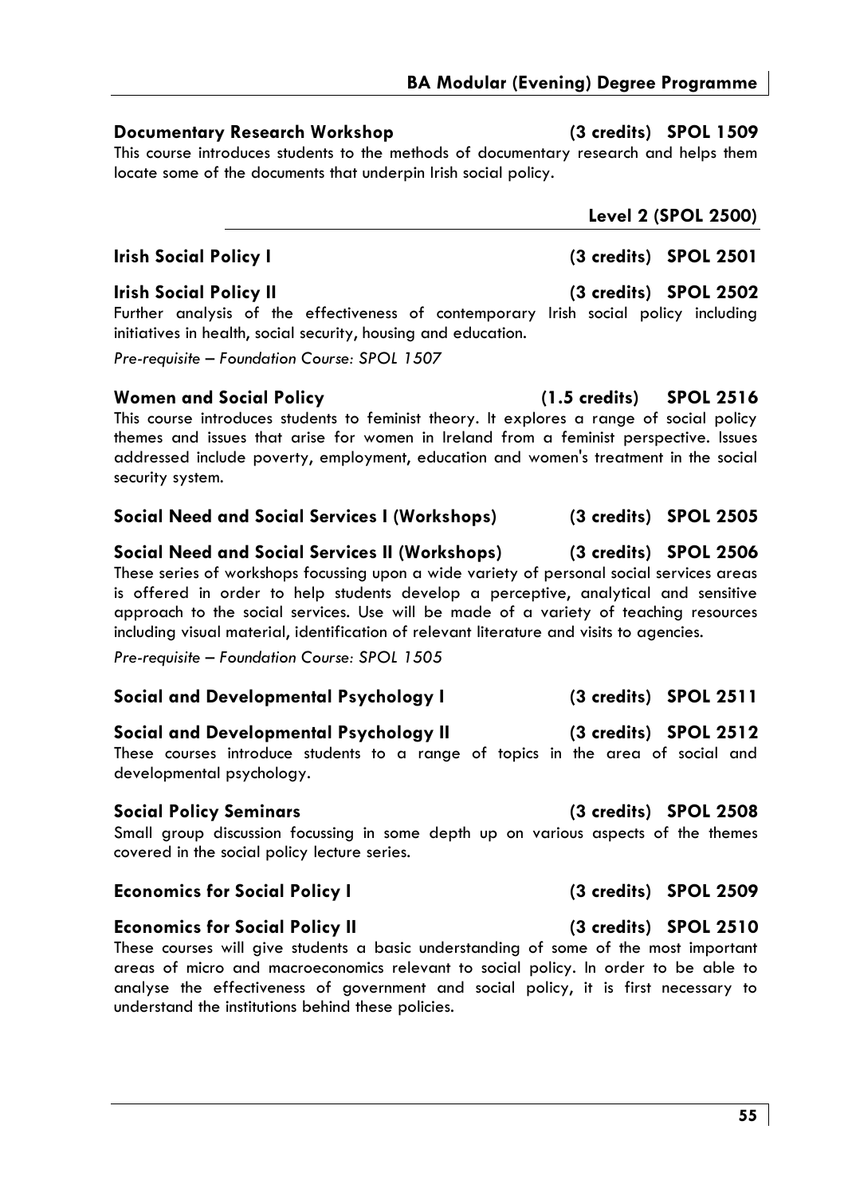**Documentary Research Workshop (3 credits) SPOL 1509**

This course introduces students to the methods of documentary research and helps them locate some of the documents that underpin Irish social policy.

## Level 2 (SPOL 2500)

**Irish Social Policy I (3 credits) SPOL 2501**

**Irish Social Policy II (3 credits) SPOL 2502**

Further analysis of the effectiveness of contemporary Irish social policy including initiatives in health, social security, housing and education.

*Pre-requisite – Foundation Course: SPOL 1507*

**Women and Social Policy (1.5 credits) SPOL 2516**

This course introduces students to feminist theory. It explores a range of social policy themes and issues that arise for women in Ireland from a feminist perspective. Issues addressed include poverty, employment, education and women's treatment in the social security system.

**Social Need and Social Services I (Workshops) (3 credits) SPOL 2505**

**Social Need and Social Services II (Workshops) (3 credits) SPOL 2506**

These series of workshops focussing upon a wide variety of personal social services areas is offered in order to help students develop a perceptive, analytical and sensitive approach to the social services. Use will be made of a variety of teaching resources including visual material, identification of relevant literature and visits to agencies.

*Pre-requisite – Foundation Course: SPOL 1505*

**Social and Developmental Psychology I (3 credits) SPOL 2511**

**Social and Developmental Psychology II (3 credits) SPOL 2512**

These courses introduce students to a range of topics in the area of social and developmental psychology.

**Social Policy Seminars (3 credits) SPOL 2508**

Small group discussion focussing in some depth up on various aspects of the themes covered in the social policy lecture series.

**Economics for Social Policy I (3 credits) SPOL 2509**

**Economics for Social Policy II (3 credits) SPOL 2510**

These courses will give students a basic understanding of some of the most important areas of micro and macroeconomics relevant to social policy. In order to be able to analyse the effectiveness of government and social policy, it is first necessary to understand the institutions behind these policies.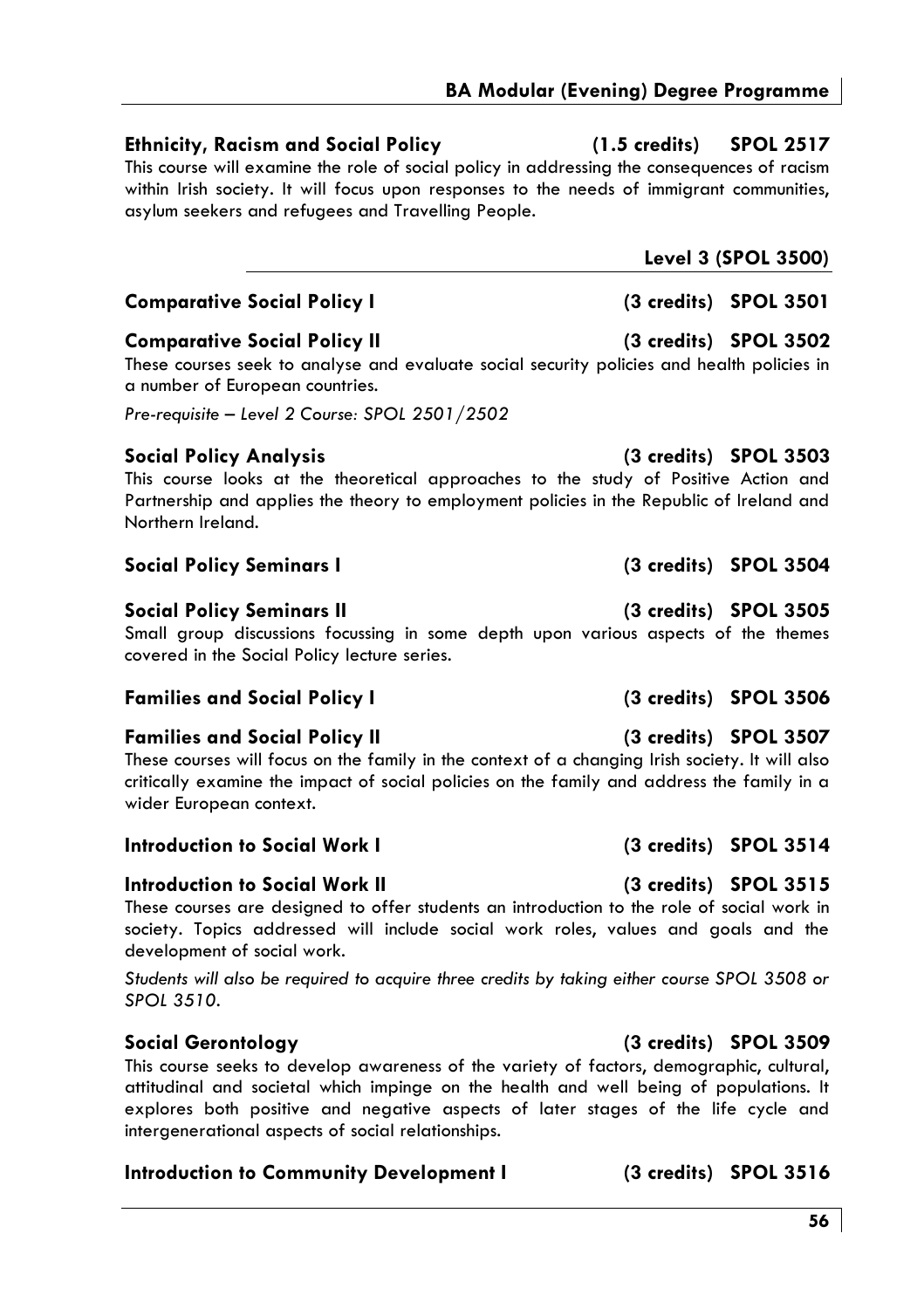**Ethnicity, Racism and Social Policy (1.5 credits) SPOL 2517**

This course will examine the role of social policy in addressing the consequences of racism within Irish society. It will focus upon responses to the needs of immigrant communities, asylum seekers and refugees and Travelling People.

## Level 3 (SPOL 3500)

**Comparative Social Policy I (3 credits) SPOL 3501**

**Comparative Social Policy II (3 credits) SPOL 3502**

These courses seek to analyse and evaluate social security policies and health policies in a number of European countries.

*Pre-requisite – Level 2 Course: SPOL 2501/2502*

**Social Policy Analysis (3 credits) SPOL 3503**

This course looks at the theoretical approaches to the study of Positive Action and Partnership and applies the theory to employment policies in the Republic of Ireland and Northern Ireland.

**Social Policy Seminars I (3 credits) SPOL 3504**

**Social Policy Seminars II (3 credits) SPOL 3505**

Small group discussions focussing in some depth upon various aspects of the themes covered in the Social Policy lecture series.

**Families and Social Policy I (3 credits) SPOL 3506**

**Families and Social Policy II (3 credits) SPOL 3507**

These courses will focus on the family in the context of a changing Irish society. It will also critically examine the impact of social policies on the family and address the family in a wider European context.

**Introduction to Social Work I (3 credits) SPOL 3514**

**Introduction to Social Work II (3 credits) SPOL 3515**

These courses are designed to offer students an introduction to the role of social work in society. Topics addressed will include social work roles, values and goals and the development of social work.

*Students will also be required to acquire three credits by taking either course SPOL 3508 or SPOL 3510.*

**Social Gerontology (3 credits) SPOL 3509**

This course seeks to develop awareness of the variety of factors, demographic, cultural, attitudinal and societal which impinge on the health and well being of populations. It explores both positive and negative aspects of later stages of the life cycle and intergenerational aspects of social relationships.

**Introduction to Community Development I (3 credits) SPOL 3516**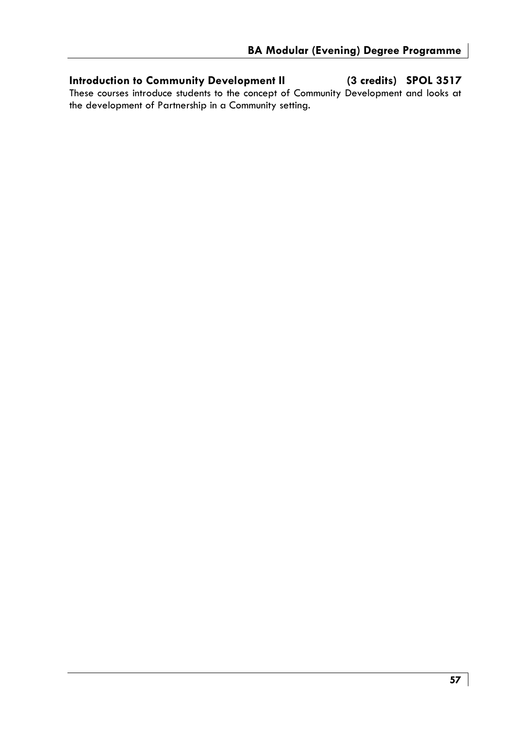**Introduction to Community Development II (3 credits) SPOL 3517**

These courses introduce students to the concept of Community Development and looks at the development of Partnership in a Community setting.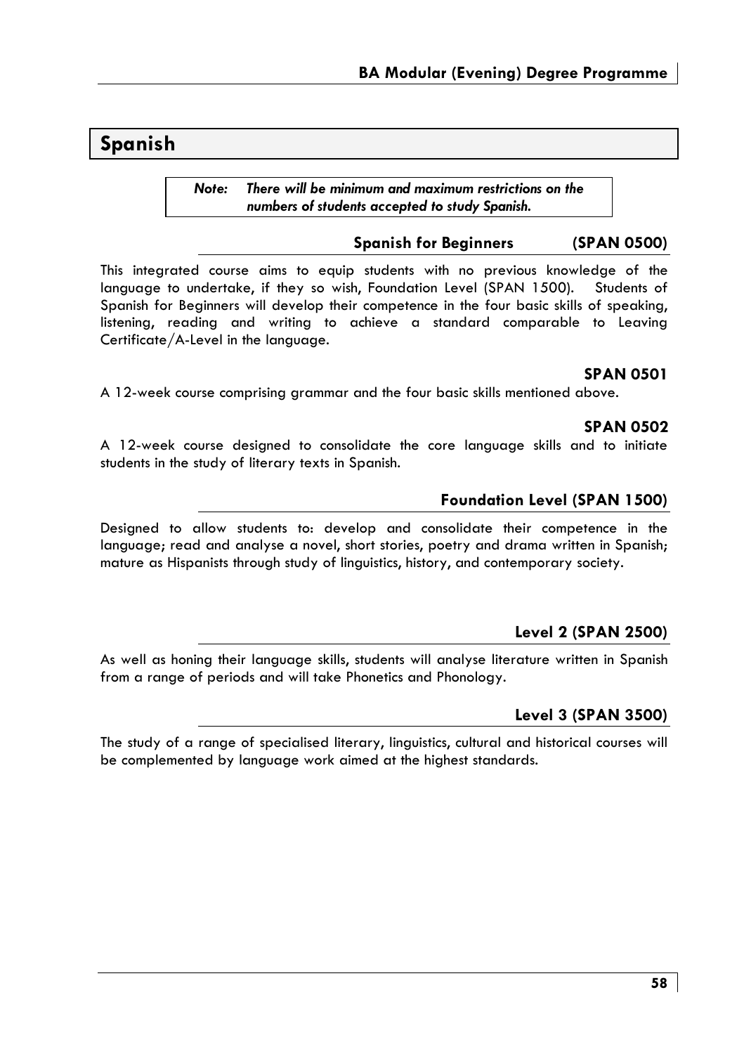# Spanish

> ***Note:** There will be minimum and maximum restrictions on the numbers of students accepted to study Spanish.*

### Spanish for Beginners (SPAN 0500)

This integrated course aims to equip students with no previous knowledge of the language to undertake, if they so wish, Foundation Level (SPAN 1500). Students of Spanish for Beginners will develop their competence in the four basic skills of speaking, listening, reading and writing to achieve a standard comparable to Leaving Certificate/A-Level in the language.

#### SPAN 0501

A 12-week course comprising grammar and the four basic skills mentioned above.

#### SPAN 0502

A 12-week course designed to consolidate the core language skills and to initiate students in the study of literary texts in Spanish.

### Foundation Level (SPAN 1500)

Designed to allow students to: develop and consolidate their competence in the language; read and analyse a novel, short stories, poetry and drama written in Spanish; mature as Hispanists through study of linguistics, history, and contemporary society.

### Level 2 (SPAN 2500)

As well as honing their language skills, students will analyse literature written in Spanish from a range of periods and will take Phonetics and Phonology.

### Level 3 (SPAN 3500)

The study of a range of specialised literary, linguistics, cultural and historical courses will be complemented by language work aimed at the highest standards.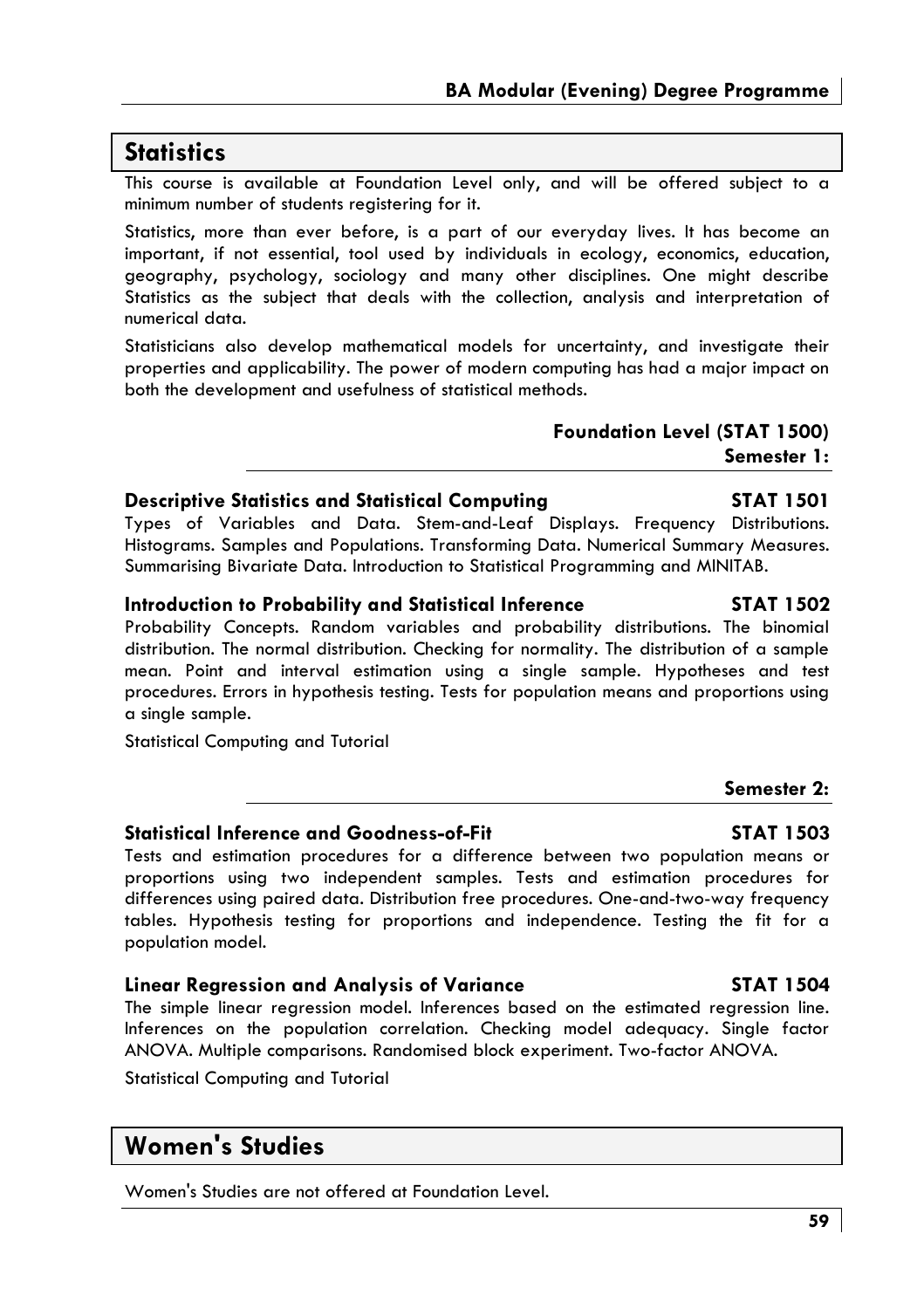## Statistics

This course is available at Foundation Level only, and will be offered subject to a minimum number of students registering for it.

Statistics, more than ever before, is a part of our everyday lives. It has become an important, if not essential, tool used by individuals in ecology, economics, education, geography, psychology, sociology and many other disciplines. One might describe Statistics as the subject that deals with the collection, analysis and interpretation of numerical data.

Statisticians also develop mathematical models for uncertainty, and investigate their properties and applicability. The power of modern computing has had a major impact on both the development and usefulness of statistical methods.

### Foundation Level (STAT 1500)

**Semester 1:**

#### Descriptive Statistics and Statistical Computing — STAT 1501

Types of Variables and Data. Stem-and-Leaf Displays. Frequency Distributions. Histograms. Samples and Populations. Transforming Data. Numerical Summary Measures. Summarising Bivariate Data. Introduction to Statistical Programming and MINITAB.

#### Introduction to Probability and Statistical Inference — STAT 1502

Probability Concepts. Random variables and probability distributions. The binomial distribution. The normal distribution. Checking for normality. The distribution of a sample mean. Point and interval estimation using a single sample. Hypotheses and test procedures. Errors in hypothesis testing. Tests for population means and proportions using a single sample.

Statistical Computing and Tutorial

**Semester 2:**

#### Statistical Inference and Goodness-of-Fit — STAT 1503

Tests and estimation procedures for a difference between two population means or proportions using two independent samples. Tests and estimation procedures for differences using paired data. Distribution free procedures. One-and-two-way frequency tables. Hypothesis testing for proportions and independence. Testing the fit for a population model.

#### Linear Regression and Analysis of Variance — STAT 1504

The simple linear regression model. Inferences based on the estimated regression line. Inferences on the population correlation. Checking model adequacy. Single factor ANOVA. Multiple comparisons. Randomised block experiment. Two-factor ANOVA.

Statistical Computing and Tutorial

## Women's Studies

Women's Studies are not offered at Foundation Level.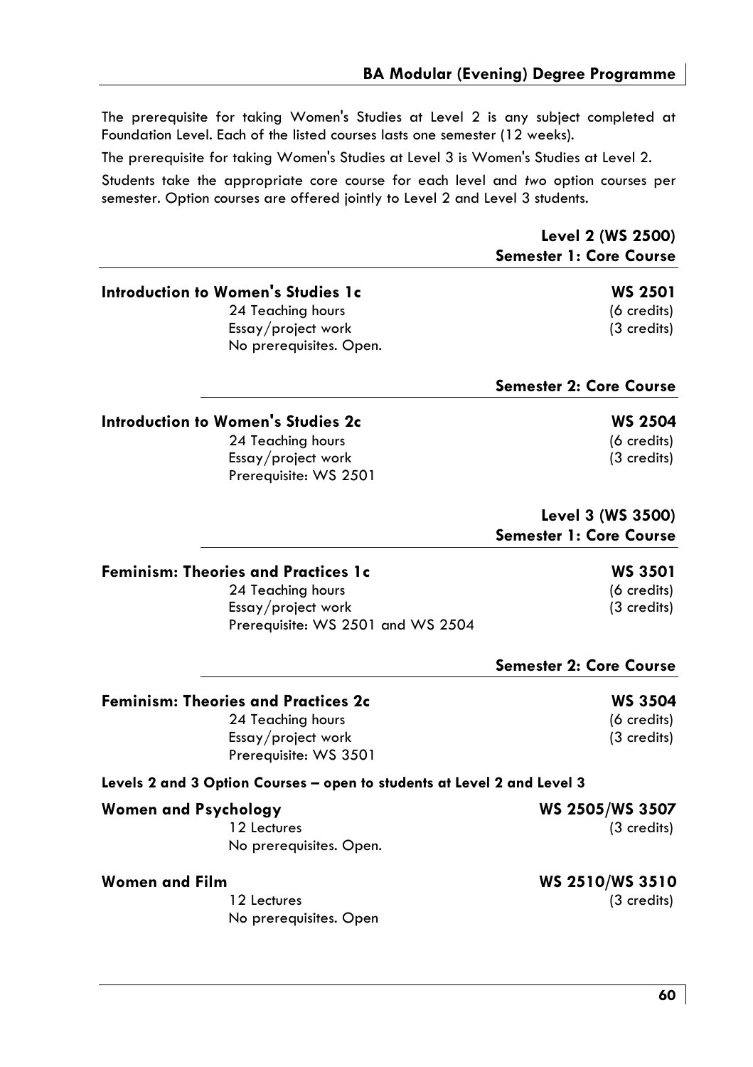The prerequisite for taking Women's Studies at Level 2 is any subject completed at Foundation Level. Each of the listed courses lasts one semester (12 weeks).

The prerequisite for taking Women's Studies at Level 3 is Women's Studies at Level 2.

Students take the appropriate core course for each level and *two* option courses per semester. Option courses are offered jointly to Level 2 and Level 3 students.

## Level 2 (WS 2500)

### Semester 1: Core Course

**Introduction to Women's Studies 1c** — **WS 2501**

24 Teaching hours (6 credits)
Essay/project work (3 credits)
No prerequisites. Open.

### Semester 2: Core Course

**Introduction to Women's Studies 2c** — **WS 2504**

24 Teaching hours (6 credits)
Essay/project work (3 credits)
Prerequisite: WS 2501

## Level 3 (WS 3500)

### Semester 1: Core Course

**Feminism: Theories and Practices 1c** — **WS 3501**

24 Teaching hours (6 credits)
Essay/project work (3 credits)
Prerequisite: WS 2501 and WS 2504

### Semester 2: Core Course

**Feminism: Theories and Practices 2c** — **WS 3504**

24 Teaching hours (6 credits)
Essay/project work (3 credits)
Prerequisite: WS 3501

### Levels 2 and 3 Option Courses – open to students at Level 2 and Level 3

**Women and Psychology** — **WS 2505/WS 3507**

12 Lectures (3 credits)
No prerequisites. Open.

**Women and Film** — **WS 2510/WS 3510**

12 Lectures (3 credits)
No prerequisites. Open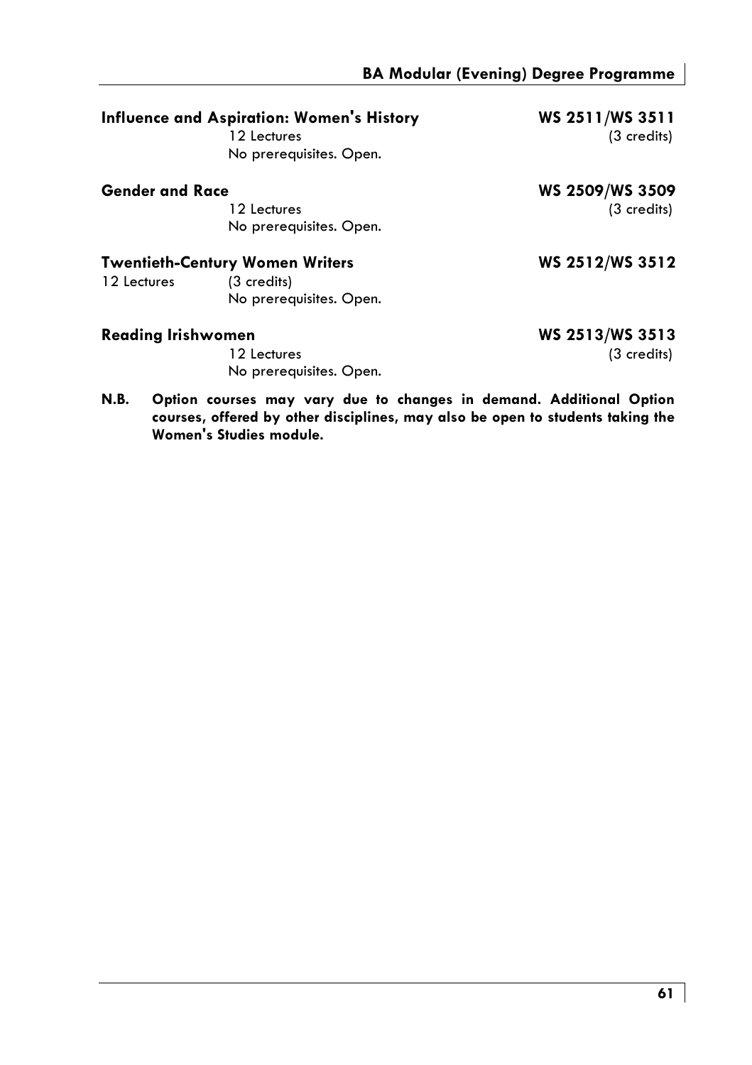**Influence and Aspiration: Women's History** **WS 2511/WS 3511**

12 Lectures (3 credits)

No prerequisites. Open.

**Gender and Race** **WS 2509/WS 3509**

12 Lectures (3 credits)

No prerequisites. Open.

**Twentieth-Century Women Writers** **WS 2512/WS 3512**

12 Lectures (3 credits)

No prerequisites. Open.

**Reading Irishwomen** **WS 2513/WS 3513**

12 Lectures (3 credits)

No prerequisites. Open.

**N.B. Option courses may vary due to changes in demand. Additional Option courses, offered by other disciplines, may also be open to students taking the Women's Studies module.**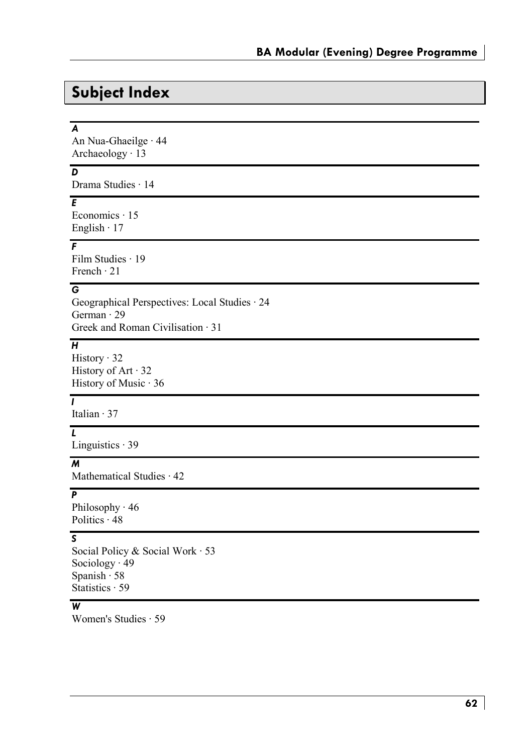# Subject Index

### A

An Nua-Ghaeilge · 44
Archaeology · 13

### D

Drama Studies · 14

### E

Economics · 15
English · 17

### F

Film Studies · 19
French · 21

### G

Geographical Perspectives: Local Studies · 24
German · 29
Greek and Roman Civilisation · 31

### H

History · 32
History of Art · 32
History of Music · 36

### I

Italian · 37

### L

Linguistics · 39

### M

Mathematical Studies · 42

### P

Philosophy · 46
Politics · 48

### S

Social Policy & Social Work · 53
Sociology · 49
Spanish · 58
Statistics · 59

### W

Women's Studies · 59